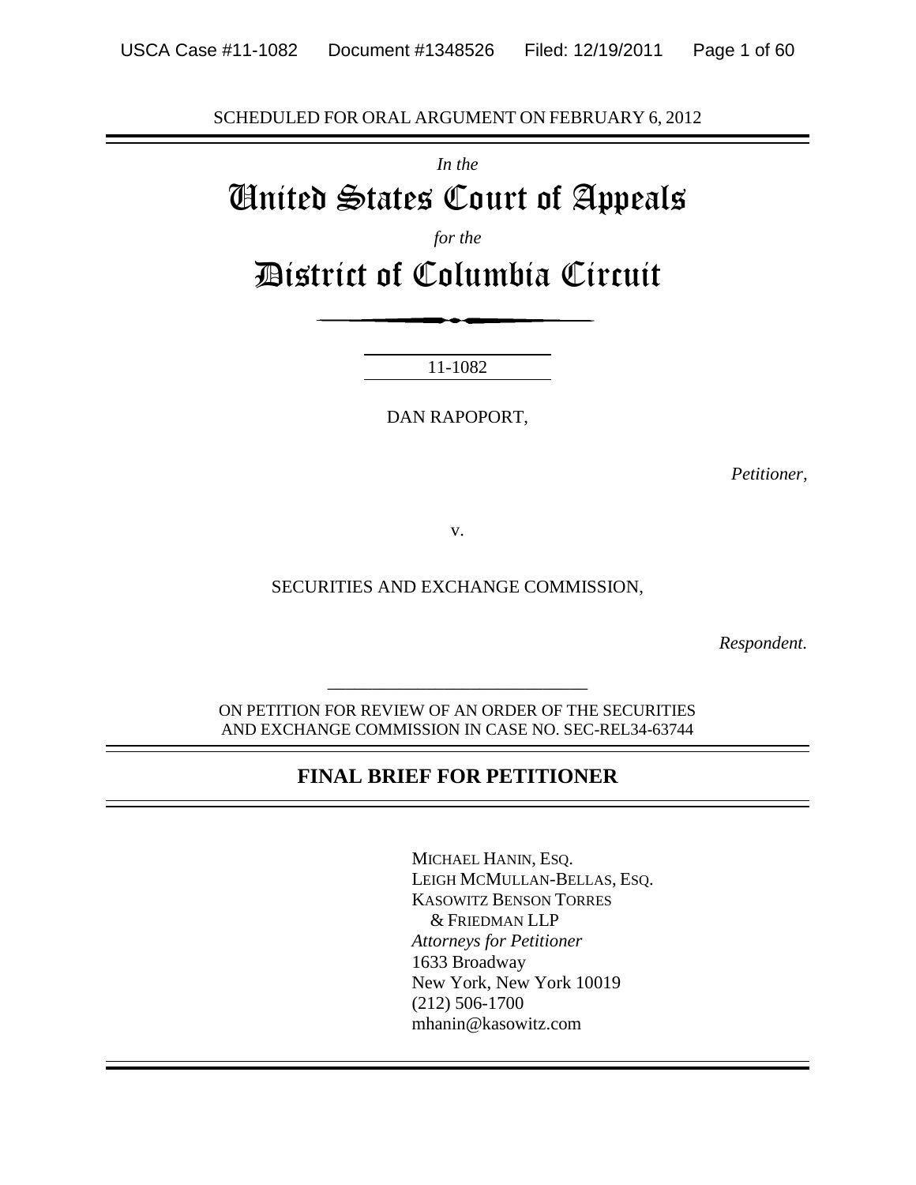SCHEDULED FOR ORAL ARGUMENT ON FEBRUARY 6, 2012

*In the*

# United States Court of Appeals

*for the*

# District of Columbia Circuit

11-1082

DAN RAPOPORT,

*Petitioner,*

v.

SECURITIES AND EXCHANGE COMMISSION,

*Respondent.*

ON PETITION FOR REVIEW OF AN ORDER OF THE SECURITIES AND EXCHANGE COMMISSION IN CASE NO. SEC-REL34-63744

## FINAL BRIEF FOR PETITIONER

MICHAEL HANIN, ESQ.
LEIGH MCMULLAN-BELLAS, ESQ.
KASOWITZ BENSON TORRES & FRIEDMAN LLP
*Attorneys for Petitioner*
1633 Broadway
New York, New York 10019
(212) 506-1700
mhanin@kasowitz.com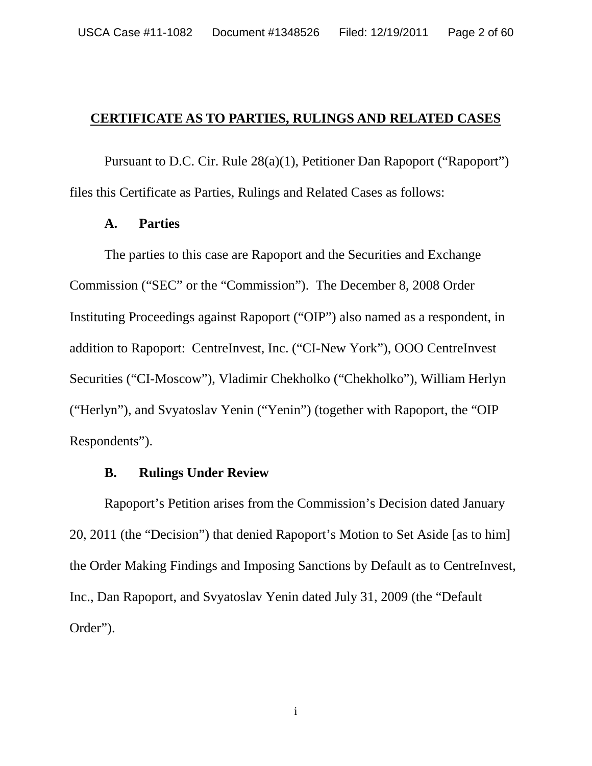## CERTIFICATE AS TO PARTIES, RULINGS AND RELATED CASES

Pursuant to D.C. Cir. Rule 28(a)(1), Petitioner Dan Rapoport ("Rapoport") files this Certificate as Parties, Rulings and Related Cases as follows:

### A. Parties

The parties to this case are Rapoport and the Securities and Exchange Commission ("SEC" or the "Commission"). The December 8, 2008 Order Instituting Proceedings against Rapoport ("OIP") also named as a respondent, in addition to Rapoport: CentreInvest, Inc. ("CI-New York"), OOO CentreInvest Securities ("CI-Moscow"), Vladimir Chekholko ("Chekholko"), William Herlyn ("Herlyn"), and Svyatoslav Yenin ("Yenin") (together with Rapoport, the "OIP Respondents").

### B. Rulings Under Review

Rapoport's Petition arises from the Commission's Decision dated January 20, 2011 (the "Decision") that denied Rapoport's Motion to Set Aside [as to him] the Order Making Findings and Imposing Sanctions by Default as to CentreInvest, Inc., Dan Rapoport, and Svyatoslav Yenin dated July 31, 2009 (the "Default Order").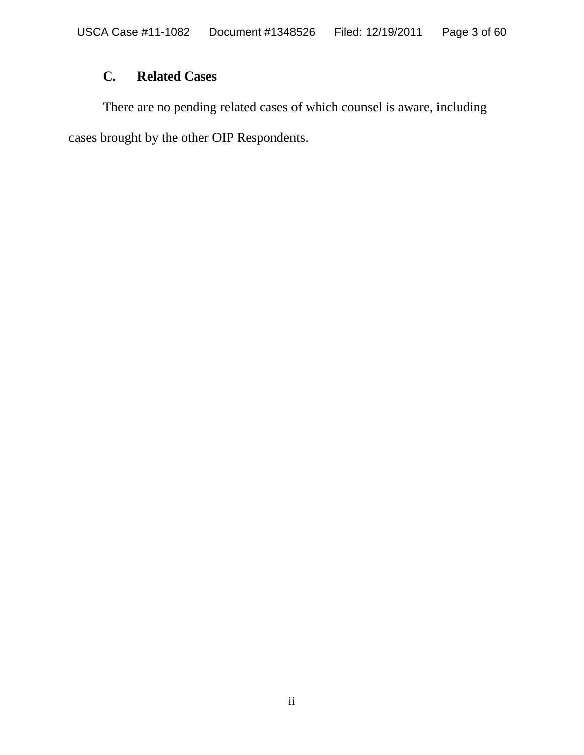### C. Related Cases

There are no pending related cases of which counsel is aware, including cases brought by the other OIP Respondents.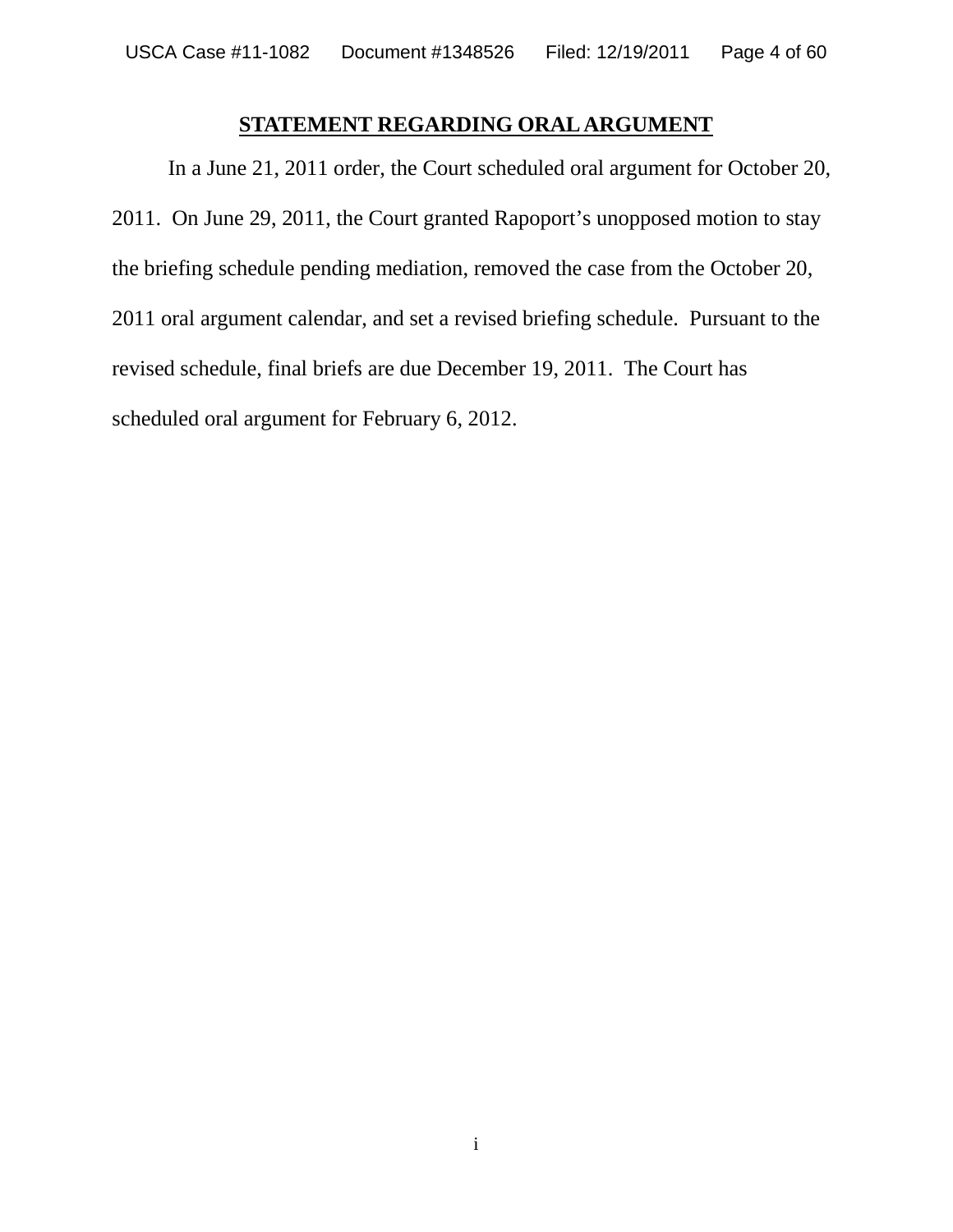## STATEMENT REGARDING ORAL ARGUMENT

In a June 21, 2011 order, the Court scheduled oral argument for October 20, 2011. On June 29, 2011, the Court granted Rapoport's unopposed motion to stay the briefing schedule pending mediation, removed the case from the October 20, 2011 oral argument calendar, and set a revised briefing schedule. Pursuant to the revised schedule, final briefs are due December 19, 2011. The Court has scheduled oral argument for February 6, 2012.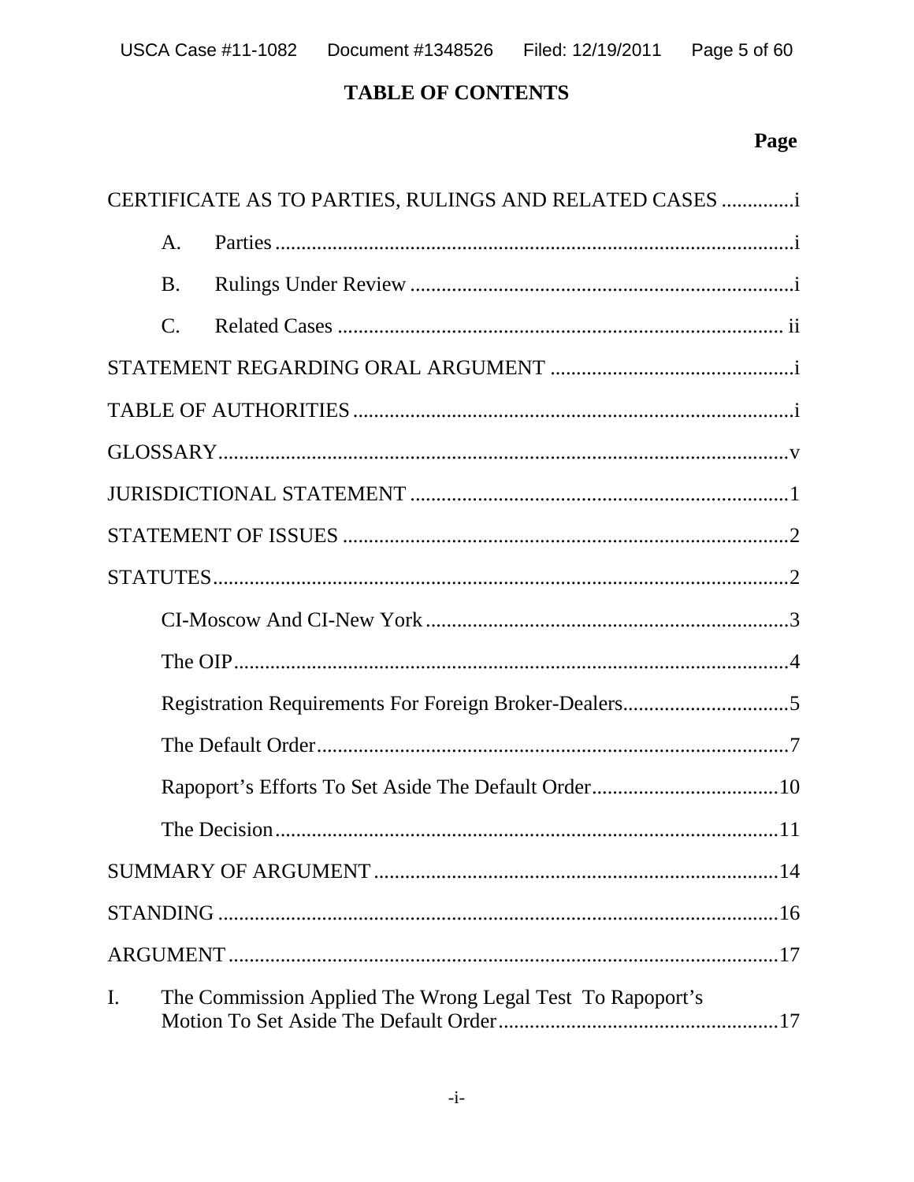# TABLE OF CONTENTS

| | Page |
|---|---|
| CERTIFICATE AS TO PARTIES, RULINGS AND RELATED CASES | i |
| A. Parties | i |
| B. Rulings Under Review | i |
| C. Related Cases | ii |
| STATEMENT REGARDING ORAL ARGUMENT | i |
| TABLE OF AUTHORITIES | i |
| GLOSSARY | v |
| JURISDICTIONAL STATEMENT | 1 |
| STATEMENT OF ISSUES | 2 |
| STATUTES | 2 |
| CI-Moscow And CI-New York | 3 |
| The OIP | 4 |
| Registration Requirements For Foreign Broker-Dealers | 5 |
| The Default Order | 7 |
| Rapoport's Efforts To Set Aside The Default Order | 10 |
| The Decision | 11 |
| SUMMARY OF ARGUMENT | 14 |
| STANDING | 16 |
| ARGUMENT | 17 |
| I. The Commission Applied The Wrong Legal Test To Rapoport's Motion To Set Aside The Default Order | 17 |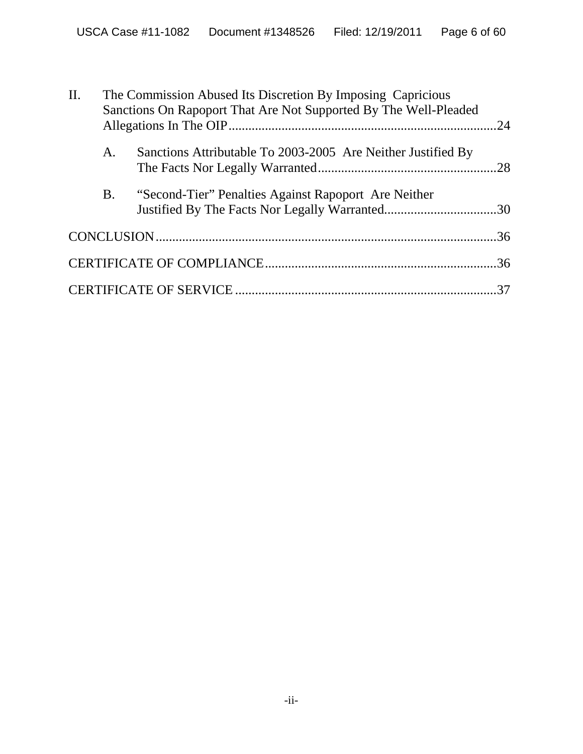II. The Commission Abused Its Discretion By Imposing Capricious Sanctions On Rapoport That Are Not Supported By The Well-Pleaded Allegations In The OIP ................................................................................ 24

  A. Sanctions Attributable To 2003-2005 Are Neither Justified By The Facts Nor Legally Warranted ...................................................... 28

  B. "Second-Tier" Penalties Against Rapoport Are Neither Justified By The Facts Nor Legally Warranted .................................. 30

CONCLUSION ....................................................................................................... 36

CERTIFICATE OF COMPLIANCE ....................................................................... 36

CERTIFICATE OF SERVICE ............................................................................... 37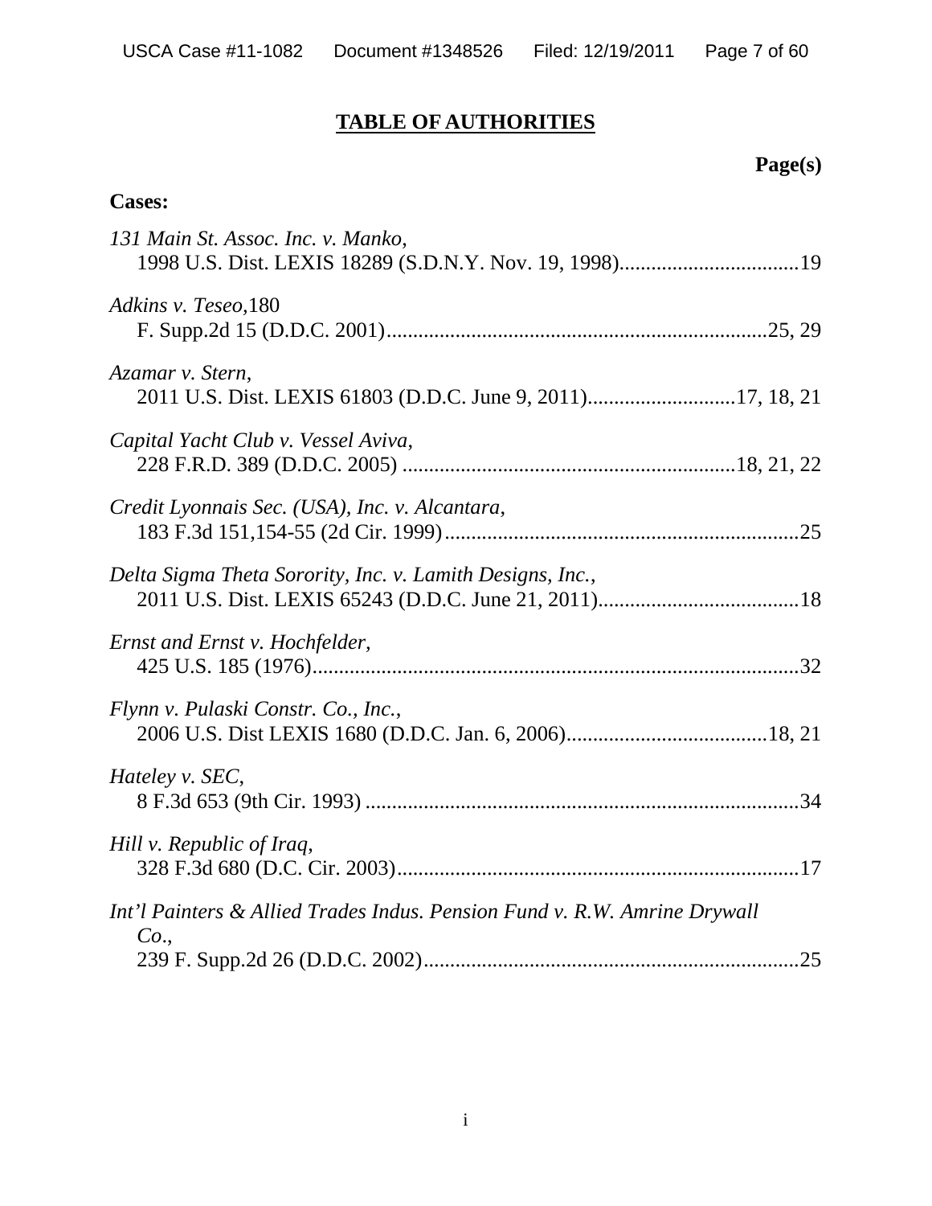# TABLE OF AUTHORITIES

**Page(s)**

**Cases:**

*131 Main St. Assoc. Inc. v. Manko*,
1998 U.S. Dist. LEXIS 18289 (S.D.N.Y. Nov. 19, 1998)..................................19

*Adkins v. Teseo*,180
F. Supp.2d 15 (D.D.C. 2001)........................................................................25, 29

*Azamar v. Stern*,
2011 U.S. Dist. LEXIS 61803 (D.D.C. June 9, 2011)............................17, 18, 21

*Capital Yacht Club v. Vessel Aviva*,
228 F.R.D. 389 (D.D.C. 2005) ..............................................................18, 21, 22

*Credit Lyonnais Sec. (USA), Inc. v. Alcantara*,
183 F.3d 151,154-55 (2d Cir. 1999)...................................................................25

*Delta Sigma Theta Sorority, Inc. v. Lamith Designs, Inc.*,
2011 U.S. Dist. LEXIS 65243 (D.D.C. June 21, 2011)......................................18

*Ernst and Ernst v. Hochfelder*,
425 U.S. 185 (1976)............................................................................................32

*Flynn v. Pulaski Constr. Co., Inc.*,
2006 U.S. Dist LEXIS 1680 (D.D.C. Jan. 6, 2006)......................................18, 21

*Hateley v. SEC*,
8 F.3d 653 (9th Cir. 1993) ..................................................................................34

*Hill v. Republic of Iraq*,
328 F.3d 680 (D.C. Cir. 2003)............................................................................17

*Int'l Painters & Allied Trades Indus. Pension Fund v. R.W. Amrine Drywall Co.*,
239 F. Supp.2d 26 (D.D.C. 2002).......................................................................25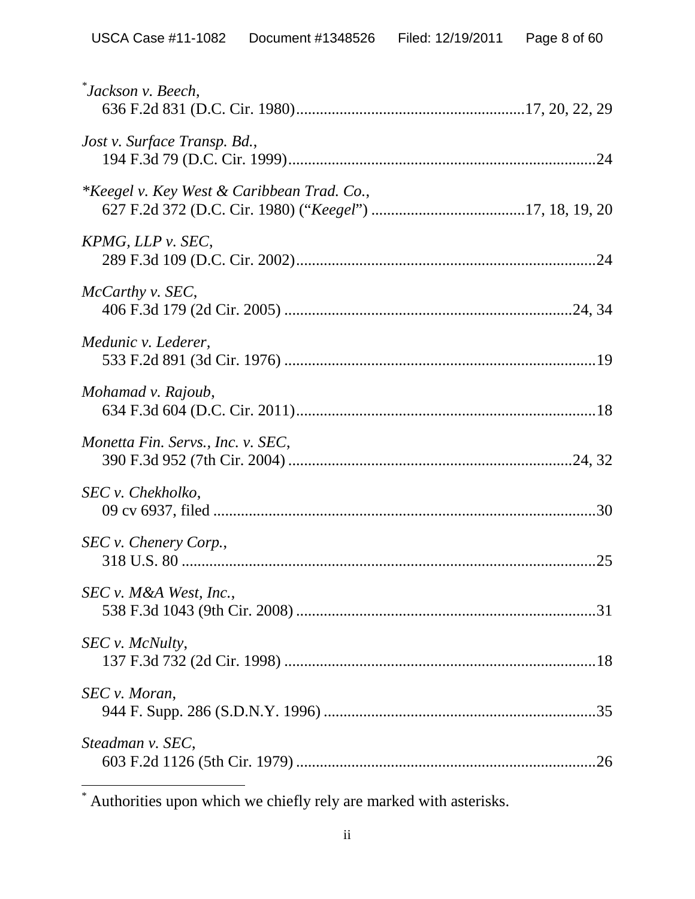*[*] *Jackson v. Beech*,
636 F.2d 831 (D.C. Cir. 1980)..........................................................17, 20, 22, 29

*Jost v. Surface Transp. Bd.*,
194 F.3d 79 (D.C. Cir. 1999)............................................................................24

**Keegel v. Key West & Caribbean Trad. Co.*,
627 F.2d 372 (D.C. Cir. 1980) ("*Keegel*") ......................................17, 18, 19, 20

*KPMG, LLP v. SEC*,
289 F.3d 109 (D.C. Cir. 2002)..........................................................................24

*McCarthy v. SEC*,
406 F.3d 179 (2d Cir. 2005) ........................................................................24, 34

*Medunic v. Lederer*,
533 F.2d 891 (3d Cir. 1976) ............................................................................19

*Mohamad v. Rajoub*,
634 F.3d 604 (D.C. Cir. 2011)..........................................................................18

*Monetta Fin. Servs., Inc. v. SEC*,
390 F.3d 952 (7th Cir. 2004) ......................................................................24, 32

*SEC v. Chekholko*,
09 cv 6937, filed ................................................................................................30

*SEC v. Chenery Corp.*,
318 U.S. 80 .......................................................................................................25

*SEC v. M&A West, Inc.*,
538 F.3d 1043 (9th Cir. 2008) ..........................................................................31

*SEC v. McNulty*,
137 F.3d 732 (2d Cir. 1998) .............................................................................18

*SEC v. Moran*,
944 F. Supp. 286 (S.D.N.Y. 1996) ...................................................................35

*Steadman v. SEC*,
603 F.2d 1126 (5th Cir. 1979) ..........................................................................26

---

[*] Authorities upon which we chiefly rely are marked with asterisks.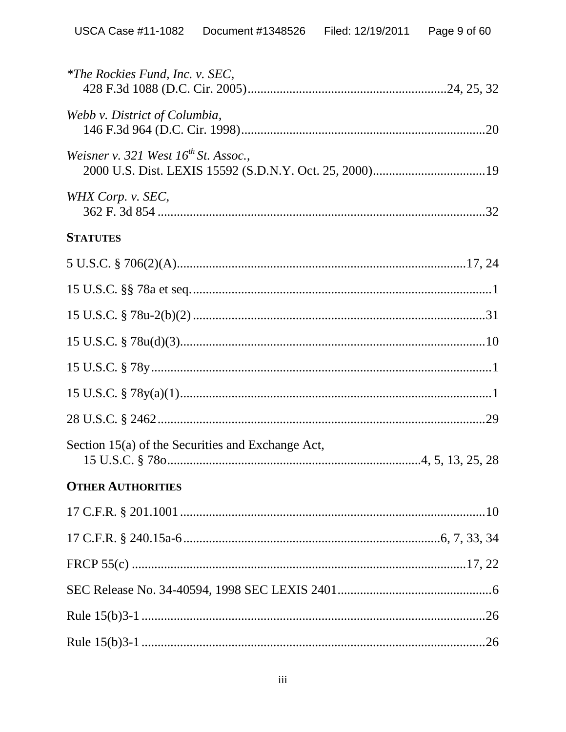*\*The Rockies Fund, Inc. v. SEC*,
428 F.3d 1088 (D.C. Cir. 2005)............................................................24, 25, 32

*Webb v. District of Columbia*,
146 F.3d 964 (D.C. Cir. 1998)..........................................................................20

*Weisner v. 321 West 16th St. Assoc.*,
2000 U.S. Dist. LEXIS 15592 (S.D.N.Y. Oct. 25, 2000)..................................19

*WHX Corp. v. SEC*,
362 F. 3d 854 ....................................................................................................32

**STATUTES**

5 U.S.C. § 706(2)(A)........................................................................................17, 24

15 U.S.C. §§ 78a et seq. ...........................................................................................1

15 U.S.C. § 78u-2(b)(2) ..........................................................................................31

15 U.S.C. § 78u(d)(3).............................................................................................10

15 U.S.C. § 78y.........................................................................................................1

15 U.S.C. § 78y(a)(1)................................................................................................1

28 U.S.C. § 2462.....................................................................................................29

Section 15(a) of the Securities and Exchange Act,
15 U.S.C. § 78o...............................................................................4, 5, 13, 25, 28

**OTHER AUTHORITIES**

17 C.F.R. § 201.1001 .............................................................................................10

17 C.F.R. § 240.15a-6 ..............................................................................6, 7, 33, 34

FRCP 55(c) .......................................................................................................17, 22

SEC Release No. 34-40594, 1998 SEC LEXIS 2401................................................6

Rule 15(b)3-1 .........................................................................................................26

Rule 15(b)3-1 .........................................................................................................26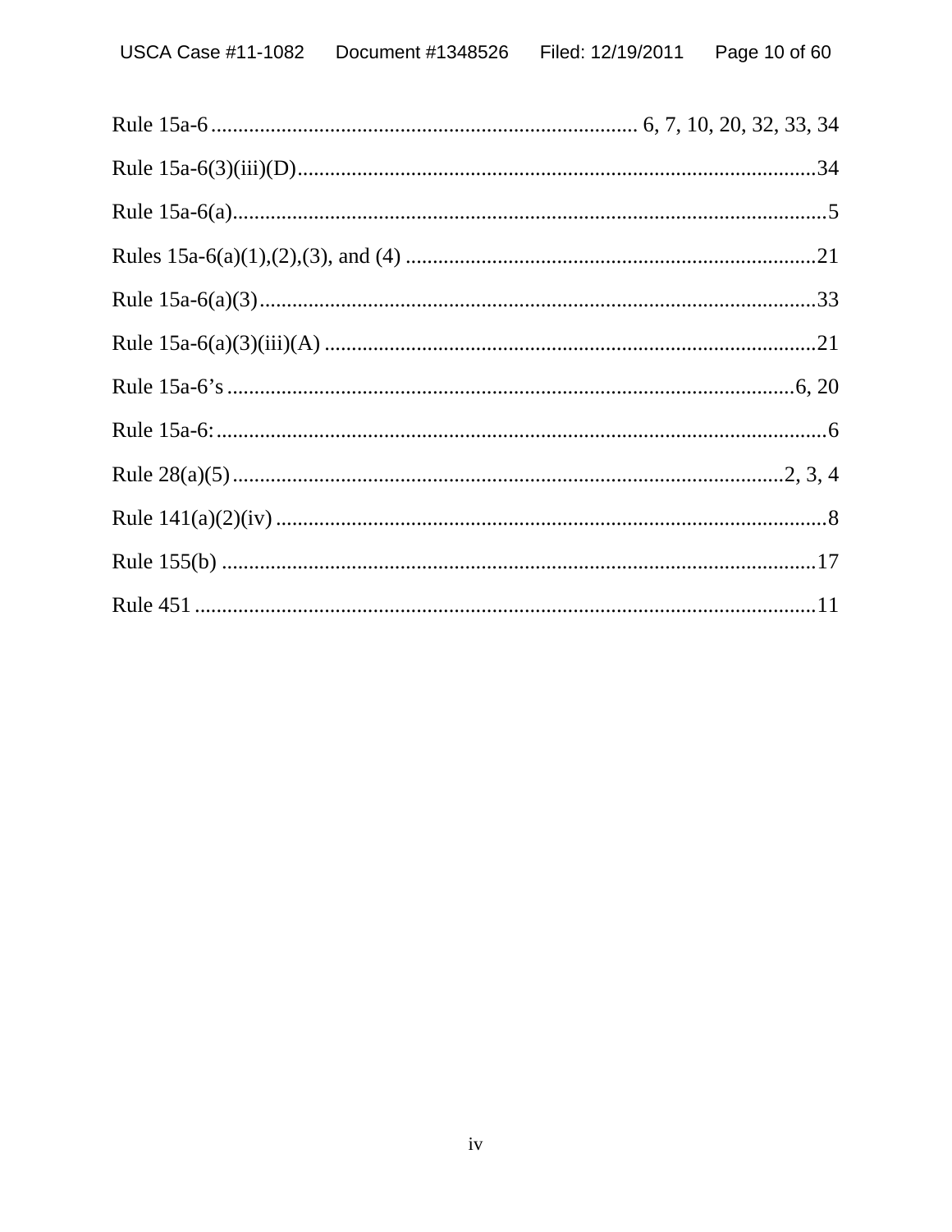Rule 15a-6 ............................................................................. 6, 7, 10, 20, 32, 33, 34

Rule 15a-6(3)(iii)(D)...............................................................................................34

Rule 15a-6(a)..............................................................................................................5

Rules 15a-6(a)(1),(2),(3), and (4) ...........................................................................21

Rule 15a-6(a)(3)......................................................................................................33

Rule 15a-6(a)(3)(iii)(A) ..........................................................................................21

Rule 15a-6's ........................................................................................................6, 20

Rule 15a-6:................................................................................................................6

Rule 28(a)(5)......................................................................................................2, 3, 4

Rule 141(a)(2)(iv) ....................................................................................................8

Rule 155(b) .............................................................................................................17

Rule 451 ..................................................................................................................11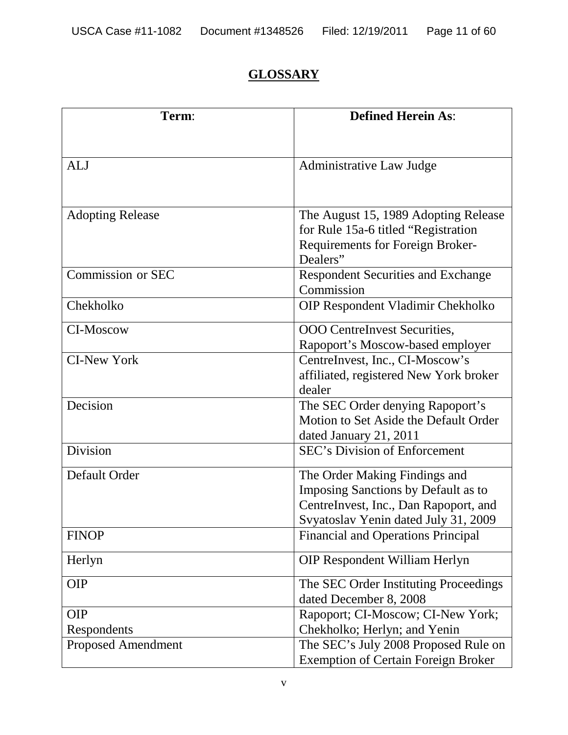## GLOSSARY

| **Term**: | **Defined Herein As**: |
|---|---|
| ALJ | Administrative Law Judge |
| Adopting Release | The August 15, 1989 Adopting Release for Rule 15a-6 titled "Registration Requirements for Foreign Broker-Dealers" |
| Commission or SEC | Respondent Securities and Exchange Commission |
| Chekholko | OIP Respondent Vladimir Chekholko |
| CI-Moscow | OOO CentreInvest Securities, Rapoport's Moscow-based employer |
| CI-New York | CentreInvest, Inc., CI-Moscow's affiliated, registered New York broker dealer |
| Decision | The SEC Order denying Rapoport's Motion to Set Aside the Default Order dated January 21, 2011 |
| Division | SEC's Division of Enforcement |
| Default Order | The Order Making Findings and Imposing Sanctions by Default as to CentreInvest, Inc., Dan Rapoport, and Svyatoslav Yenin dated July 31, 2009 |
| FINOP | Financial and Operations Principal |
| Herlyn | OIP Respondent William Herlyn |
| OIP | The SEC Order Instituting Proceedings dated December 8, 2008 |
| OIP Respondents | Rapoport; CI-Moscow; CI-New York; Chekholko; Herlyn; and Yenin |
| Proposed Amendment | The SEC's July 2008 Proposed Rule on Exemption of Certain Foreign Broker |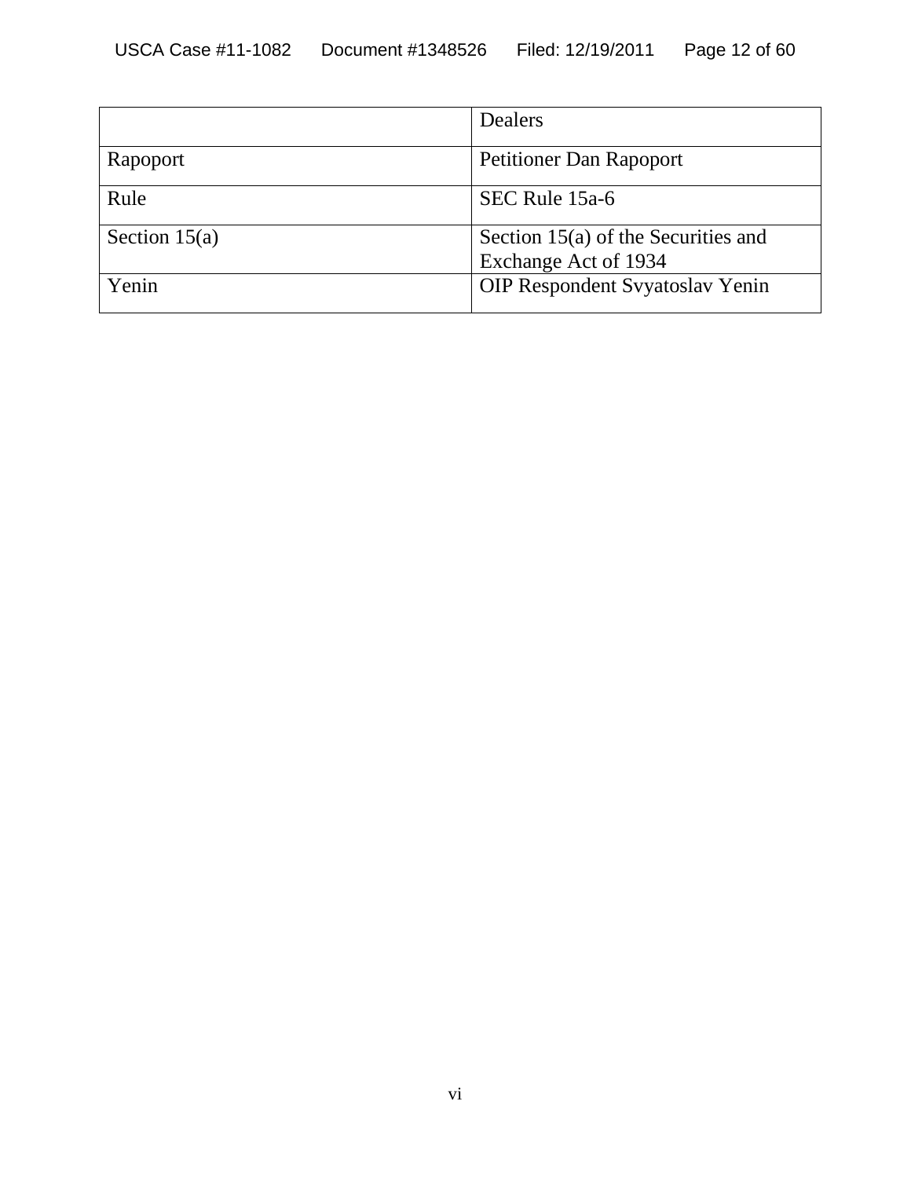| | |
|---|---|
| | Dealers |
| Rapoport | Petitioner Dan Rapoport |
| Rule | SEC Rule 15a-6 |
| Section 15(a) | Section 15(a) of the Securities and Exchange Act of 1934 |
| Yenin | OIP Respondent Svyatoslav Yenin |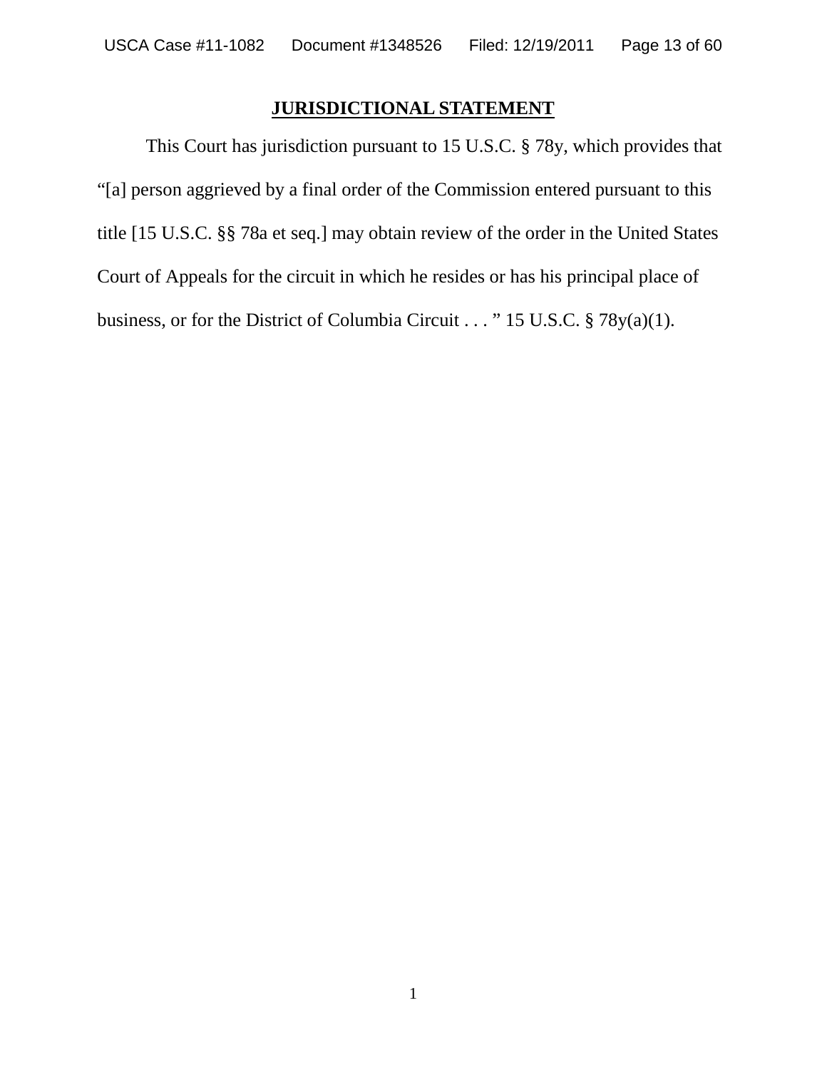## JURISDICTIONAL STATEMENT

This Court has jurisdiction pursuant to 15 U.S.C. § 78y, which provides that "[a] person aggrieved by a final order of the Commission entered pursuant to this title [15 U.S.C. §§ 78a et seq.] may obtain review of the order in the United States Court of Appeals for the circuit in which he resides or has his principal place of business, or for the District of Columbia Circuit . . . " 15 U.S.C. § 78y(a)(1).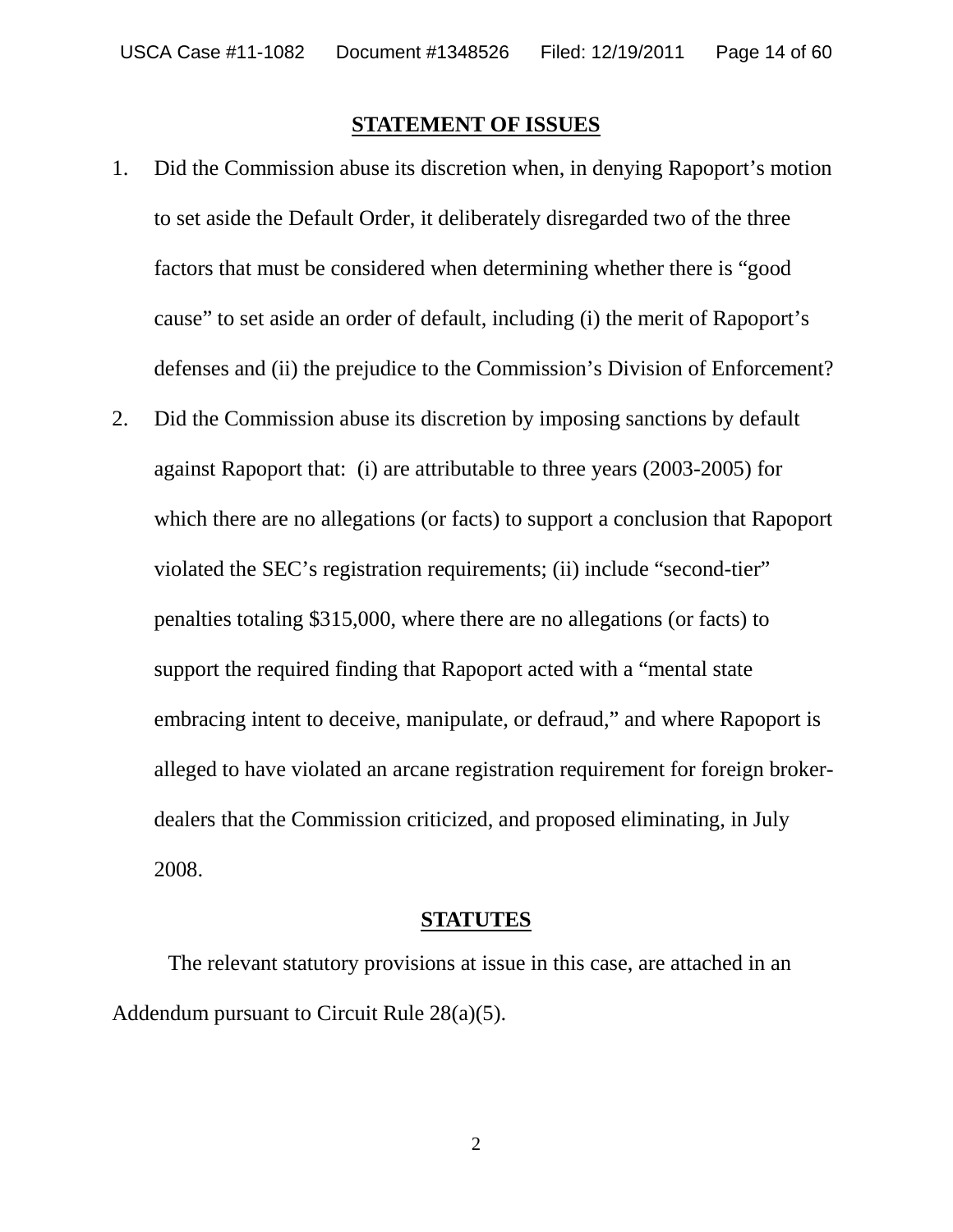## STATEMENT OF ISSUES

1. Did the Commission abuse its discretion when, in denying Rapoport's motion to set aside the Default Order, it deliberately disregarded two of the three factors that must be considered when determining whether there is "good cause" to set aside an order of default, including (i) the merit of Rapoport's defenses and (ii) the prejudice to the Commission's Division of Enforcement?

2. Did the Commission abuse its discretion by imposing sanctions by default against Rapoport that: (i) are attributable to three years (2003-2005) for which there are no allegations (or facts) to support a conclusion that Rapoport violated the SEC's registration requirements; (ii) include "second-tier" penalties totaling $315,000, where there are no allegations (or facts) to support the required finding that Rapoport acted with a "mental state embracing intent to deceive, manipulate, or defraud," and where Rapoport is alleged to have violated an arcane registration requirement for foreign broker-dealers that the Commission criticized, and proposed eliminating, in July 2008.

## STATUTES

The relevant statutory provisions at issue in this case, are attached in an Addendum pursuant to Circuit Rule 28(a)(5).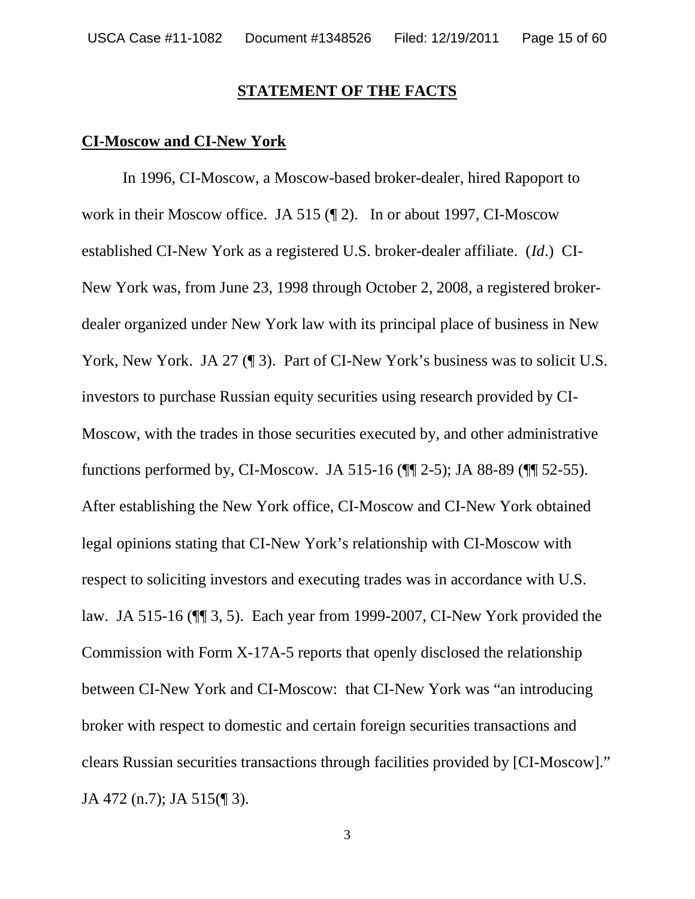## STATEMENT OF THE FACTS

### CI-Moscow and CI-New York

In 1996, CI-Moscow, a Moscow-based broker-dealer, hired Rapoport to work in their Moscow office. JA 515 (¶ 2). In or about 1997, CI-Moscow established CI-New York as a registered U.S. broker-dealer affiliate. (*Id*.) CI-New York was, from June 23, 1998 through October 2, 2008, a registered broker-dealer organized under New York law with its principal place of business in New York, New York. JA 27 (¶ 3). Part of CI-New York's business was to solicit U.S. investors to purchase Russian equity securities using research provided by CI-Moscow, with the trades in those securities executed by, and other administrative functions performed by, CI-Moscow. JA 515-16 (¶¶ 2-5); JA 88-89 (¶¶ 52-55). After establishing the New York office, CI-Moscow and CI-New York obtained legal opinions stating that CI-New York's relationship with CI-Moscow with respect to soliciting investors and executing trades was in accordance with U.S. law. JA 515-16 (¶¶ 3, 5). Each year from 1999-2007, CI-New York provided the Commission with Form X-17A-5 reports that openly disclosed the relationship between CI-New York and CI-Moscow: that CI-New York was "an introducing broker with respect to domestic and certain foreign securities transactions and clears Russian securities transactions through facilities provided by [CI-Moscow]." JA 472 (n.7); JA 515(¶ 3).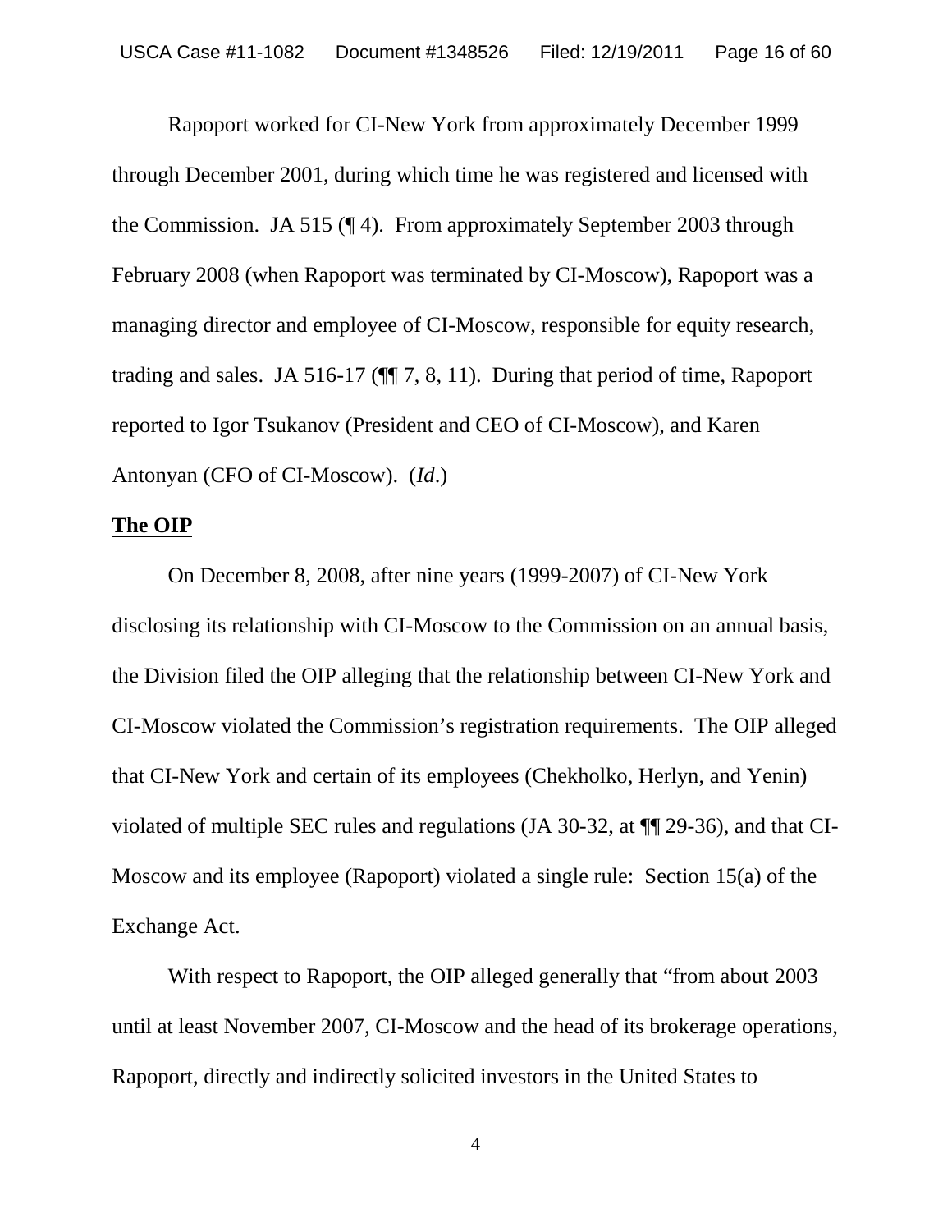Rapoport worked for CI-New York from approximately December 1999 through December 2001, during which time he was registered and licensed with the Commission. JA 515 (¶ 4). From approximately September 2003 through February 2008 (when Rapoport was terminated by CI-Moscow), Rapoport was a managing director and employee of CI-Moscow, responsible for equity research, trading and sales. JA 516-17 (¶¶ 7, 8, 11). During that period of time, Rapoport reported to Igor Tsukanov (President and CEO of CI-Moscow), and Karen Antonyan (CFO of CI-Moscow). (*Id*.)

**The OIP**

On December 8, 2008, after nine years (1999-2007) of CI-New York disclosing its relationship with CI-Moscow to the Commission on an annual basis, the Division filed the OIP alleging that the relationship between CI-New York and CI-Moscow violated the Commission's registration requirements. The OIP alleged that CI-New York and certain of its employees (Chekholko, Herlyn, and Yenin) violated of multiple SEC rules and regulations (JA 30-32, at ¶¶ 29-36), and that CI-Moscow and its employee (Rapoport) violated a single rule: Section 15(a) of the Exchange Act.

With respect to Rapoport, the OIP alleged generally that "from about 2003 until at least November 2007, CI-Moscow and the head of its brokerage operations, Rapoport, directly and indirectly solicited investors in the United States to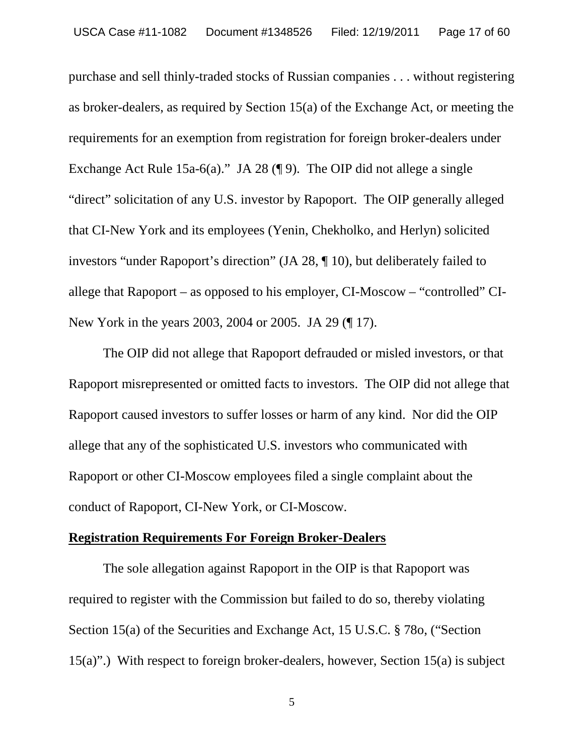purchase and sell thinly-traded stocks of Russian companies . . . without registering as broker-dealers, as required by Section 15(a) of the Exchange Act, or meeting the requirements for an exemption from registration for foreign broker-dealers under Exchange Act Rule 15a-6(a)." JA 28 (¶ 9). The OIP did not allege a single "direct" solicitation of any U.S. investor by Rapoport. The OIP generally alleged that CI-New York and its employees (Yenin, Chekholko, and Herlyn) solicited investors "under Rapoport's direction" (JA 28, ¶ 10), but deliberately failed to allege that Rapoport – as opposed to his employer, CI-Moscow – "controlled" CI-New York in the years 2003, 2004 or 2005. JA 29 (¶ 17).

The OIP did not allege that Rapoport defrauded or misled investors, or that Rapoport misrepresented or omitted facts to investors. The OIP did not allege that Rapoport caused investors to suffer losses or harm of any kind. Nor did the OIP allege that any of the sophisticated U.S. investors who communicated with Rapoport or other CI-Moscow employees filed a single complaint about the conduct of Rapoport, CI-New York, or CI-Moscow.

**Registration Requirements For Foreign Broker-Dealers**

The sole allegation against Rapoport in the OIP is that Rapoport was required to register with the Commission but failed to do so, thereby violating Section 15(a) of the Securities and Exchange Act, 15 U.S.C. § 78o, ("Section 15(a)".) With respect to foreign broker-dealers, however, Section 15(a) is subject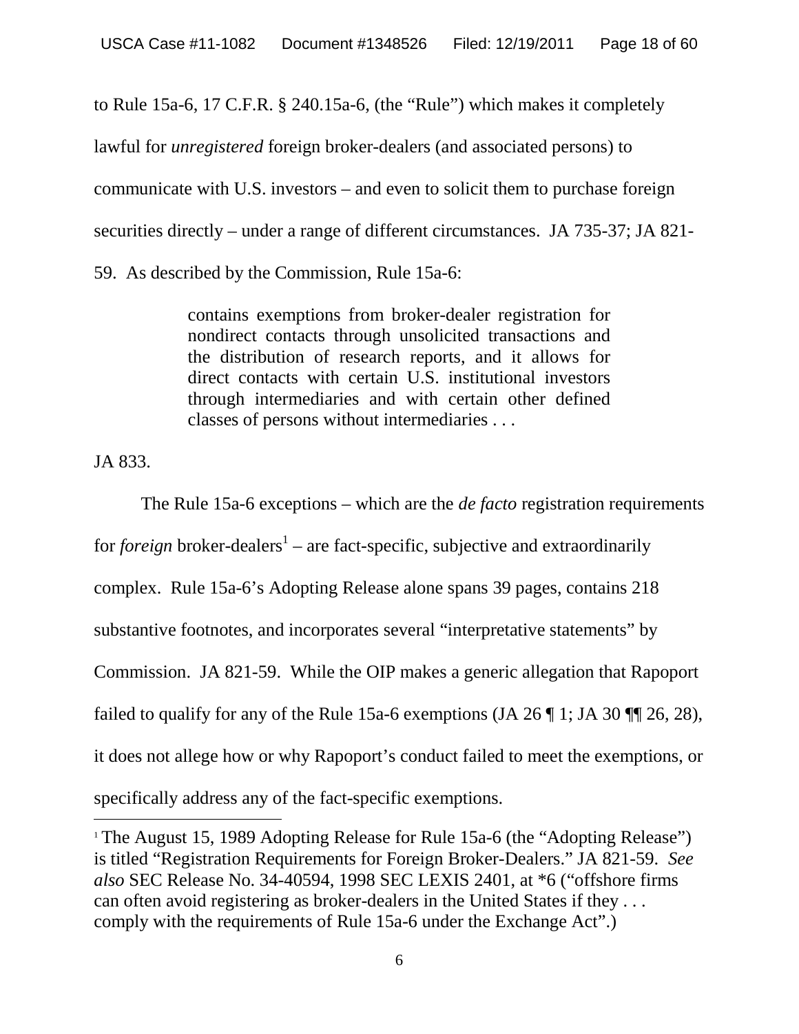to Rule 15a-6, 17 C.F.R. § 240.15a-6, (the "Rule") which makes it completely lawful for *unregistered* foreign broker-dealers (and associated persons) to communicate with U.S. investors – and even to solicit them to purchase foreign securities directly – under a range of different circumstances. JA 735-37; JA 821-59. As described by the Commission, Rule 15a-6:

> contains exemptions from broker-dealer registration for nondirect contacts through unsolicited transactions and the distribution of research reports, and it allows for direct contacts with certain U.S. institutional investors through intermediaries and with certain other defined classes of persons without intermediaries . . .

JA 833.

The Rule 15a-6 exceptions – which are the *de facto* registration requirements for *foreign* broker-dealers[1] – are fact-specific, subjective and extraordinarily complex. Rule 15a-6's Adopting Release alone spans 39 pages, contains 218 substantive footnotes, and incorporates several "interpretative statements" by Commission. JA 821-59. While the OIP makes a generic allegation that Rapoport failed to qualify for any of the Rule 15a-6 exemptions (JA 26 ¶ 1; JA 30 ¶¶ 26, 28), it does not allege how or why Rapoport's conduct failed to meet the exemptions, or specifically address any of the fact-specific exemptions.

[1] The August 15, 1989 Adopting Release for Rule 15a-6 (the "Adopting Release") is titled "Registration Requirements for Foreign Broker-Dealers." JA 821-59. *See also* SEC Release No. 34-40594, 1998 SEC LEXIS 2401, at *6 ("offshore firms can often avoid registering as broker-dealers in the United States if they . . . comply with the requirements of Rule 15a-6 under the Exchange Act".)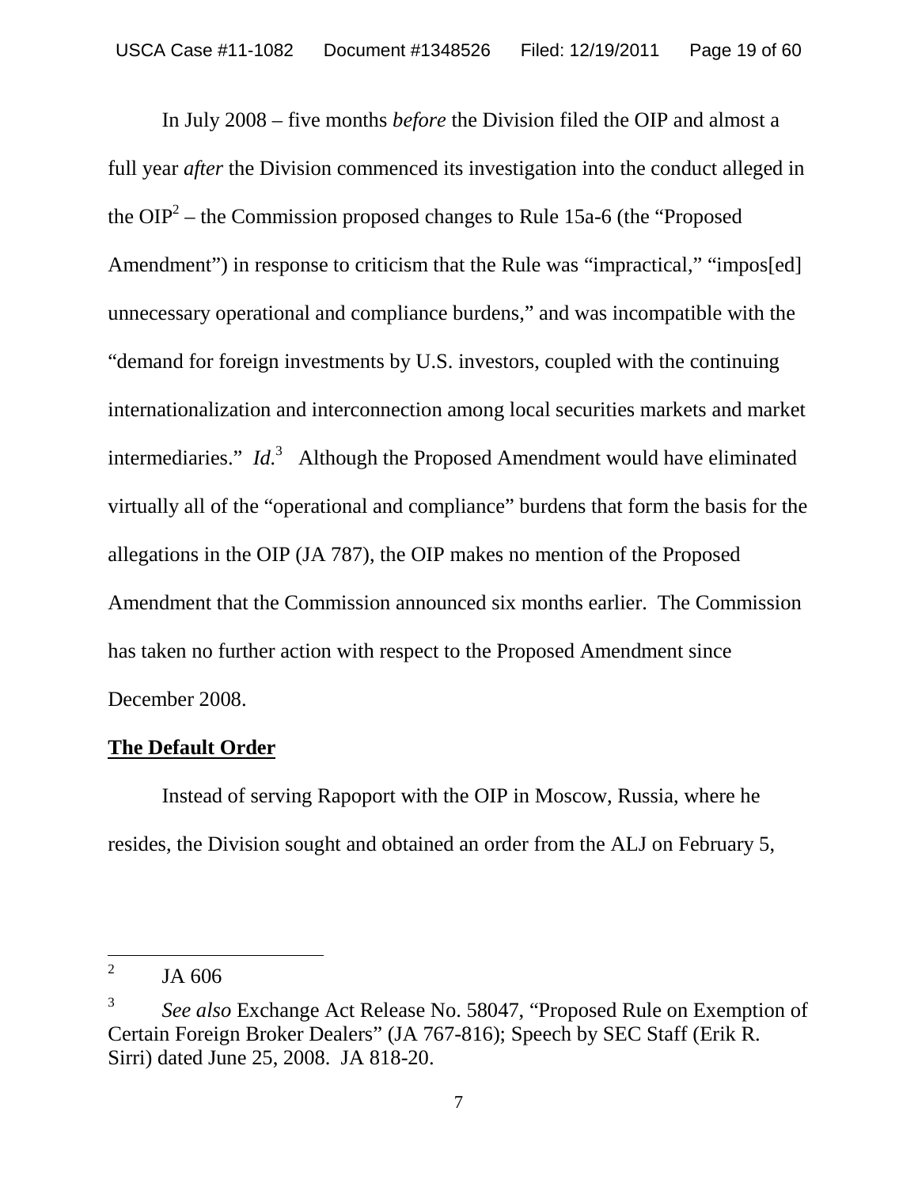In July 2008 – five months *before* the Division filed the OIP and almost a full year *after* the Division commenced its investigation into the conduct alleged in the OIP[2] – the Commission proposed changes to Rule 15a-6 (the "Proposed Amendment") in response to criticism that the Rule was "impractical," "impos[ed] unnecessary operational and compliance burdens," and was incompatible with the "demand for foreign investments by U.S. investors, coupled with the continuing internationalization and interconnection among local securities markets and market intermediaries." *Id.*[3] Although the Proposed Amendment would have eliminated virtually all of the "operational and compliance" burdens that form the basis for the allegations in the OIP (JA 787), the OIP makes no mention of the Proposed Amendment that the Commission announced six months earlier. The Commission has taken no further action with respect to the Proposed Amendment since December 2008.

**The Default Order**

Instead of serving Rapoport with the OIP in Moscow, Russia, where he resides, the Division sought and obtained an order from the ALJ on February 5,

---

[2] JA 606

[3] *See also* Exchange Act Release No. 58047, "Proposed Rule on Exemption of Certain Foreign Broker Dealers" (JA 767-816); Speech by SEC Staff (Erik R. Sirri) dated June 25, 2008. JA 818-20.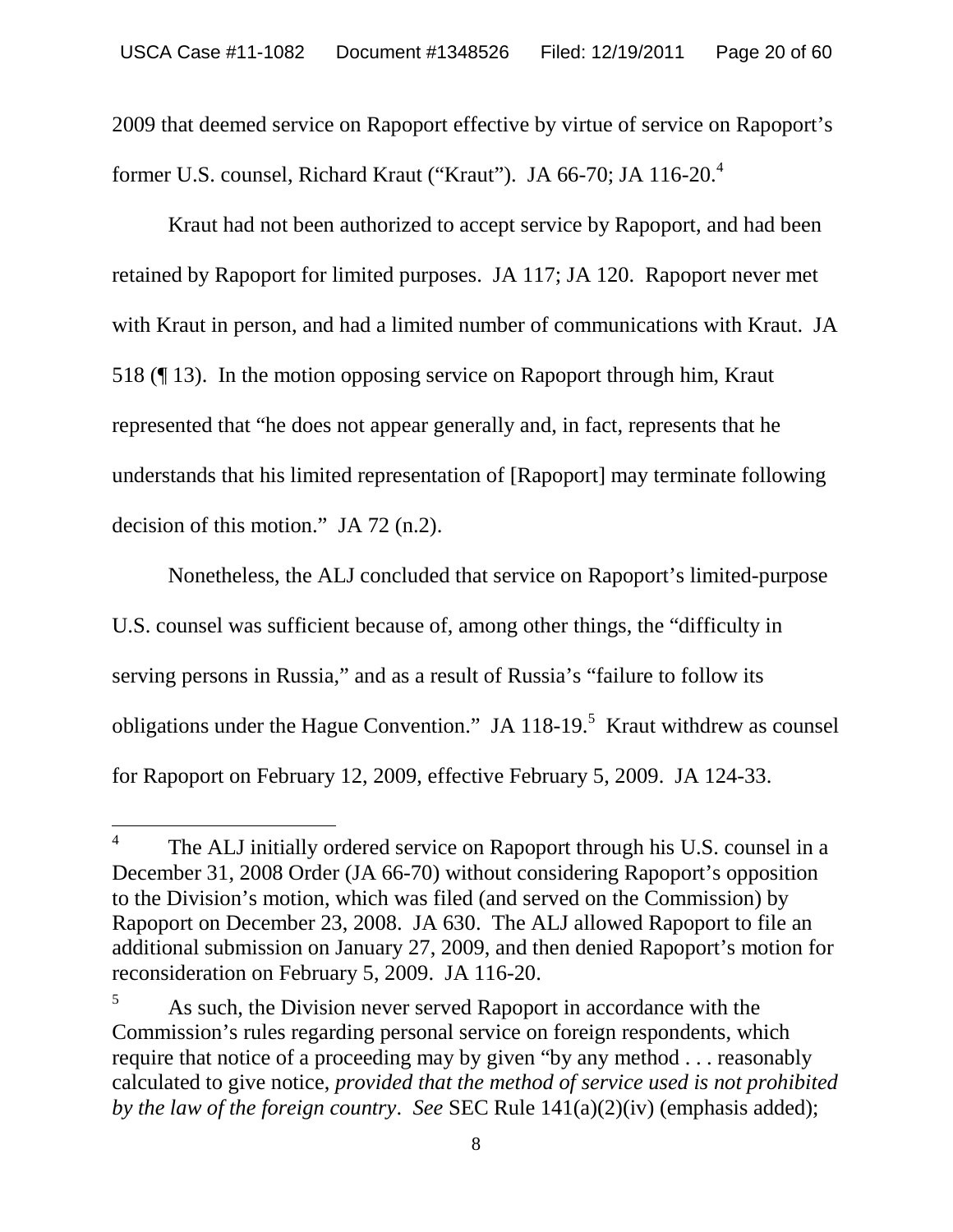2009 that deemed service on Rapoport effective by virtue of service on Rapoport's former U.S. counsel, Richard Kraut ("Kraut"). JA 66-70; JA 116-20.[4]

Kraut had not been authorized to accept service by Rapoport, and had been retained by Rapoport for limited purposes. JA 117; JA 120. Rapoport never met with Kraut in person, and had a limited number of communications with Kraut. JA 518 (¶ 13). In the motion opposing service on Rapoport through him, Kraut represented that "he does not appear generally and, in fact, represents that he understands that his limited representation of [Rapoport] may terminate following decision of this motion." JA 72 (n.2).

Nonetheless, the ALJ concluded that service on Rapoport's limited-purpose U.S. counsel was sufficient because of, among other things, the "difficulty in serving persons in Russia," and as a result of Russia's "failure to follow its obligations under the Hague Convention." JA 118-19.[5] Kraut withdrew as counsel for Rapoport on February 12, 2009, effective February 5, 2009. JA 124-33.

---

[4] The ALJ initially ordered service on Rapoport through his U.S. counsel in a December 31, 2008 Order (JA 66-70) without considering Rapoport's opposition to the Division's motion, which was filed (and served on the Commission) by Rapoport on December 23, 2008. JA 630. The ALJ allowed Rapoport to file an additional submission on January 27, 2009, and then denied Rapoport's motion for reconsideration on February 5, 2009. JA 116-20.

[5] As such, the Division never served Rapoport in accordance with the Commission's rules regarding personal service on foreign respondents, which require that notice of a proceeding may by given "by any method . . . reasonably calculated to give notice, *provided that the method of service used is not prohibited by the law of the foreign country*. *See* SEC Rule 141(a)(2)(iv) (emphasis added);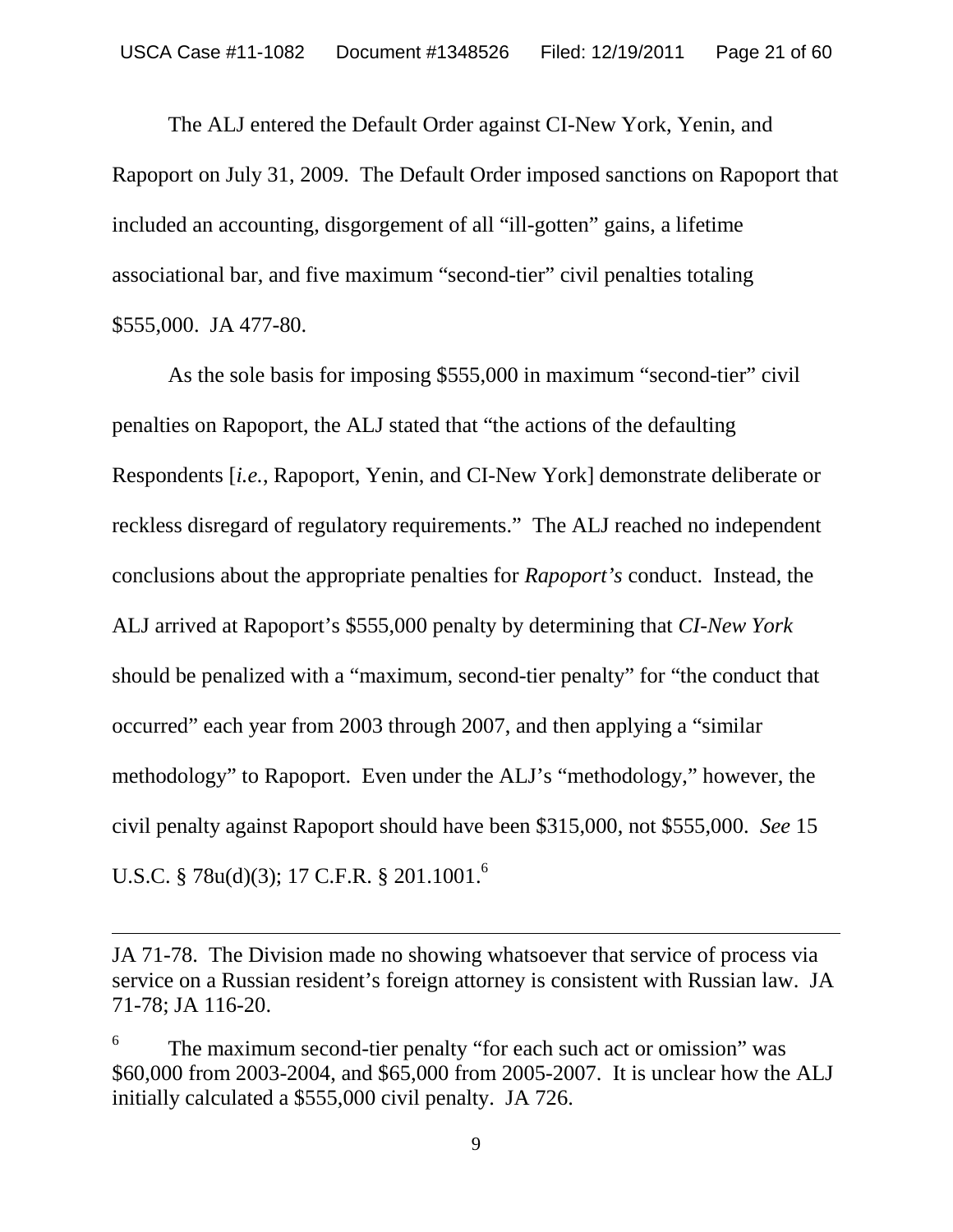The ALJ entered the Default Order against CI-New York, Yenin, and Rapoport on July 31, 2009. The Default Order imposed sanctions on Rapoport that included an accounting, disgorgement of all "ill-gotten" gains, a lifetime associational bar, and five maximum "second-tier" civil penalties totaling $555,000. JA 477-80.

As the sole basis for imposing $555,000 in maximum "second-tier" civil penalties on Rapoport, the ALJ stated that "the actions of the defaulting Respondents [*i.e.*, Rapoport, Yenin, and CI-New York] demonstrate deliberate or reckless disregard of regulatory requirements." The ALJ reached no independent conclusions about the appropriate penalties for *Rapoport's* conduct. Instead, the ALJ arrived at Rapoport's $555,000 penalty by determining that *CI-New York* should be penalized with a "maximum, second-tier penalty" for "the conduct that occurred" each year from 2003 through 2007, and then applying a "similar methodology" to Rapoport. Even under the ALJ's "methodology," however, the civil penalty against Rapoport should have been $315,000, not $555,000. *See* 15 U.S.C. § 78u(d)(3); 17 C.F.R. § 201.1001.[6]

---

JA 71-78. The Division made no showing whatsoever that service of process via service on a Russian resident's foreign attorney is consistent with Russian law. JA 71-78; JA 116-20.

[6] The maximum second-tier penalty "for each such act or omission" was $60,000 from 2003-2004, and $65,000 from 2005-2007. It is unclear how the ALJ initially calculated a $555,000 civil penalty. JA 726.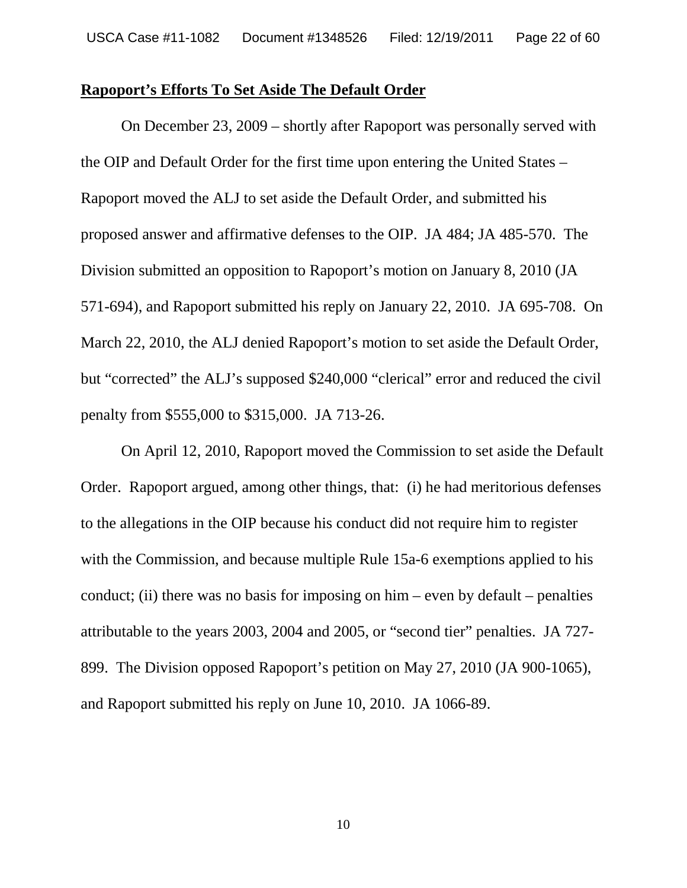**Rapoport's Efforts To Set Aside The Default Order**

On December 23, 2009 – shortly after Rapoport was personally served with the OIP and Default Order for the first time upon entering the United States – Rapoport moved the ALJ to set aside the Default Order, and submitted his proposed answer and affirmative defenses to the OIP. JA 484; JA 485-570. The Division submitted an opposition to Rapoport's motion on January 8, 2010 (JA 571-694), and Rapoport submitted his reply on January 22, 2010. JA 695-708. On March 22, 2010, the ALJ denied Rapoport's motion to set aside the Default Order, but "corrected" the ALJ's supposed $240,000 "clerical" error and reduced the civil penalty from $555,000 to $315,000. JA 713-26.

On April 12, 2010, Rapoport moved the Commission to set aside the Default Order. Rapoport argued, among other things, that: (i) he had meritorious defenses to the allegations in the OIP because his conduct did not require him to register with the Commission, and because multiple Rule 15a-6 exemptions applied to his conduct; (ii) there was no basis for imposing on him – even by default – penalties attributable to the years 2003, 2004 and 2005, or "second tier" penalties. JA 727-899. The Division opposed Rapoport's petition on May 27, 2010 (JA 900-1065), and Rapoport submitted his reply on June 10, 2010. JA 1066-89.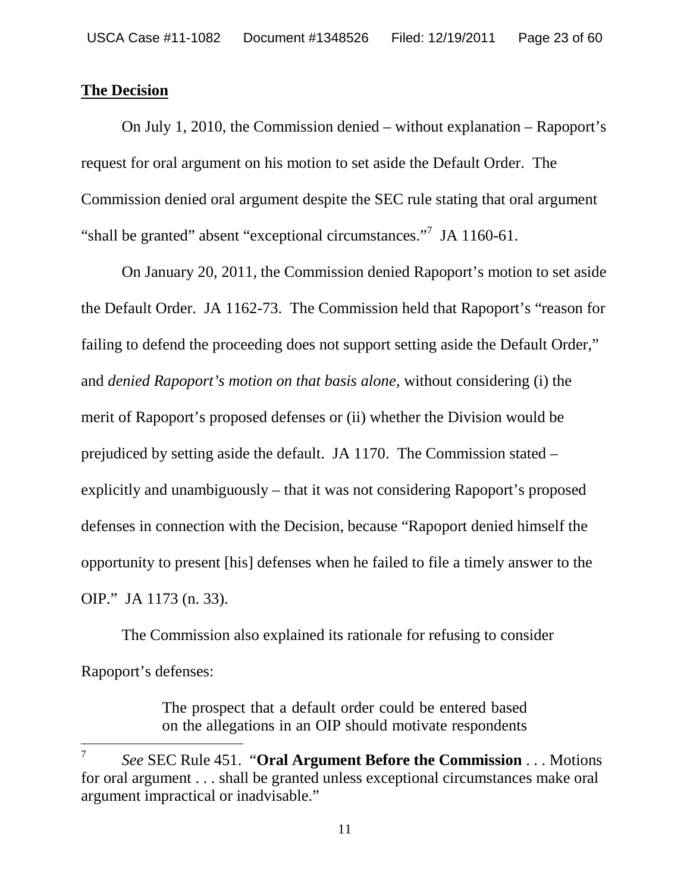**The Decision**

On July 1, 2010, the Commission denied – without explanation – Rapoport's request for oral argument on his motion to set aside the Default Order. The Commission denied oral argument despite the SEC rule stating that oral argument "shall be granted" absent "exceptional circumstances."[7] JA 1160-61.

On January 20, 2011, the Commission denied Rapoport's motion to set aside the Default Order. JA 1162-73. The Commission held that Rapoport's "reason for failing to defend the proceeding does not support setting aside the Default Order," and *denied Rapoport's motion on that basis alone,* without considering (i) the merit of Rapoport's proposed defenses or (ii) whether the Division would be prejudiced by setting aside the default. JA 1170. The Commission stated – explicitly and unambiguously – that it was not considering Rapoport's proposed defenses in connection with the Decision, because "Rapoport denied himself the opportunity to present [his] defenses when he failed to file a timely answer to the OIP." JA 1173 (n. 33).

The Commission also explained its rationale for refusing to consider Rapoport's defenses:

> The prospect that a default order could be entered based on the allegations in an OIP should motivate respondents

---

[7] *See* SEC Rule 451. "**Oral Argument Before the Commission** . . . Motions for oral argument . . . shall be granted unless exceptional circumstances make oral argument impractical or inadvisable."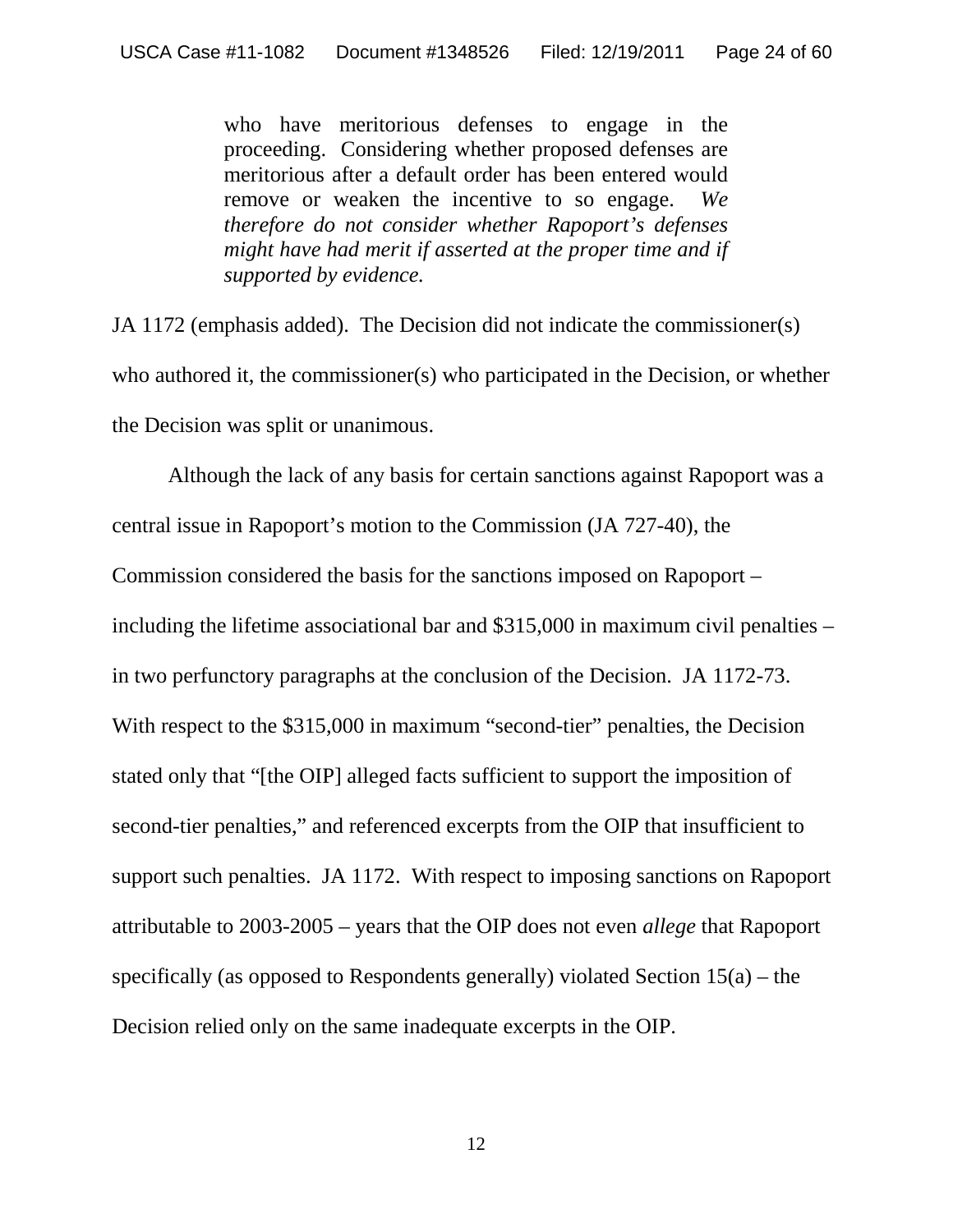> who have meritorious defenses to engage in the proceeding. Considering whether proposed defenses are meritorious after a default order has been entered would remove or weaken the incentive to so engage. *We therefore do not consider whether Rapoport's defenses might have had merit if asserted at the proper time and if supported by evidence.*

JA 1172 (emphasis added). The Decision did not indicate the commissioner(s) who authored it, the commissioner(s) who participated in the Decision, or whether the Decision was split or unanimous.

Although the lack of any basis for certain sanctions against Rapoport was a central issue in Rapoport's motion to the Commission (JA 727-40), the Commission considered the basis for the sanctions imposed on Rapoport – including the lifetime associational bar and $315,000 in maximum civil penalties – in two perfunctory paragraphs at the conclusion of the Decision. JA 1172-73. With respect to the $315,000 in maximum "second-tier" penalties, the Decision stated only that "[the OIP] alleged facts sufficient to support the imposition of second-tier penalties," and referenced excerpts from the OIP that insufficient to support such penalties. JA 1172. With respect to imposing sanctions on Rapoport attributable to 2003-2005 – years that the OIP does not even *allege* that Rapoport specifically (as opposed to Respondents generally) violated Section 15(a) – the Decision relied only on the same inadequate excerpts in the OIP.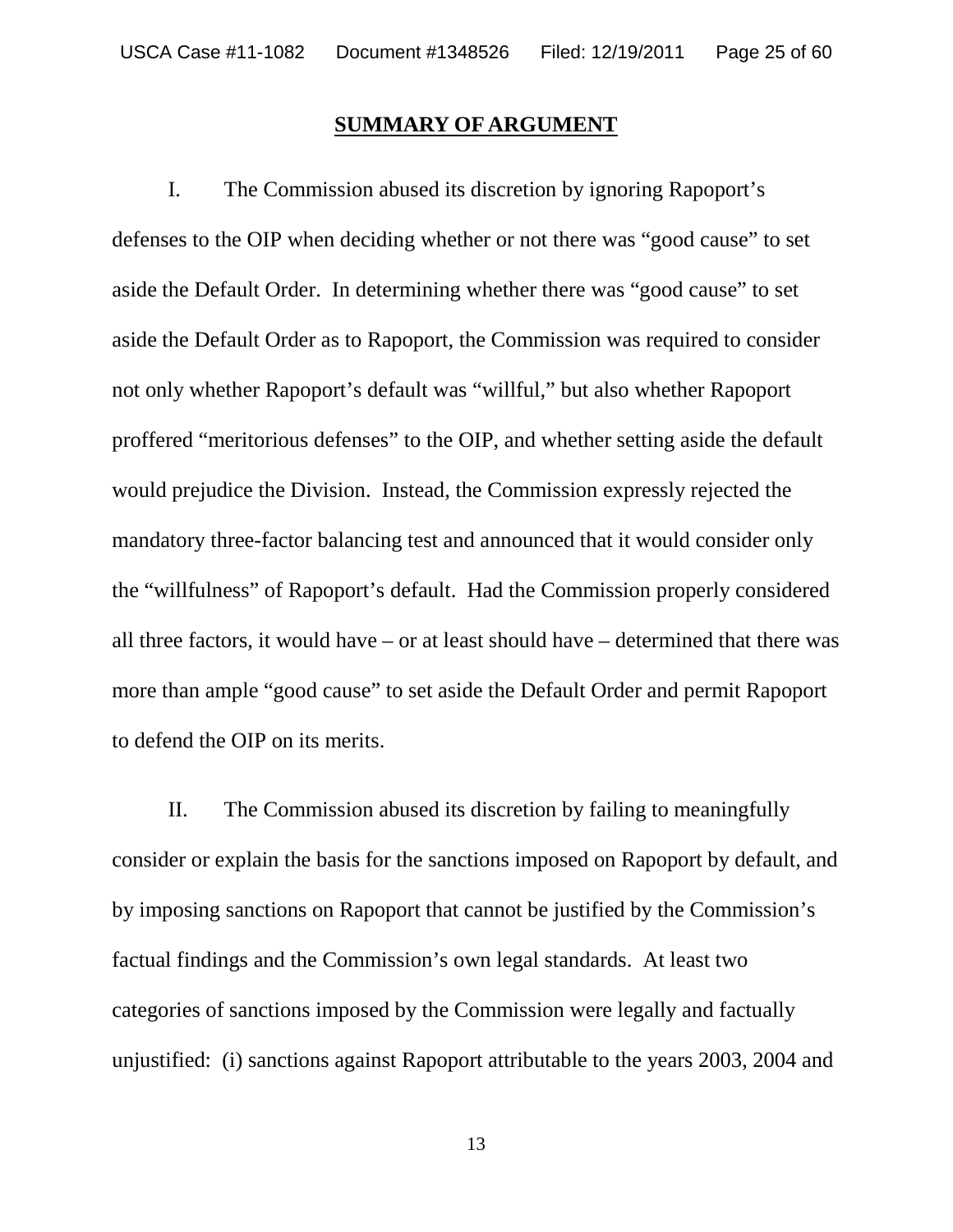## SUMMARY OF ARGUMENT

I. The Commission abused its discretion by ignoring Rapoport's defenses to the OIP when deciding whether or not there was "good cause" to set aside the Default Order. In determining whether there was "good cause" to set aside the Default Order as to Rapoport, the Commission was required to consider not only whether Rapoport's default was "willful," but also whether Rapoport proffered "meritorious defenses" to the OIP, and whether setting aside the default would prejudice the Division. Instead, the Commission expressly rejected the mandatory three-factor balancing test and announced that it would consider only the "willfulness" of Rapoport's default. Had the Commission properly considered all three factors, it would have – or at least should have – determined that there was more than ample "good cause" to set aside the Default Order and permit Rapoport to defend the OIP on its merits.

II. The Commission abused its discretion by failing to meaningfully consider or explain the basis for the sanctions imposed on Rapoport by default, and by imposing sanctions on Rapoport that cannot be justified by the Commission's factual findings and the Commission's own legal standards. At least two categories of sanctions imposed by the Commission were legally and factually unjustified: (i) sanctions against Rapoport attributable to the years 2003, 2004 and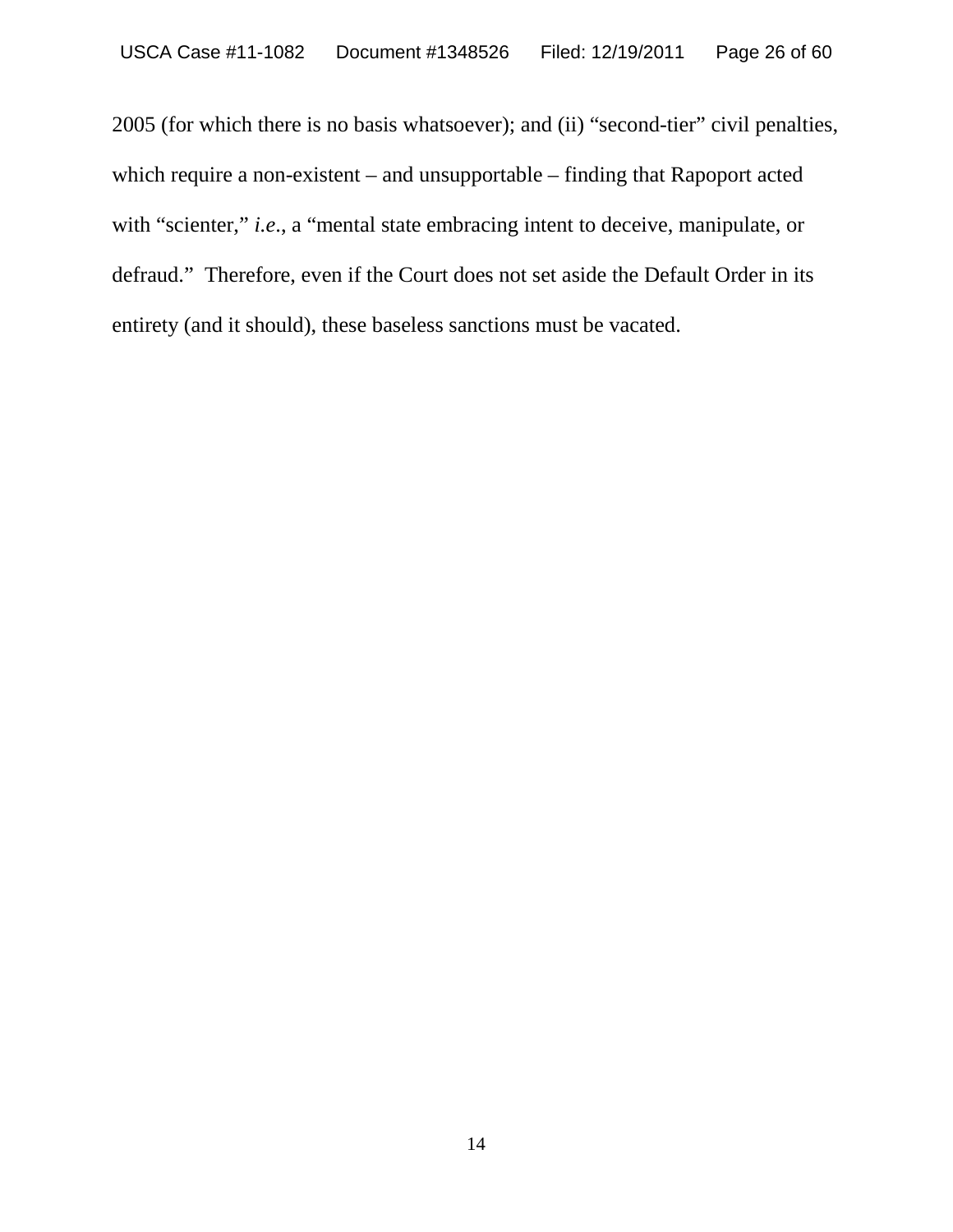2005 (for which there is no basis whatsoever); and (ii) "second-tier" civil penalties, which require a non-existent – and unsupportable – finding that Rapoport acted with "scienter," *i.e.*, a "mental state embracing intent to deceive, manipulate, or defraud." Therefore, even if the Court does not set aside the Default Order in its entirety (and it should), these baseless sanctions must be vacated.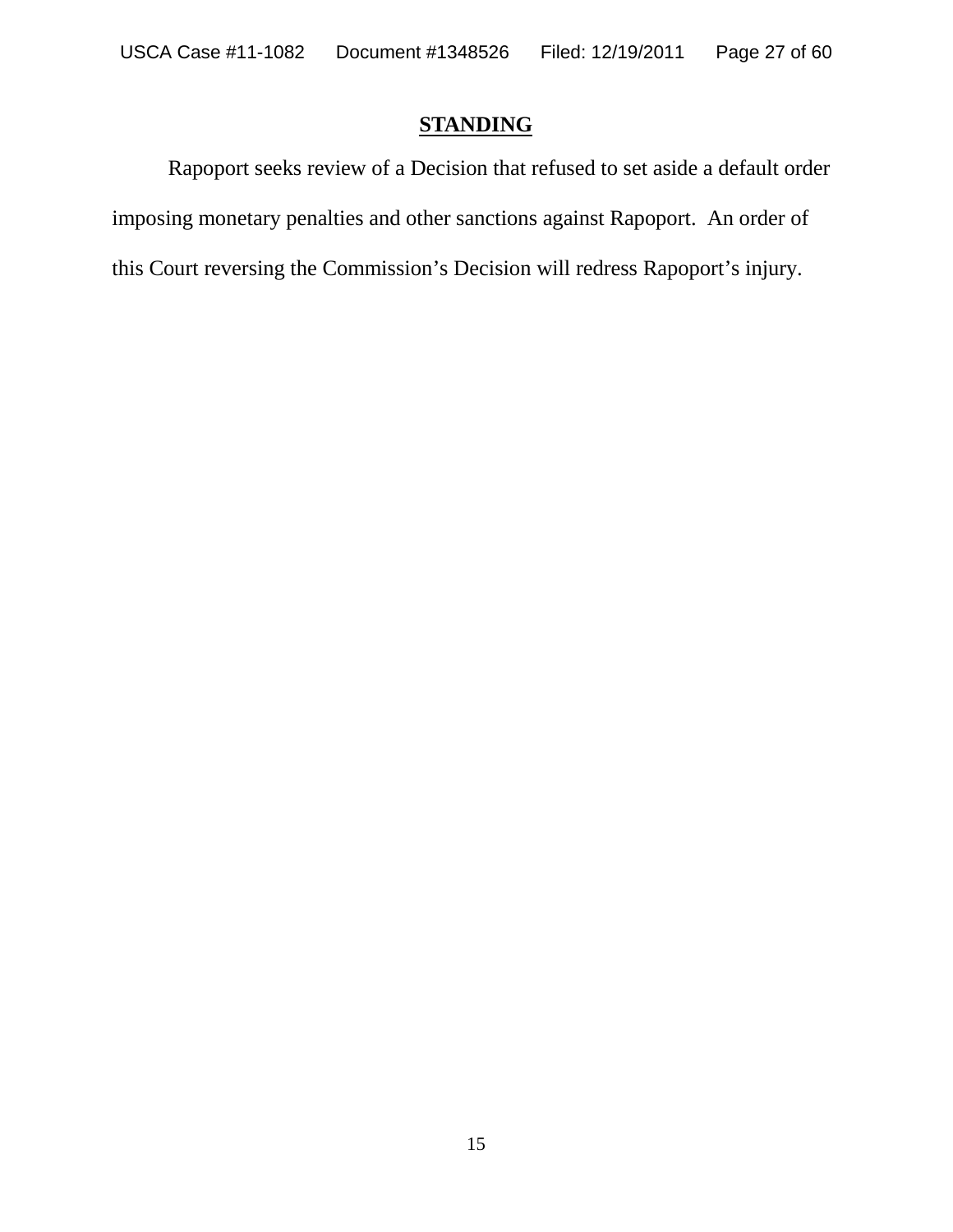## STANDING

Rapoport seeks review of a Decision that refused to set aside a default order imposing monetary penalties and other sanctions against Rapoport. An order of this Court reversing the Commission's Decision will redress Rapoport's injury.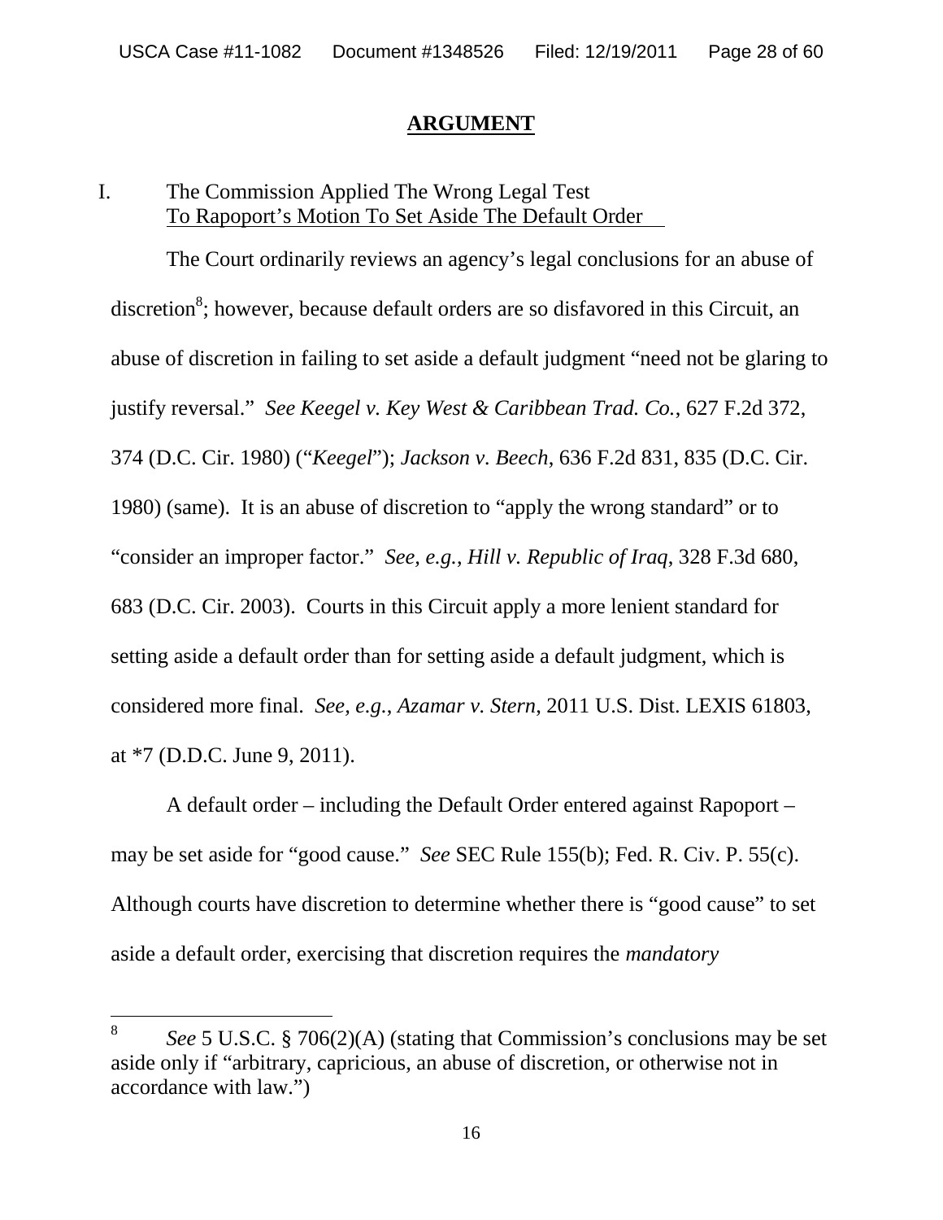## ARGUMENT

### I. The Commission Applied The Wrong Legal Test To Rapoport's Motion To Set Aside The Default Order

The Court ordinarily reviews an agency's legal conclusions for an abuse of discretion[8]; however, because default orders are so disfavored in this Circuit, an abuse of discretion in failing to set aside a default judgment "need not be glaring to justify reversal." *See Keegel v. Key West & Caribbean Trad. Co.*, 627 F.2d 372, 374 (D.C. Cir. 1980) ("*Keegel*"); *Jackson v. Beech*, 636 F.2d 831, 835 (D.C. Cir. 1980) (same). It is an abuse of discretion to "apply the wrong standard" or to "consider an improper factor." *See, e.g.*, *Hill v. Republic of Iraq*, 328 F.3d 680, 683 (D.C. Cir. 2003). Courts in this Circuit apply a more lenient standard for setting aside a default order than for setting aside a default judgment, which is considered more final. *See, e.g.*, *Azamar v. Stern*, 2011 U.S. Dist. LEXIS 61803, at *7 (D.D.C. June 9, 2011).

A default order – including the Default Order entered against Rapoport – may be set aside for "good cause." *See* SEC Rule 155(b); Fed. R. Civ. P. 55(c). Although courts have discretion to determine whether there is "good cause" to set aside a default order, exercising that discretion requires the *mandatory*

---

[8] *See* 5 U.S.C. § 706(2)(A) (stating that Commission's conclusions may be set aside only if "arbitrary, capricious, an abuse of discretion, or otherwise not in accordance with law.")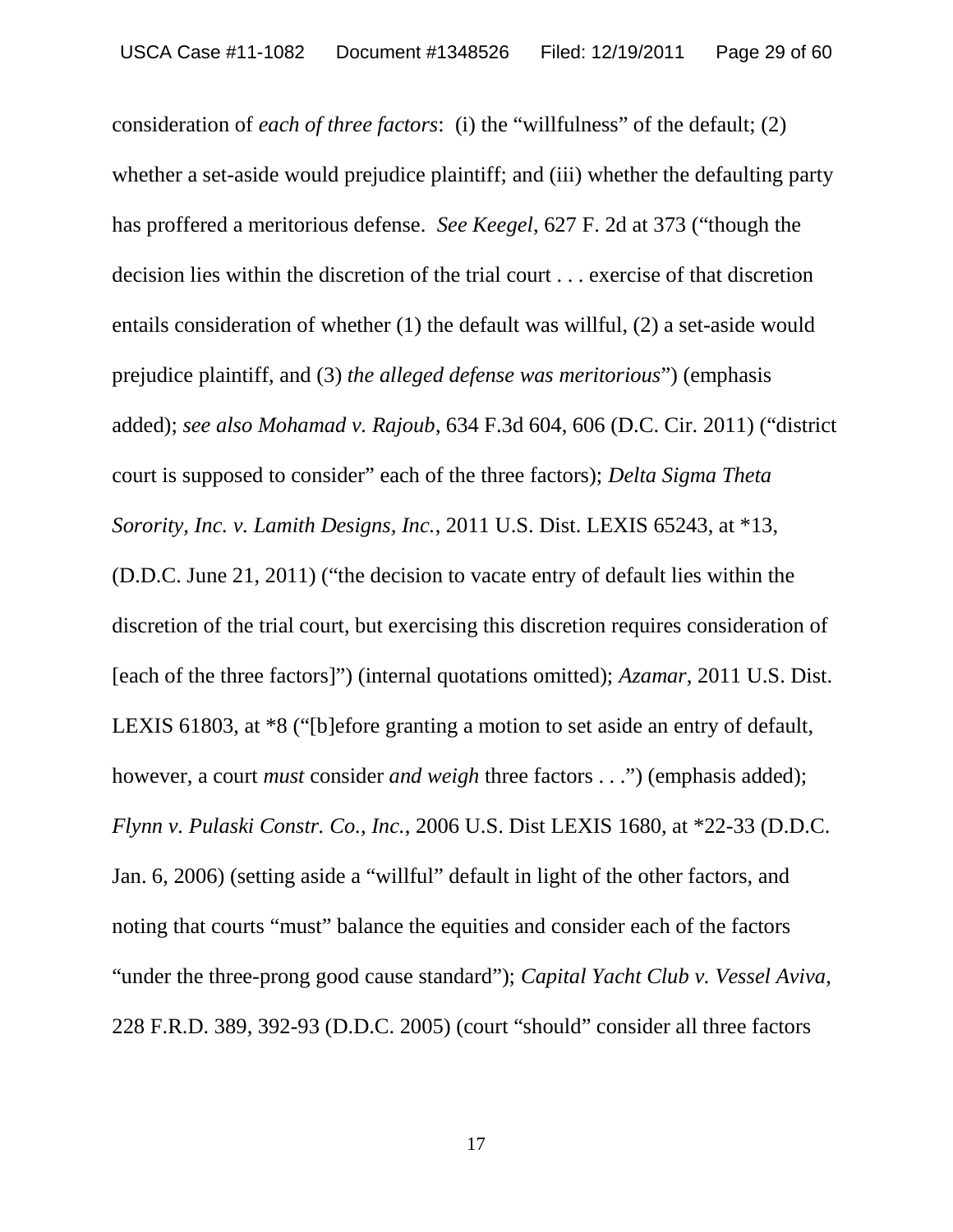consideration of *each of three factors*: (i) the "willfulness" of the default; (2) whether a set-aside would prejudice plaintiff; and (iii) whether the defaulting party has proffered a meritorious defense. *See Keegel*, 627 F. 2d at 373 ("though the decision lies within the discretion of the trial court . . . exercise of that discretion entails consideration of whether (1) the default was willful, (2) a set-aside would prejudice plaintiff, and (3) *the alleged defense was meritorious*") (emphasis added); *see also Mohamad v. Rajoub*, 634 F.3d 604, 606 (D.C. Cir. 2011) ("district court is supposed to consider" each of the three factors); *Delta Sigma Theta Sorority, Inc. v. Lamith Designs, Inc.*, 2011 U.S. Dist. LEXIS 65243, at *13, (D.D.C. June 21, 2011) ("the decision to vacate entry of default lies within the discretion of the trial court, but exercising this discretion requires consideration of [each of the three factors]") (internal quotations omitted); *Azamar*, 2011 U.S. Dist. LEXIS 61803, at *8 ("[b]efore granting a motion to set aside an entry of default, however, a court *must* consider *and weigh* three factors . . .") (emphasis added); *Flynn v. Pulaski Constr. Co., Inc.*, 2006 U.S. Dist LEXIS 1680, at *22-33 (D.D.C. Jan. 6, 2006) (setting aside a "willful" default in light of the other factors, and noting that courts "must" balance the equities and consider each of the factors "under the three-prong good cause standard"); *Capital Yacht Club v. Vessel Aviva*, 228 F.R.D. 389, 392-93 (D.D.C. 2005) (court "should" consider all three factors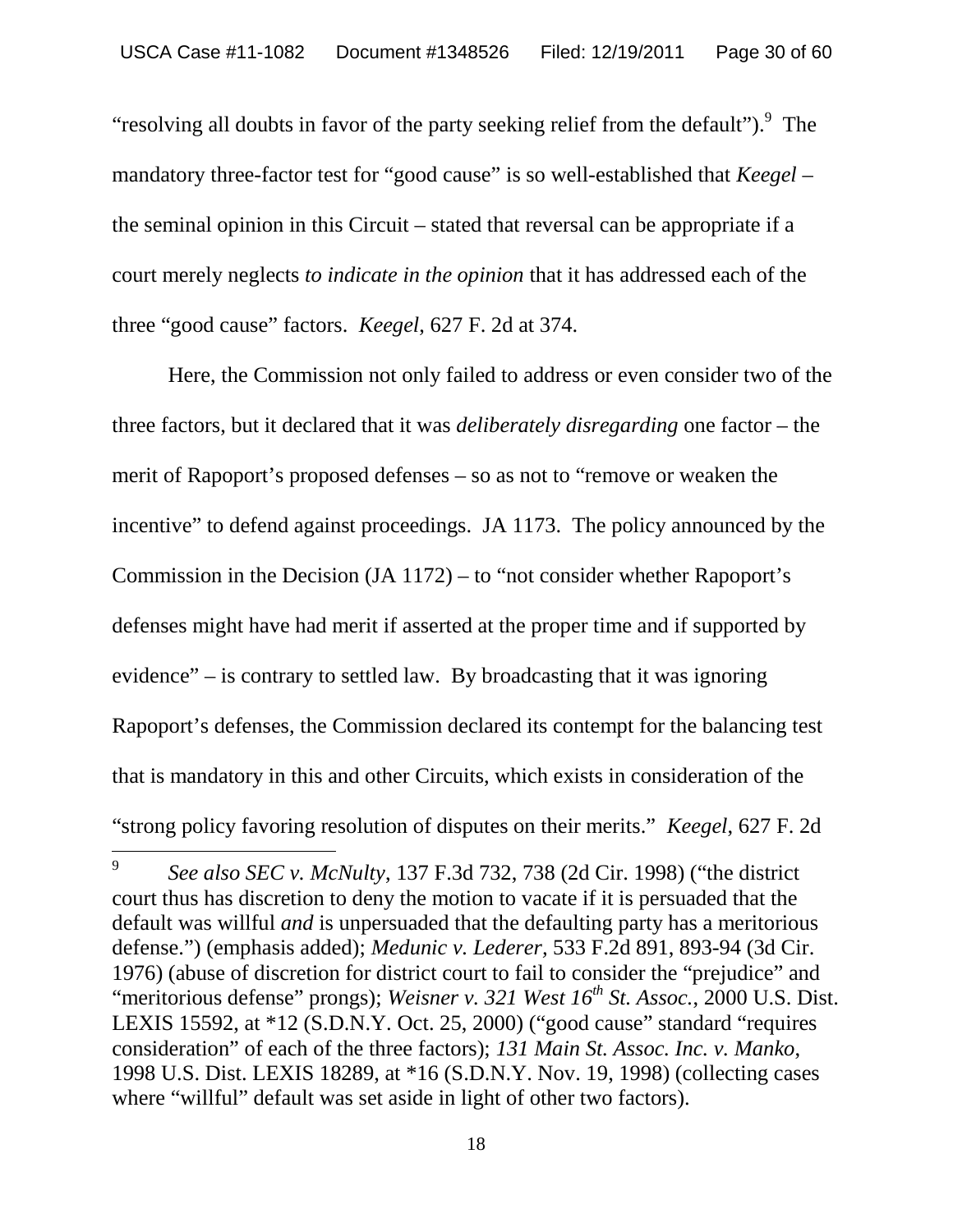"resolving all doubts in favor of the party seeking relief from the default").[9] The mandatory three-factor test for "good cause" is so well-established that *Keegel* – the seminal opinion in this Circuit – stated that reversal can be appropriate if a court merely neglects *to indicate in the opinion* that it has addressed each of the three "good cause" factors. *Keegel*, 627 F. 2d at 374.

Here, the Commission not only failed to address or even consider two of the three factors, but it declared that it was *deliberately disregarding* one factor – the merit of Rapoport's proposed defenses – so as not to "remove or weaken the incentive" to defend against proceedings. JA 1173. The policy announced by the Commission in the Decision (JA 1172) – to "not consider whether Rapoport's defenses might have had merit if asserted at the proper time and if supported by evidence" – is contrary to settled law. By broadcasting that it was ignoring Rapoport's defenses, the Commission declared its contempt for the balancing test that is mandatory in this and other Circuits, which exists in consideration of the "strong policy favoring resolution of disputes on their merits." *Keegel*, 627 F. 2d

---

[9] *See also SEC v. McNulty*, 137 F.3d 732, 738 (2d Cir. 1998) ("the district court thus has discretion to deny the motion to vacate if it is persuaded that the default was willful *and* is unpersuaded that the defaulting party has a meritorious defense.") (emphasis added); *Medunic v. Lederer*, 533 F.2d 891, 893-94 (3d Cir. 1976) (abuse of discretion for district court to fail to consider the "prejudice" and "meritorious defense" prongs); *Weisner v. 321 West 16th St. Assoc.*, 2000 U.S. Dist. LEXIS 15592, at *12 (S.D.N.Y. Oct. 25, 2000) ("good cause" standard "requires consideration" of each of the three factors); *131 Main St. Assoc. Inc. v. Manko*, 1998 U.S. Dist. LEXIS 18289, at *16 (S.D.N.Y. Nov. 19, 1998) (collecting cases where "willful" default was set aside in light of other two factors).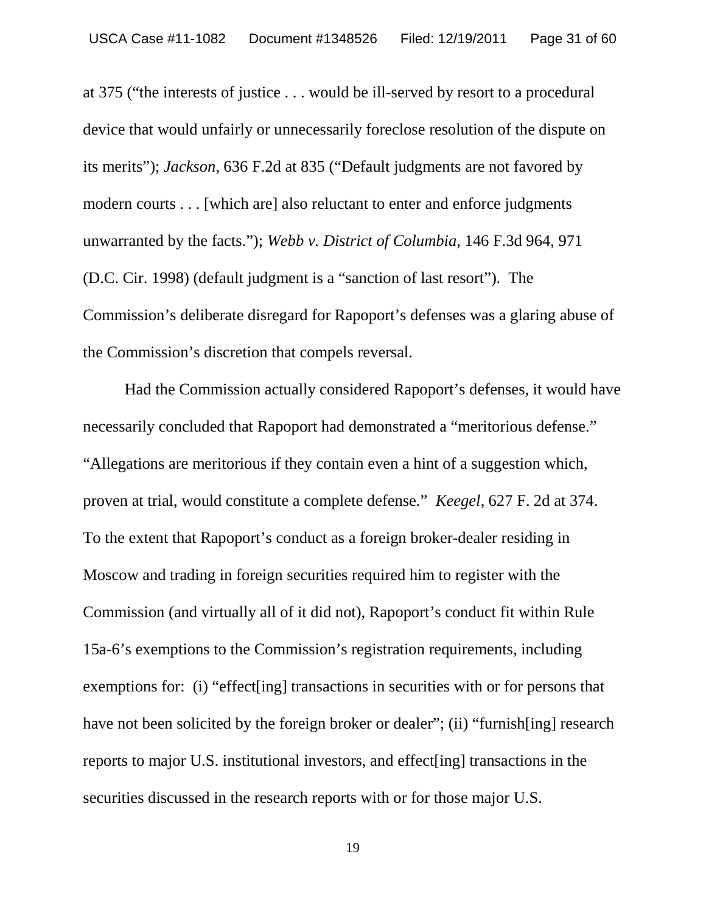at 375 ("the interests of justice . . . would be ill-served by resort to a procedural device that would unfairly or unnecessarily foreclose resolution of the dispute on its merits"); *Jackson*, 636 F.2d at 835 ("Default judgments are not favored by modern courts . . . [which are] also reluctant to enter and enforce judgments unwarranted by the facts."); *Webb v. District of Columbia*, 146 F.3d 964, 971 (D.C. Cir. 1998) (default judgment is a "sanction of last resort"). The Commission's deliberate disregard for Rapoport's defenses was a glaring abuse of the Commission's discretion that compels reversal.

Had the Commission actually considered Rapoport's defenses, it would have necessarily concluded that Rapoport had demonstrated a "meritorious defense." "Allegations are meritorious if they contain even a hint of a suggestion which, proven at trial, would constitute a complete defense." *Keegel*, 627 F. 2d at 374. To the extent that Rapoport's conduct as a foreign broker-dealer residing in Moscow and trading in foreign securities required him to register with the Commission (and virtually all of it did not), Rapoport's conduct fit within Rule 15a-6's exemptions to the Commission's registration requirements, including exemptions for: (i) "effect[ing] transactions in securities with or for persons that have not been solicited by the foreign broker or dealer"; (ii) "furnish[ing] research reports to major U.S. institutional investors, and effect[ing] transactions in the securities discussed in the research reports with or for those major U.S.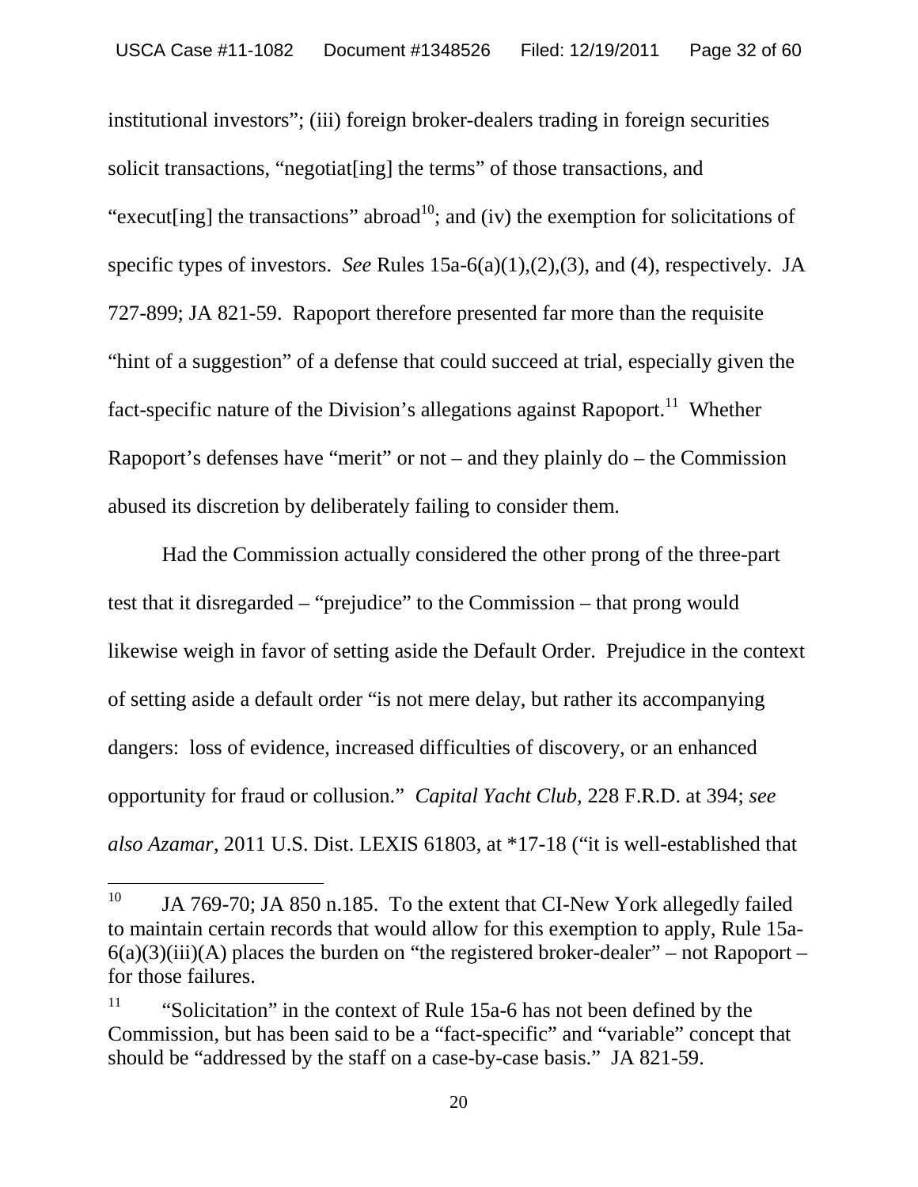institutional investors”; (iii) foreign broker-dealers trading in foreign securities solicit transactions, “negotiat[ing] the terms” of those transactions, and “execut[ing] the transactions” abroad[10]; and (iv) the exemption for solicitations of specific types of investors. *See* Rules 15a-6(a)(1),(2),(3), and (4), respectively. JA 727-899; JA 821-59. Rapoport therefore presented far more than the requisite “hint of a suggestion” of a defense that could succeed at trial, especially given the fact-specific nature of the Division’s allegations against Rapoport.[11] Whether Rapoport’s defenses have “merit” or not – and they plainly do – the Commission abused its discretion by deliberately failing to consider them.

Had the Commission actually considered the other prong of the three-part test that it disregarded – “prejudice” to the Commission – that prong would likewise weigh in favor of setting aside the Default Order. Prejudice in the context of setting aside a default order “is not mere delay, but rather its accompanying dangers: loss of evidence, increased difficulties of discovery, or an enhanced opportunity for fraud or collusion.” *Capital Yacht Club*, 228 F.R.D. at 394; *see also Azamar*, 2011 U.S. Dist. LEXIS 61803, at *17-18 (“it is well-established that

---

[10] JA 769-70; JA 850 n.185. To the extent that CI-New York allegedly failed to maintain certain records that would allow for this exemption to apply, Rule 15a-6(a)(3)(iii)(A) places the burden on “the registered broker-dealer” – not Rapoport – for those failures.

[11] “Solicitation” in the context of Rule 15a-6 has not been defined by the Commission, but has been said to be a “fact-specific” and “variable” concept that should be “addressed by the staff on a case-by-case basis.” JA 821-59.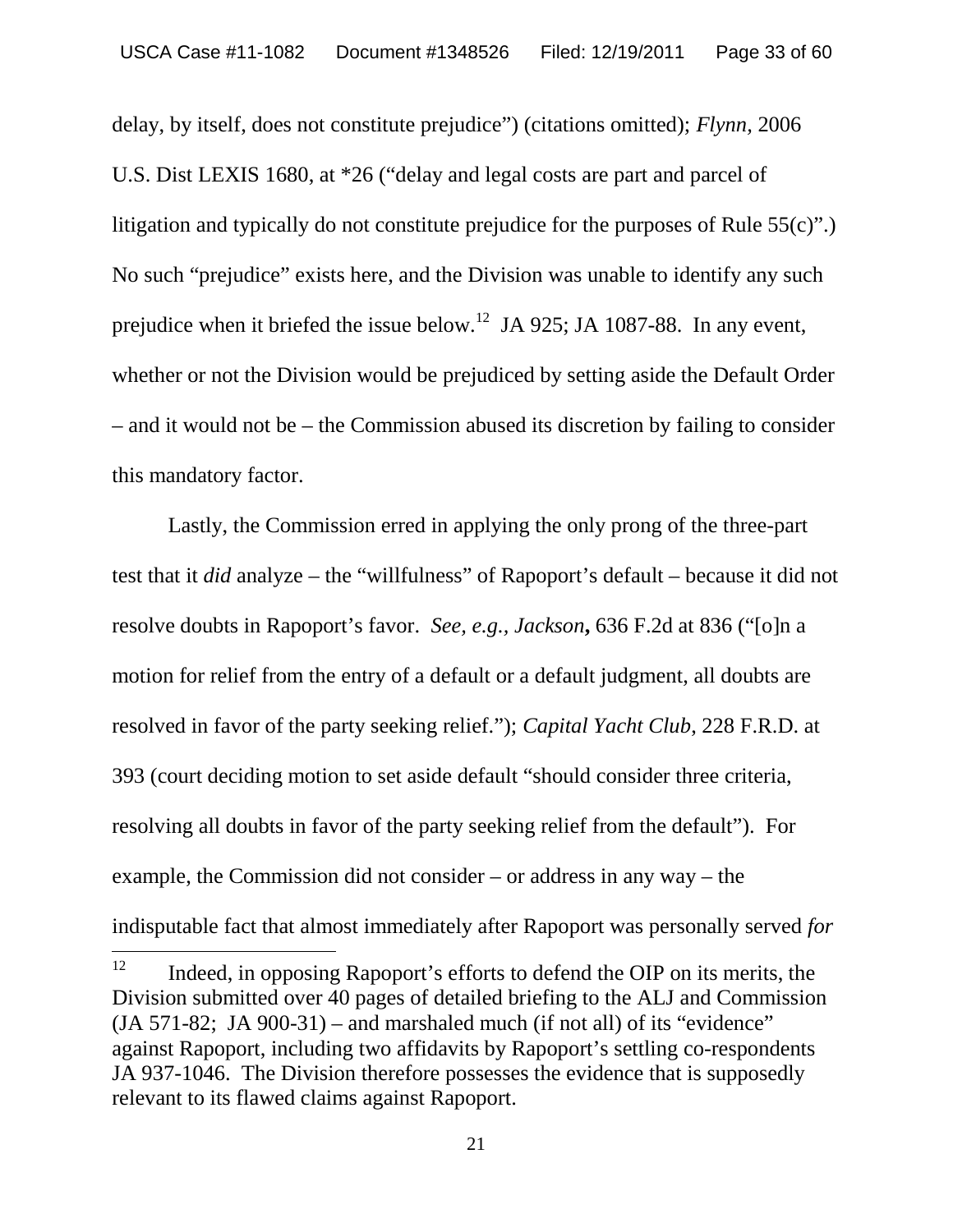delay, by itself, does not constitute prejudice") (citations omitted); *Flynn*, 2006 U.S. Dist LEXIS 1680, at *26 ("delay and legal costs are part and parcel of litigation and typically do not constitute prejudice for the purposes of Rule 55(c)".) No such "prejudice" exists here, and the Division was unable to identify any such prejudice when it briefed the issue below.[12] JA 925; JA 1087-88. In any event, whether or not the Division would be prejudiced by setting aside the Default Order – and it would not be – the Commission abused its discretion by failing to consider this mandatory factor.

Lastly, the Commission erred in applying the only prong of the three-part test that it *did* analyze – the "willfulness" of Rapoport's default – because it did not resolve doubts in Rapoport's favor. *See, e.g.*, *Jackson***,** 636 F.2d at 836 ("[o]n a motion for relief from the entry of a default or a default judgment, all doubts are resolved in favor of the party seeking relief."); *Capital Yacht Club*, 228 F.R.D. at 393 (court deciding motion to set aside default "should consider three criteria, resolving all doubts in favor of the party seeking relief from the default"). For example, the Commission did not consider – or address in any way – the indisputable fact that almost immediately after Rapoport was personally served *for*

---

[12] Indeed, in opposing Rapoport's efforts to defend the OIP on its merits, the Division submitted over 40 pages of detailed briefing to the ALJ and Commission (JA 571-82; JA 900-31) – and marshaled much (if not all) of its "evidence" against Rapoport, including two affidavits by Rapoport's settling co-respondents JA 937-1046. The Division therefore possesses the evidence that is supposedly relevant to its flawed claims against Rapoport.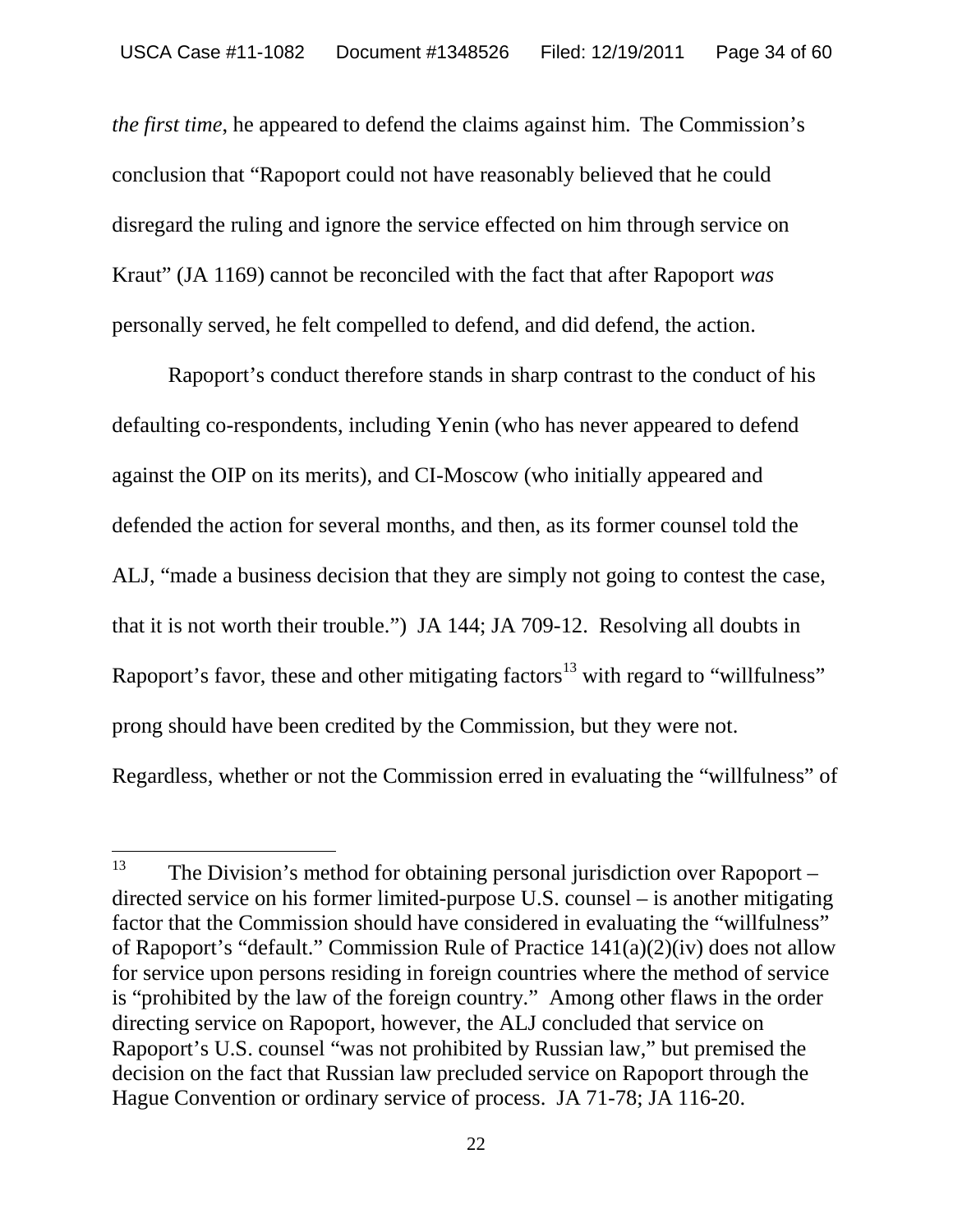*the first time*, he appeared to defend the claims against him. The Commission's conclusion that "Rapoport could not have reasonably believed that he could disregard the ruling and ignore the service effected on him through service on Kraut" (JA 1169) cannot be reconciled with the fact that after Rapoport *was* personally served, he felt compelled to defend, and did defend, the action.

Rapoport's conduct therefore stands in sharp contrast to the conduct of his defaulting co-respondents, including Yenin (who has never appeared to defend against the OIP on its merits), and CI-Moscow (who initially appeared and defended the action for several months, and then, as its former counsel told the ALJ, "made a business decision that they are simply not going to contest the case, that it is not worth their trouble.") JA 144; JA 709-12. Resolving all doubts in Rapoport's favor, these and other mitigating factors[13] with regard to "willfulness" prong should have been credited by the Commission, but they were not. Regardless, whether or not the Commission erred in evaluating the "willfulness" of

---

[13] The Division's method for obtaining personal jurisdiction over Rapoport – directed service on his former limited-purpose U.S. counsel – is another mitigating factor that the Commission should have considered in evaluating the "willfulness" of Rapoport's "default." Commission Rule of Practice 141(a)(2)(iv) does not allow for service upon persons residing in foreign countries where the method of service is "prohibited by the law of the foreign country." Among other flaws in the order directing service on Rapoport, however, the ALJ concluded that service on Rapoport's U.S. counsel "was not prohibited by Russian law," but premised the decision on the fact that Russian law precluded service on Rapoport through the Hague Convention or ordinary service of process. JA 71-78; JA 116-20.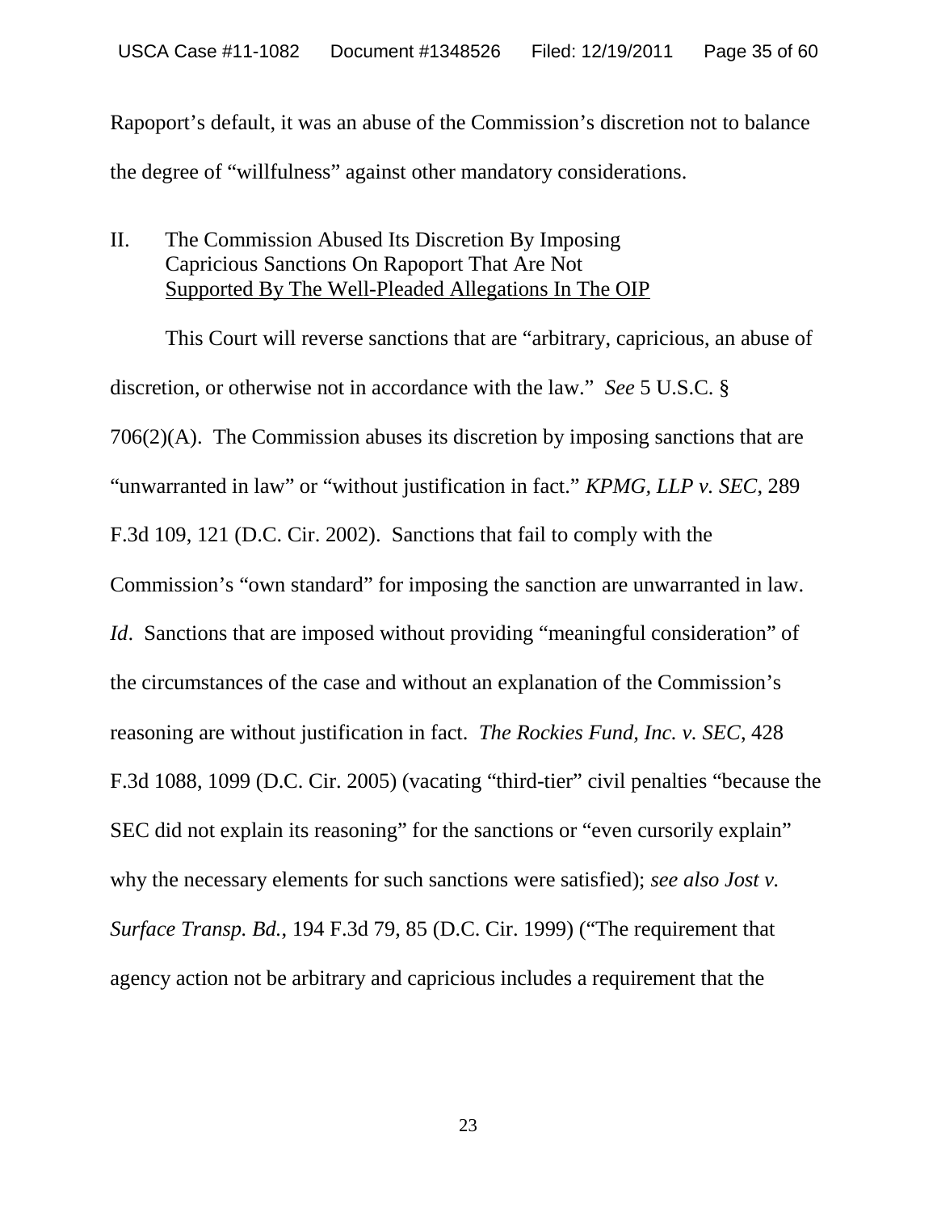Rapoport's default, it was an abuse of the Commission's discretion not to balance the degree of "willfulness" against other mandatory considerations.

## II. The Commission Abused Its Discretion By Imposing Capricious Sanctions On Rapoport That Are Not Supported By The Well-Pleaded Allegations In The OIP

This Court will reverse sanctions that are "arbitrary, capricious, an abuse of discretion, or otherwise not in accordance with the law." *See* 5 U.S.C. § 706(2)(A). The Commission abuses its discretion by imposing sanctions that are "unwarranted in law" or "without justification in fact." *KPMG, LLP v. SEC*, 289 F.3d 109, 121 (D.C. Cir. 2002). Sanctions that fail to comply with the Commission's "own standard" for imposing the sanction are unwarranted in law. *Id*. Sanctions that are imposed without providing "meaningful consideration" of the circumstances of the case and without an explanation of the Commission's reasoning are without justification in fact. *The Rockies Fund, Inc. v. SEC*, 428 F.3d 1088, 1099 (D.C. Cir. 2005) (vacating "third-tier" civil penalties "because the SEC did not explain its reasoning" for the sanctions or "even cursorily explain" why the necessary elements for such sanctions were satisfied); *see also Jost v. Surface Transp. Bd.*, 194 F.3d 79, 85 (D.C. Cir. 1999) ("The requirement that agency action not be arbitrary and capricious includes a requirement that the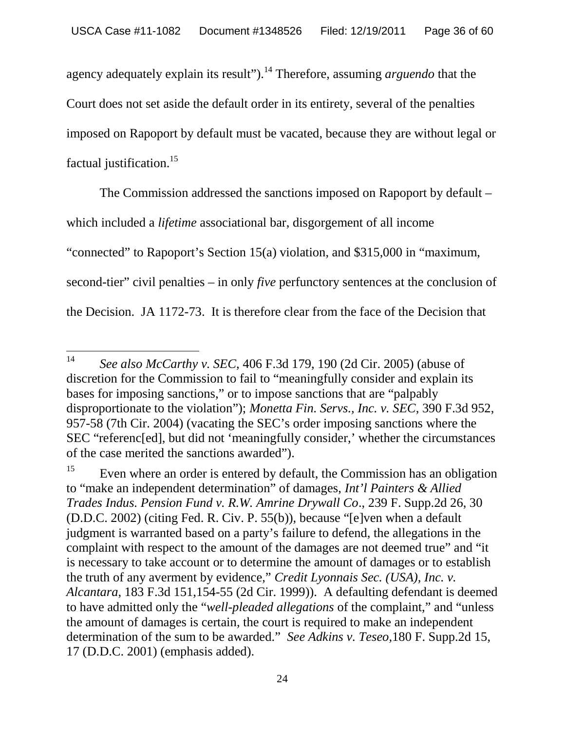agency adequately explain its result").[14] Therefore, assuming *arguendo* that the Court does not set aside the default order in its entirety, several of the penalties imposed on Rapoport by default must be vacated, because they are without legal or factual justification.[15]

The Commission addressed the sanctions imposed on Rapoport by default – which included a *lifetime* associational bar, disgorgement of all income "connected" to Rapoport's Section 15(a) violation, and $315,000 in "maximum, second-tier" civil penalties – in only *five* perfunctory sentences at the conclusion of the Decision. JA 1172-73. It is therefore clear from the face of the Decision that

---

[14] *See also McCarthy v. SEC*, 406 F.3d 179, 190 (2d Cir. 2005) (abuse of discretion for the Commission to fail to "meaningfully consider and explain its bases for imposing sanctions," or to impose sanctions that are "palpably disproportionate to the violation"); *Monetta Fin. Servs., Inc. v. SEC*, 390 F.3d 952, 957-58 (7th Cir. 2004) (vacating the SEC's order imposing sanctions where the SEC "referenc[ed], but did not 'meaningfully consider,' whether the circumstances of the case merited the sanctions awarded").

[15] Even where an order is entered by default, the Commission has an obligation to "make an independent determination" of damages, *Int'l Painters & Allied Trades Indus. Pension Fund v. R.W. Amrine Drywall Co*., 239 F. Supp.2d 26, 30 (D.D.C. 2002) (citing Fed. R. Civ. P. 55(b)), because "[e]ven when a default judgment is warranted based on a party's failure to defend, the allegations in the complaint with respect to the amount of the damages are not deemed true" and "it is necessary to take account or to determine the amount of damages or to establish the truth of any averment by evidence," *Credit Lyonnais Sec. (USA), Inc. v. Alcantara*, 183 F.3d 151,154-55 (2d Cir. 1999)). A defaulting defendant is deemed to have admitted only the "*well-pleaded allegations* of the complaint," and "unless the amount of damages is certain, the court is required to make an independent determination of the sum to be awarded." *See Adkins v. Teseo*,180 F. Supp.2d 15, 17 (D.D.C. 2001) (emphasis added).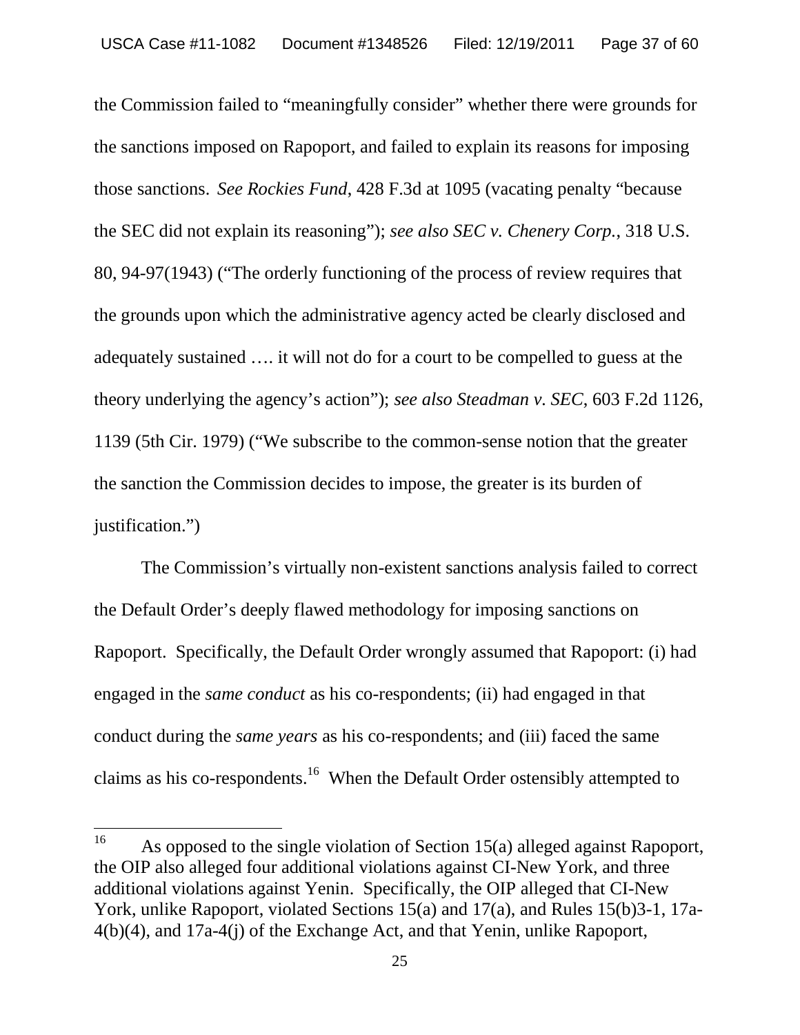the Commission failed to "meaningfully consider" whether there were grounds for the sanctions imposed on Rapoport, and failed to explain its reasons for imposing those sanctions. *See Rockies Fund*, 428 F.3d at 1095 (vacating penalty "because the SEC did not explain its reasoning"); *see also SEC v. Chenery Corp.*, 318 U.S. 80, 94-97(1943) ("The orderly functioning of the process of review requires that the grounds upon which the administrative agency acted be clearly disclosed and adequately sustained …. it will not do for a court to be compelled to guess at the theory underlying the agency's action"); *see also Steadman v. SEC*, 603 F.2d 1126, 1139 (5th Cir. 1979) ("We subscribe to the common-sense notion that the greater the sanction the Commission decides to impose, the greater is its burden of justification.")

The Commission's virtually non-existent sanctions analysis failed to correct the Default Order's deeply flawed methodology for imposing sanctions on Rapoport. Specifically, the Default Order wrongly assumed that Rapoport: (i) had engaged in the *same conduct* as his co-respondents; (ii) had engaged in that conduct during the *same years* as his co-respondents; and (iii) faced the same claims as his co-respondents.[16] When the Default Order ostensibly attempted to

[16] As opposed to the single violation of Section 15(a) alleged against Rapoport, the OIP also alleged four additional violations against CI-New York, and three additional violations against Yenin. Specifically, the OIP alleged that CI-New York, unlike Rapoport, violated Sections 15(a) and 17(a), and Rules 15(b)3-1, 17a-4(b)(4), and 17a-4(j) of the Exchange Act, and that Yenin, unlike Rapoport,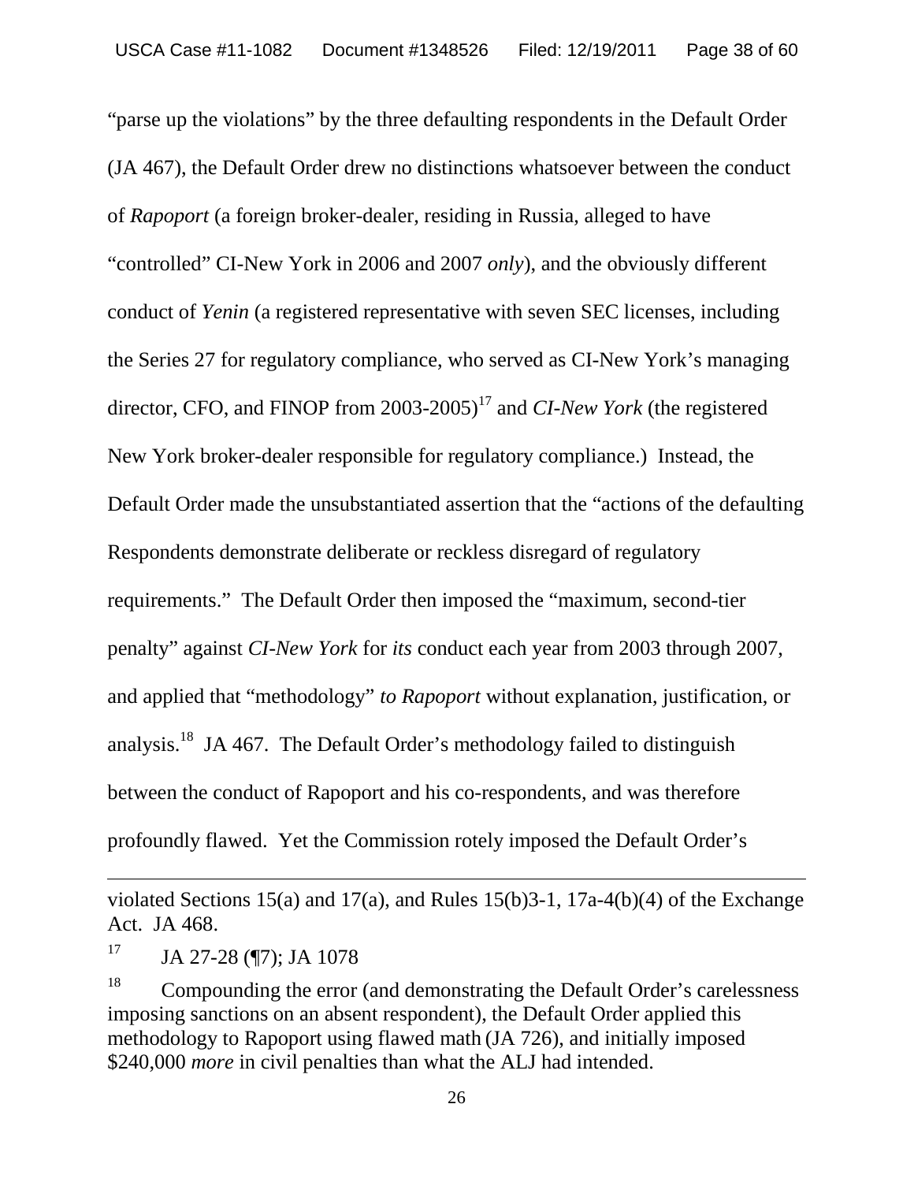"parse up the violations" by the three defaulting respondents in the Default Order (JA 467), the Default Order drew no distinctions whatsoever between the conduct of *Rapoport* (a foreign broker-dealer, residing in Russia, alleged to have "controlled" CI-New York in 2006 and 2007 *only*), and the obviously different conduct of *Yenin* (a registered representative with seven SEC licenses, including the Series 27 for regulatory compliance, who served as CI-New York's managing director, CFO, and FINOP from 2003-2005)[17] and *CI-New York* (the registered New York broker-dealer responsible for regulatory compliance.) Instead, the Default Order made the unsubstantiated assertion that the "actions of the defaulting Respondents demonstrate deliberate or reckless disregard of regulatory requirements." The Default Order then imposed the "maximum, second-tier penalty" against *CI-New York* for *its* conduct each year from 2003 through 2007, and applied that "methodology" *to Rapoport* without explanation, justification, or analysis.[18] JA 467. The Default Order's methodology failed to distinguish between the conduct of Rapoport and his co-respondents, and was therefore profoundly flawed. Yet the Commission rotely imposed the Default Order's

---

violated Sections 15(a) and 17(a), and Rules 15(b)3-1, 17a-4(b)(4) of the Exchange Act. JA 468.

[17] JA 27-28 (¶7); JA 1078

[18] Compounding the error (and demonstrating the Default Order's carelessness imposing sanctions on an absent respondent), the Default Order applied this methodology to Rapoport using flawed math (JA 726), and initially imposed $240,000 *more* in civil penalties than what the ALJ had intended.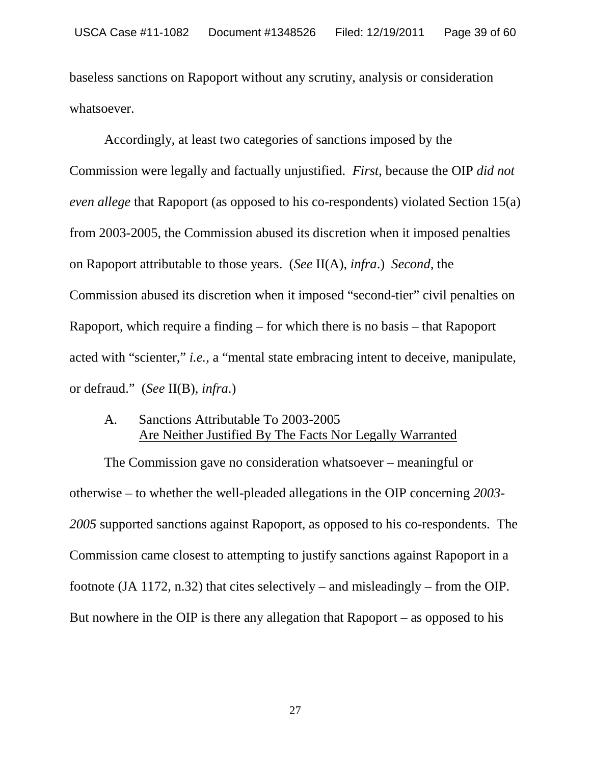baseless sanctions on Rapoport without any scrutiny, analysis or consideration whatsoever.

Accordingly, at least two categories of sanctions imposed by the Commission were legally and factually unjustified. *First*, because the OIP *did not even allege* that Rapoport (as opposed to his co-respondents) violated Section 15(a) from 2003-2005, the Commission abused its discretion when it imposed penalties on Rapoport attributable to those years. (*See* II(A), *infra*.) *Second*, the Commission abused its discretion when it imposed "second-tier" civil penalties on Rapoport, which require a finding – for which there is no basis – that Rapoport acted with "scienter," *i.e.*, a "mental state embracing intent to deceive, manipulate, or defraud." (*See* II(B), *infra*.)

### A. Sanctions Attributable To 2003-2005 Are Neither Justified By The Facts Nor Legally Warranted

The Commission gave no consideration whatsoever – meaningful or otherwise – to whether the well-pleaded allegations in the OIP concerning *2003-2005* supported sanctions against Rapoport, as opposed to his co-respondents. The Commission came closest to attempting to justify sanctions against Rapoport in a footnote (JA 1172, n.32) that cites selectively – and misleadingly – from the OIP. But nowhere in the OIP is there any allegation that Rapoport – as opposed to his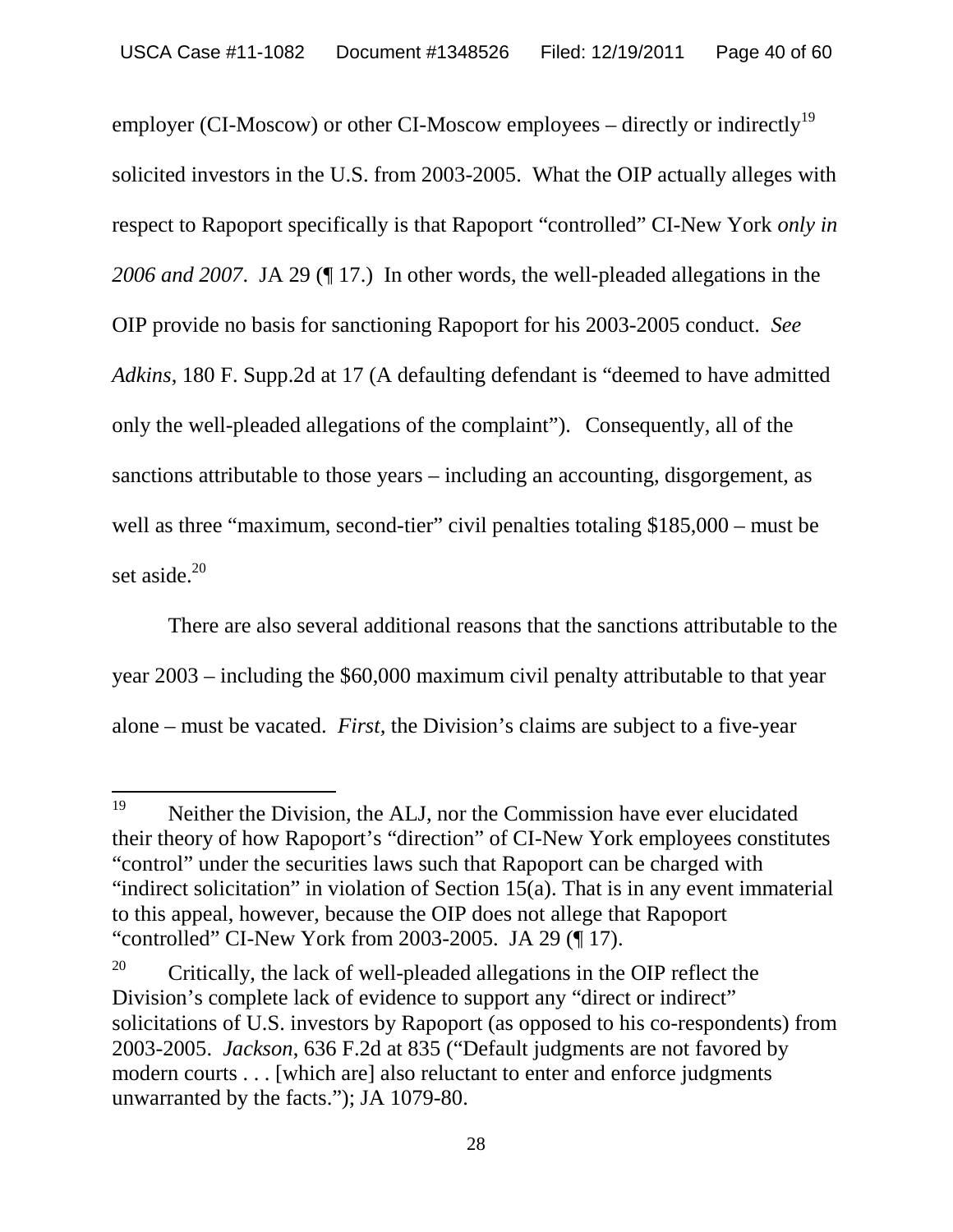employer (CI-Moscow) or other CI-Moscow employees – directly or indirectly[19] solicited investors in the U.S. from 2003-2005. What the OIP actually alleges with respect to Rapoport specifically is that Rapoport "controlled" CI-New York *only in 2006 and 2007*. JA 29 (¶ 17.) In other words, the well-pleaded allegations in the OIP provide no basis for sanctioning Rapoport for his 2003-2005 conduct. *See Adkins*, 180 F. Supp.2d at 17 (A defaulting defendant is "deemed to have admitted only the well-pleaded allegations of the complaint"). Consequently, all of the sanctions attributable to those years – including an accounting, disgorgement, as well as three "maximum, second-tier" civil penalties totaling $185,000 – must be set aside.[20]

There are also several additional reasons that the sanctions attributable to the year 2003 – including the $60,000 maximum civil penalty attributable to that year alone – must be vacated. *First*, the Division's claims are subject to a five-year

---

[19] Neither the Division, the ALJ, nor the Commission have ever elucidated their theory of how Rapoport's "direction" of CI-New York employees constitutes "control" under the securities laws such that Rapoport can be charged with "indirect solicitation" in violation of Section 15(a). That is in any event immaterial to this appeal, however, because the OIP does not allege that Rapoport "controlled" CI-New York from 2003-2005. JA 29 (¶ 17).

[20] Critically, the lack of well-pleaded allegations in the OIP reflect the Division's complete lack of evidence to support any "direct or indirect" solicitations of U.S. investors by Rapoport (as opposed to his co-respondents) from 2003-2005. *Jackson*, 636 F.2d at 835 ("Default judgments are not favored by modern courts . . . [which are] also reluctant to enter and enforce judgments unwarranted by the facts."); JA 1079-80.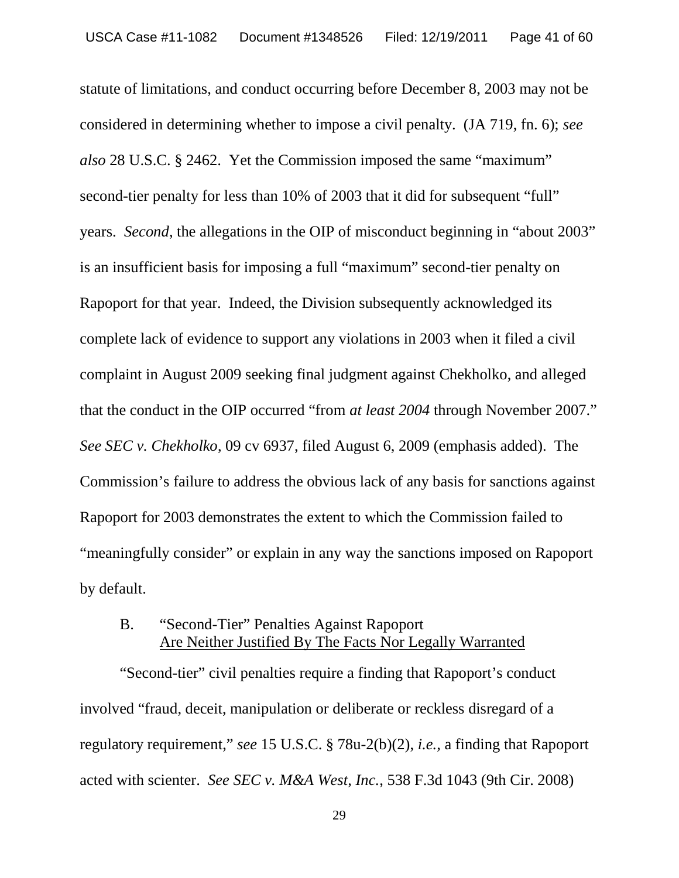statute of limitations, and conduct occurring before December 8, 2003 may not be considered in determining whether to impose a civil penalty. (JA 719, fn. 6); *see also* 28 U.S.C. § 2462. Yet the Commission imposed the same "maximum" second-tier penalty for less than 10% of 2003 that it did for subsequent "full" years. *Second*, the allegations in the OIP of misconduct beginning in "about 2003" is an insufficient basis for imposing a full "maximum" second-tier penalty on Rapoport for that year. Indeed, the Division subsequently acknowledged its complete lack of evidence to support any violations in 2003 when it filed a civil complaint in August 2009 seeking final judgment against Chekholko, and alleged that the conduct in the OIP occurred "from *at least 2004* through November 2007." *See SEC v. Chekholko*, 09 cv 6937, filed August 6, 2009 (emphasis added). The Commission's failure to address the obvious lack of any basis for sanctions against Rapoport for 2003 demonstrates the extent to which the Commission failed to "meaningfully consider" or explain in any way the sanctions imposed on Rapoport by default.

### B. "Second-Tier" Penalties Against Rapoport Are Neither Justified By The Facts Nor Legally Warranted

"Second-tier" civil penalties require a finding that Rapoport's conduct involved "fraud, deceit, manipulation or deliberate or reckless disregard of a regulatory requirement," *see* 15 U.S.C. § 78u-2(b)(2), *i.e.,* a finding that Rapoport acted with scienter. *See SEC v. M&A West, Inc.*, 538 F.3d 1043 (9th Cir. 2008)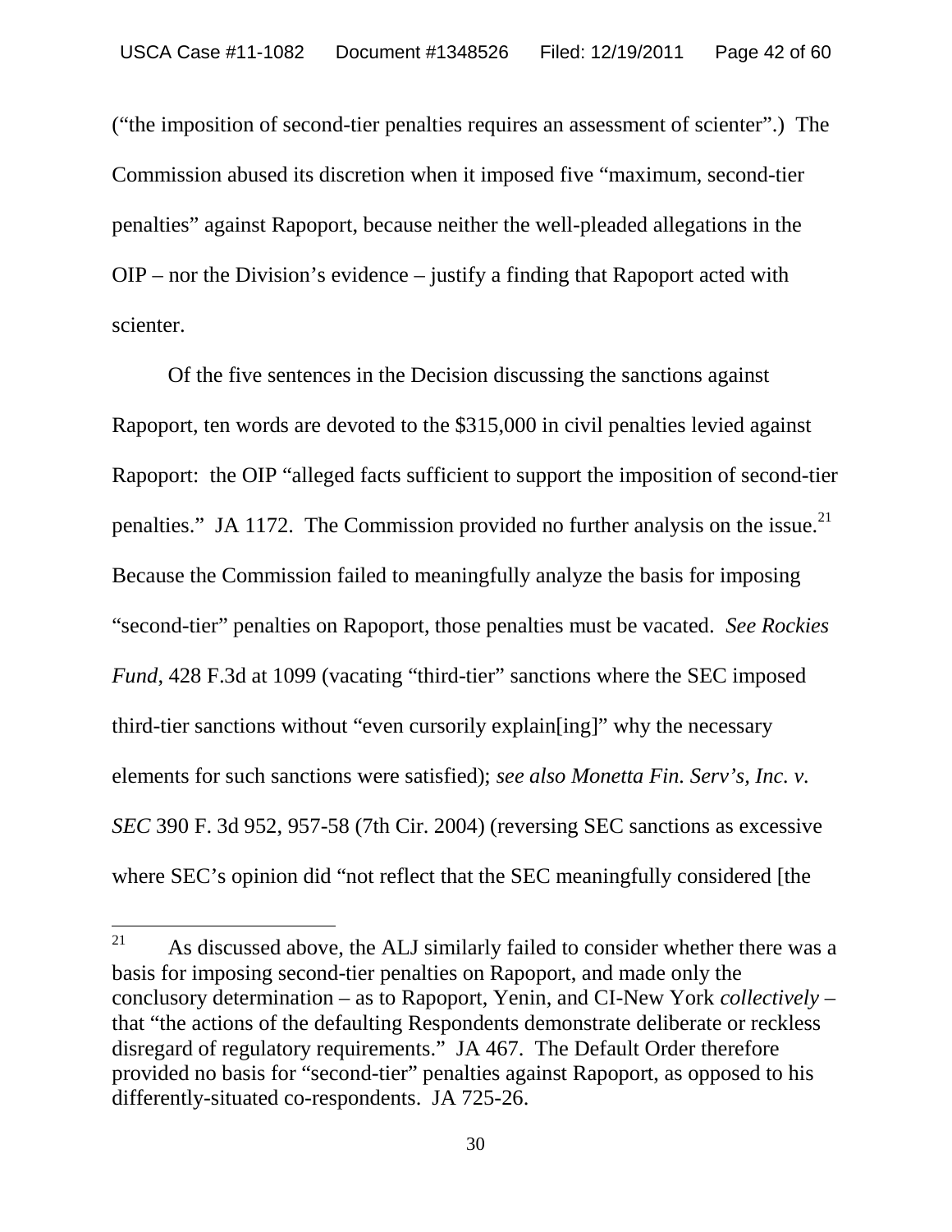("the imposition of second-tier penalties requires an assessment of scienter".) The Commission abused its discretion when it imposed five "maximum, second-tier penalties" against Rapoport, because neither the well-pleaded allegations in the OIP – nor the Division's evidence – justify a finding that Rapoport acted with scienter.

Of the five sentences in the Decision discussing the sanctions against Rapoport, ten words are devoted to the $315,000 in civil penalties levied against Rapoport: the OIP "alleged facts sufficient to support the imposition of second-tier penalties." JA 1172. The Commission provided no further analysis on the issue.[21] Because the Commission failed to meaningfully analyze the basis for imposing "second-tier" penalties on Rapoport, those penalties must be vacated. *See Rockies Fund*, 428 F.3d at 1099 (vacating "third-tier" sanctions where the SEC imposed third-tier sanctions without "even cursorily explain[ing]" why the necessary elements for such sanctions were satisfied); *see also Monetta Fin. Serv's, Inc. v. SEC* 390 F. 3d 952, 957-58 (7th Cir. 2004) (reversing SEC sanctions as excessive where SEC's opinion did "not reflect that the SEC meaningfully considered [the

[21] As discussed above, the ALJ similarly failed to consider whether there was a basis for imposing second-tier penalties on Rapoport, and made only the conclusory determination – as to Rapoport, Yenin, and CI-New York *collectively* – that "the actions of the defaulting Respondents demonstrate deliberate or reckless disregard of regulatory requirements." JA 467. The Default Order therefore provided no basis for "second-tier" penalties against Rapoport, as opposed to his differently-situated co-respondents. JA 725-26.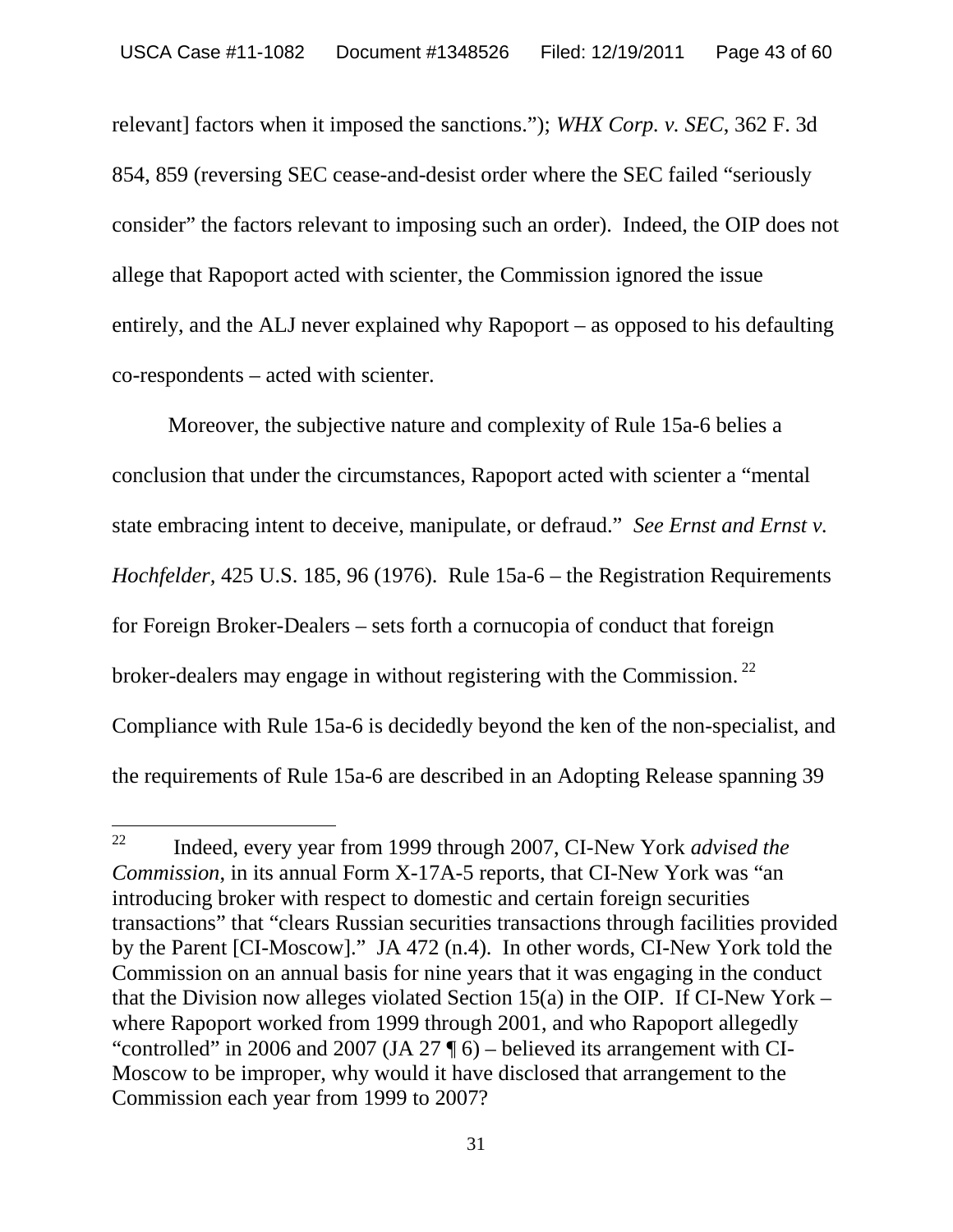relevant] factors when it imposed the sanctions."); *WHX Corp. v. SEC*, 362 F. 3d 854, 859 (reversing SEC cease-and-desist order where the SEC failed "seriously consider" the factors relevant to imposing such an order). Indeed, the OIP does not allege that Rapoport acted with scienter, the Commission ignored the issue entirely, and the ALJ never explained why Rapoport – as opposed to his defaulting co-respondents – acted with scienter.

Moreover, the subjective nature and complexity of Rule 15a-6 belies a conclusion that under the circumstances, Rapoport acted with scienter a "mental state embracing intent to deceive, manipulate, or defraud." *See Ernst and Ernst v. Hochfelder*, 425 U.S. 185, 96 (1976). Rule 15a-6 – the Registration Requirements for Foreign Broker-Dealers – sets forth a cornucopia of conduct that foreign broker-dealers may engage in without registering with the Commission.[22] Compliance with Rule 15a-6 is decidedly beyond the ken of the non-specialist, and the requirements of Rule 15a-6 are described in an Adopting Release spanning 39

---

[22] Indeed, every year from 1999 through 2007, CI-New York *advised the Commission*, in its annual Form X-17A-5 reports, that CI-New York was "an introducing broker with respect to domestic and certain foreign securities transactions" that "clears Russian securities transactions through facilities provided by the Parent [CI-Moscow]." JA 472 (n.4). In other words, CI-New York told the Commission on an annual basis for nine years that it was engaging in the conduct that the Division now alleges violated Section 15(a) in the OIP. If CI-New York – where Rapoport worked from 1999 through 2001, and who Rapoport allegedly "controlled" in 2006 and 2007 (JA 27 ¶ 6) – believed its arrangement with CI-Moscow to be improper, why would it have disclosed that arrangement to the Commission each year from 1999 to 2007?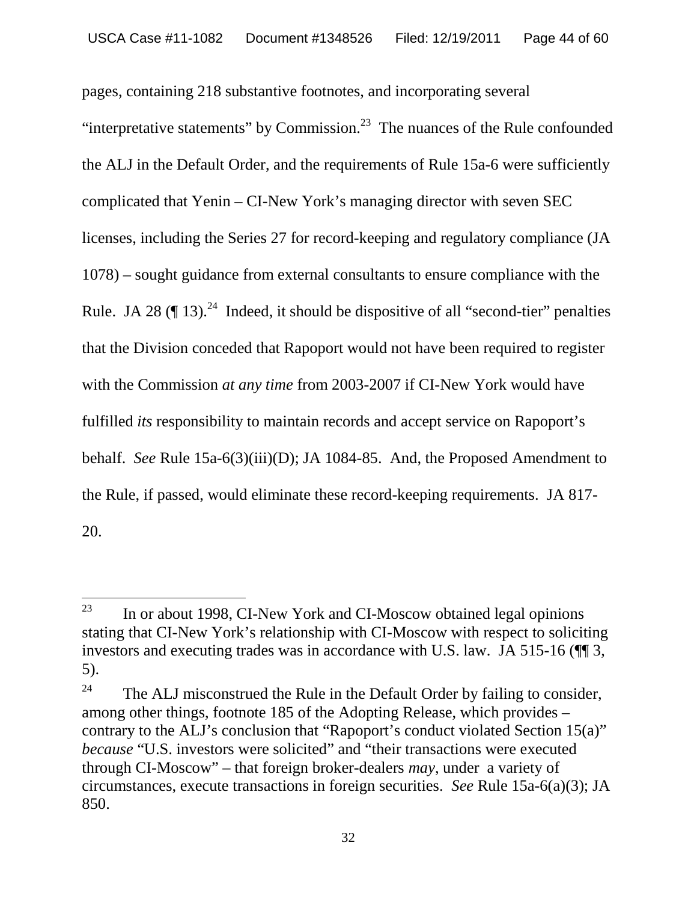pages, containing 218 substantive footnotes, and incorporating several "interpretative statements" by Commission.[23] The nuances of the Rule confounded the ALJ in the Default Order, and the requirements of Rule 15a-6 were sufficiently complicated that Yenin – CI-New York's managing director with seven SEC licenses, including the Series 27 for record-keeping and regulatory compliance (JA 1078) – sought guidance from external consultants to ensure compliance with the Rule. JA 28 (¶ 13).[24] Indeed, it should be dispositive of all "second-tier" penalties that the Division conceded that Rapoport would not have been required to register with the Commission *at any time* from 2003-2007 if CI-New York would have fulfilled *its* responsibility to maintain records and accept service on Rapoport's behalf. *See* Rule 15a-6(3)(iii)(D); JA 1084-85. And, the Proposed Amendment to the Rule, if passed, would eliminate these record-keeping requirements. JA 817-20.

---

[23] In or about 1998, CI-New York and CI-Moscow obtained legal opinions stating that CI-New York's relationship with CI-Moscow with respect to soliciting investors and executing trades was in accordance with U.S. law. JA 515-16 (¶¶ 3, 5).

[24] The ALJ misconstrued the Rule in the Default Order by failing to consider, among other things, footnote 185 of the Adopting Release, which provides – contrary to the ALJ's conclusion that "Rapoport's conduct violated Section 15(a)" *because* "U.S. investors were solicited" and "their transactions were executed through CI-Moscow" – that foreign broker-dealers *may*, under a variety of circumstances, execute transactions in foreign securities. *See* Rule 15a-6(a)(3); JA 850.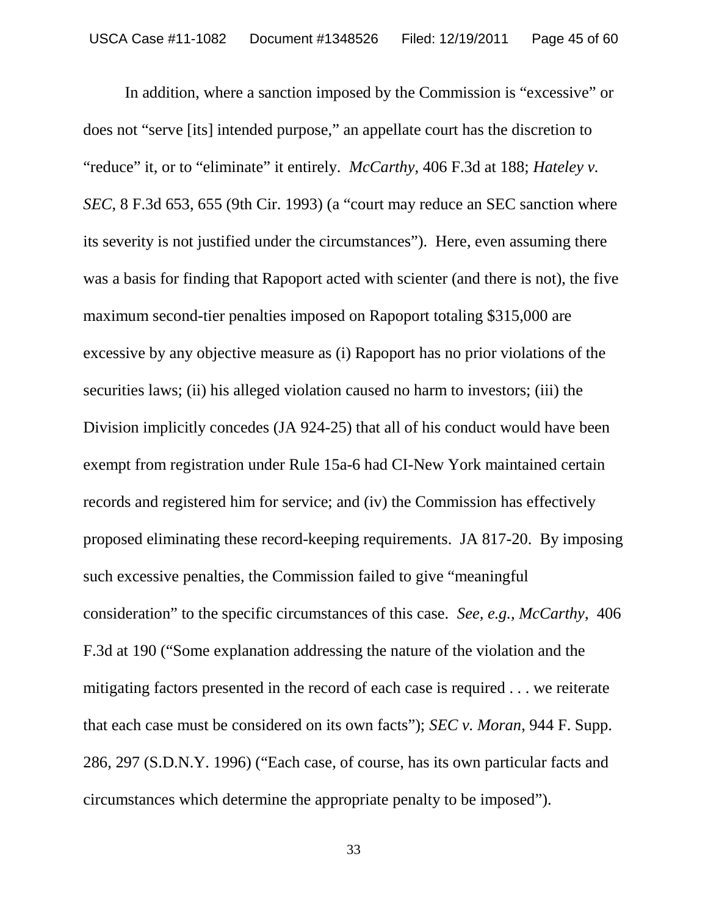In addition, where a sanction imposed by the Commission is "excessive" or does not "serve [its] intended purpose," an appellate court has the discretion to "reduce" it, or to "eliminate" it entirely. *McCarthy*, 406 F.3d at 188; *Hateley v. SEC*, 8 F.3d 653, 655 (9th Cir. 1993) (a "court may reduce an SEC sanction where its severity is not justified under the circumstances"). Here, even assuming there was a basis for finding that Rapoport acted with scienter (and there is not), the five maximum second-tier penalties imposed on Rapoport totaling $315,000 are excessive by any objective measure as (i) Rapoport has no prior violations of the securities laws; (ii) his alleged violation caused no harm to investors; (iii) the Division implicitly concedes (JA 924-25) that all of his conduct would have been exempt from registration under Rule 15a-6 had CI-New York maintained certain records and registered him for service; and (iv) the Commission has effectively proposed eliminating these record-keeping requirements. JA 817-20. By imposing such excessive penalties, the Commission failed to give "meaningful consideration" to the specific circumstances of this case. *See, e.g.*, *McCarthy*, 406 F.3d at 190 ("Some explanation addressing the nature of the violation and the mitigating factors presented in the record of each case is required . . . we reiterate that each case must be considered on its own facts"); *SEC v. Moran*, 944 F. Supp. 286, 297 (S.D.N.Y. 1996) ("Each case, of course, has its own particular facts and circumstances which determine the appropriate penalty to be imposed").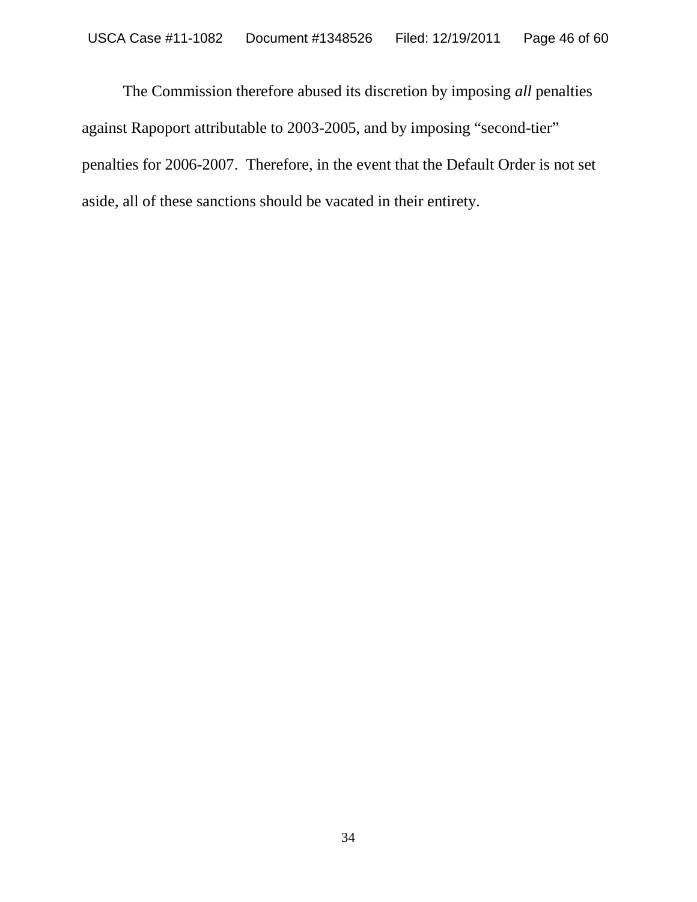The Commission therefore abused its discretion by imposing *all* penalties against Rapoport attributable to 2003-2005, and by imposing "second-tier" penalties for 2006-2007. Therefore, in the event that the Default Order is not set aside, all of these sanctions should be vacated in their entirety.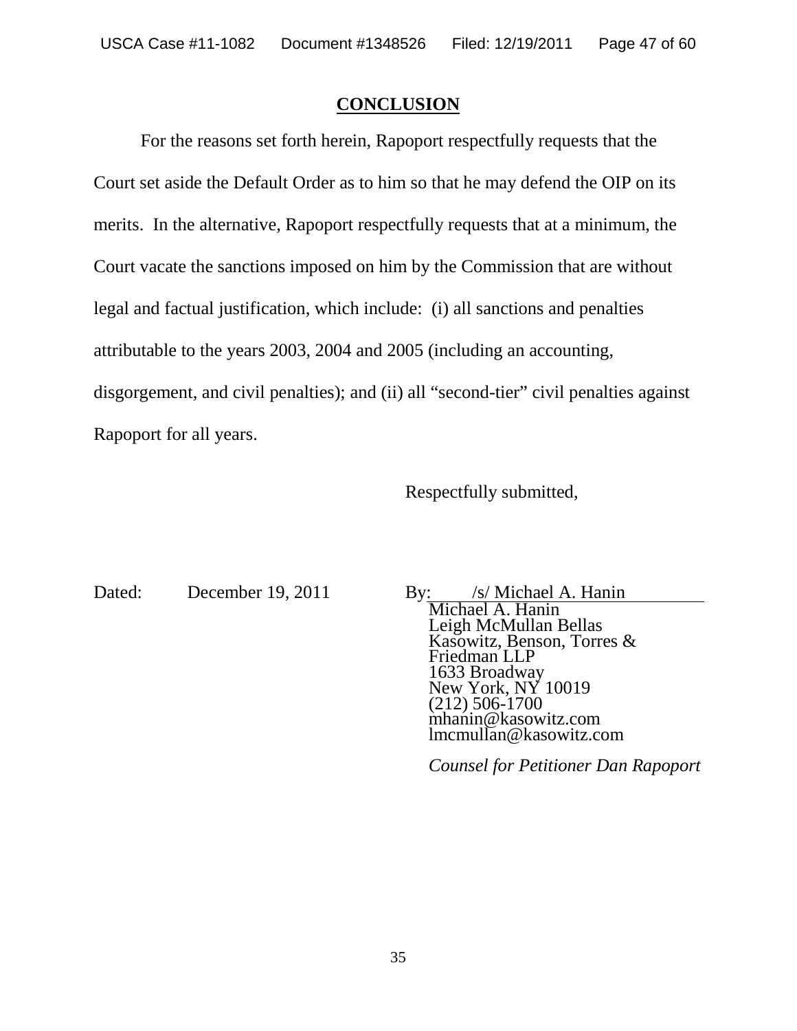## CONCLUSION

For the reasons set forth herein, Rapoport respectfully requests that the Court set aside the Default Order as to him so that he may defend the OIP on its merits. In the alternative, Rapoport respectfully requests that at a minimum, the Court vacate the sanctions imposed on him by the Commission that are without legal and factual justification, which include: (i) all sanctions and penalties attributable to the years 2003, 2004 and 2005 (including an accounting, disgorgement, and civil penalties); and (ii) all "second-tier" civil penalties against Rapoport for all years.

Respectfully submitted,

Dated: December 19, 2011

By: /s/ Michael A. Hanin
Michael A. Hanin
Leigh McMullan Bellas
Kasowitz, Benson, Torres & Friedman LLP
1633 Broadway
New York, NY 10019
(212) 506-1700
mhanin@kasowitz.com
lmcmullan@kasowitz.com

*Counsel for Petitioner Dan Rapoport*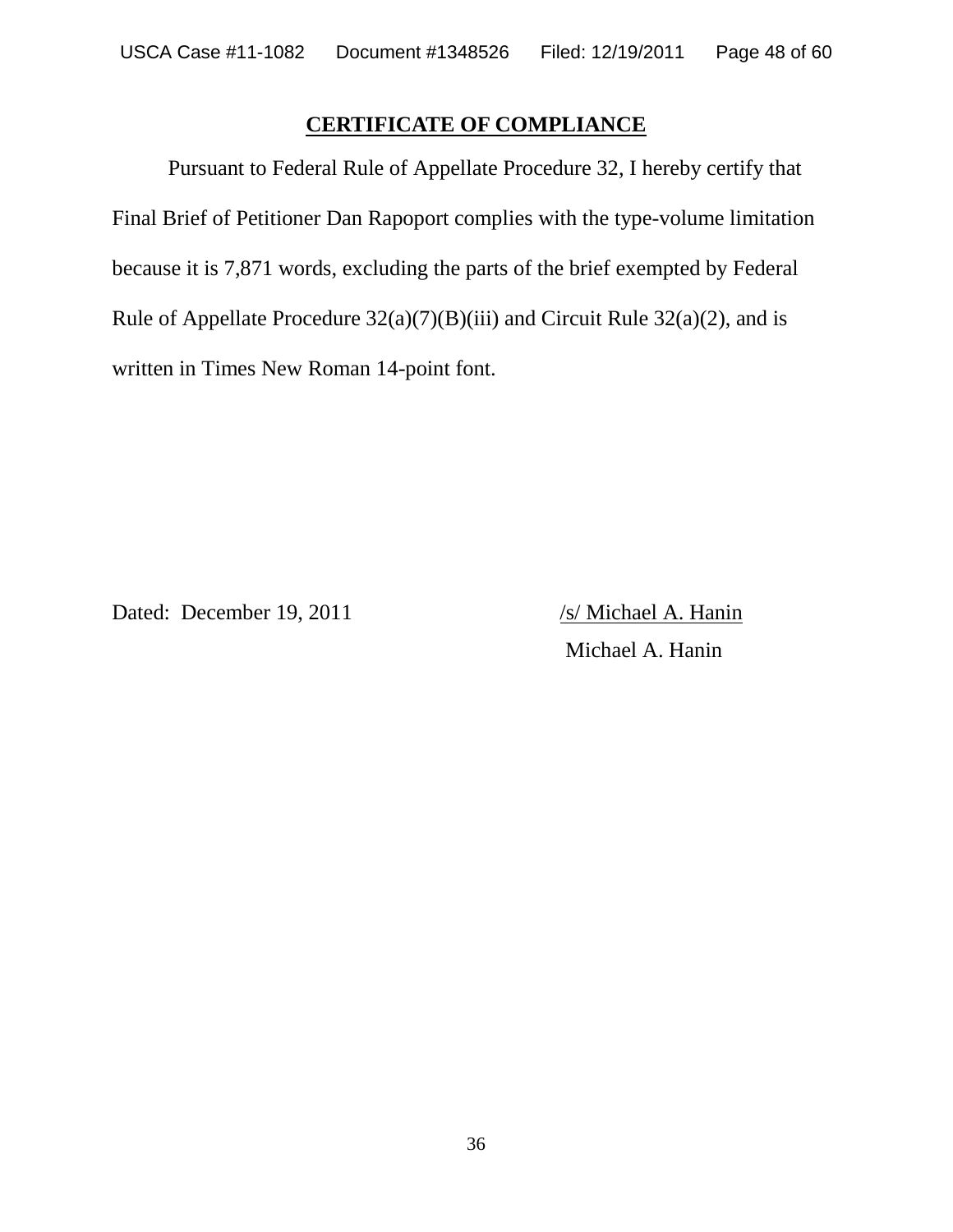## CERTIFICATE OF COMPLIANCE

Pursuant to Federal Rule of Appellate Procedure 32, I hereby certify that Final Brief of Petitioner Dan Rapoport complies with the type-volume limitation because it is 7,871 words, excluding the parts of the brief exempted by Federal Rule of Appellate Procedure 32(a)(7)(B)(iii) and Circuit Rule 32(a)(2), and is written in Times New Roman 14-point font.

Dated: December 19, 2011

/s/ Michael A. Hanin
Michael A. Hanin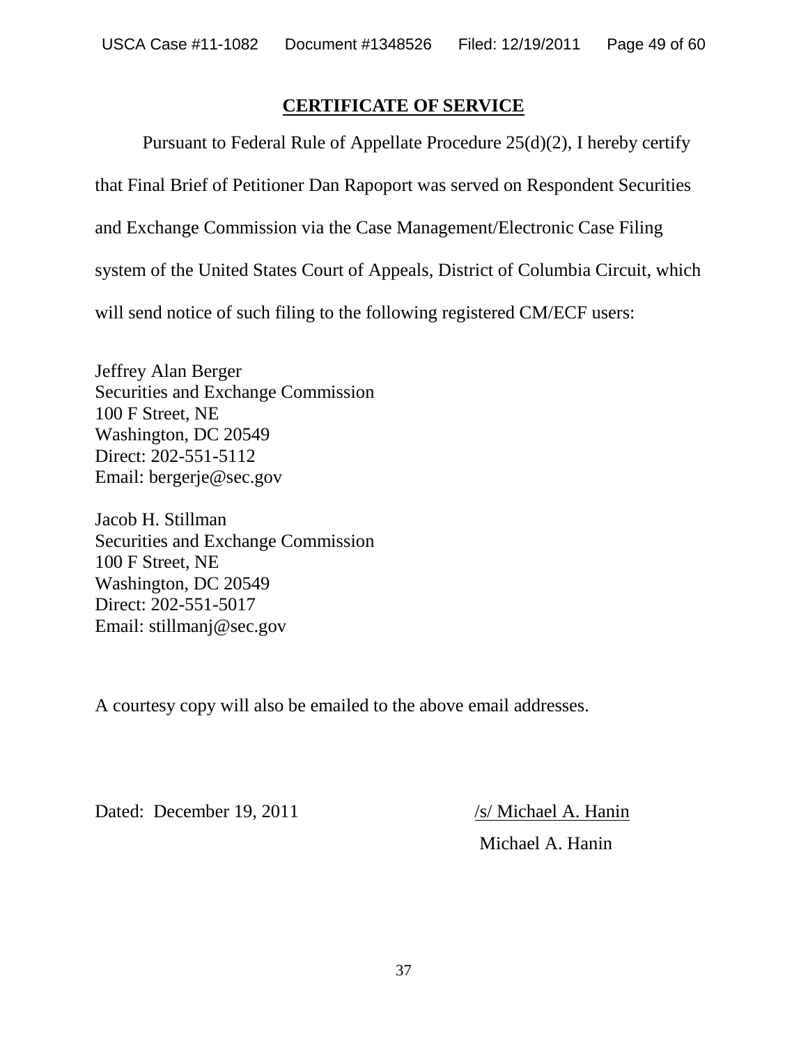## CERTIFICATE OF SERVICE

Pursuant to Federal Rule of Appellate Procedure 25(d)(2), I hereby certify that Final Brief of Petitioner Dan Rapoport was served on Respondent Securities and Exchange Commission via the Case Management/Electronic Case Filing system of the United States Court of Appeals, District of Columbia Circuit, which will send notice of such filing to the following registered CM/ECF users:

Jeffrey Alan Berger
Securities and Exchange Commission
100 F Street, NE
Washington, DC 20549
Direct: 202-551-5112
Email: bergerje@sec.gov

Jacob H. Stillman
Securities and Exchange Commission
100 F Street, NE
Washington, DC 20549
Direct: 202-551-5017
Email: stillmanj@sec.gov

A courtesy copy will also be emailed to the above email addresses.

Dated: December 19, 2011

/s/ Michael A. Hanin
Michael A. Hanin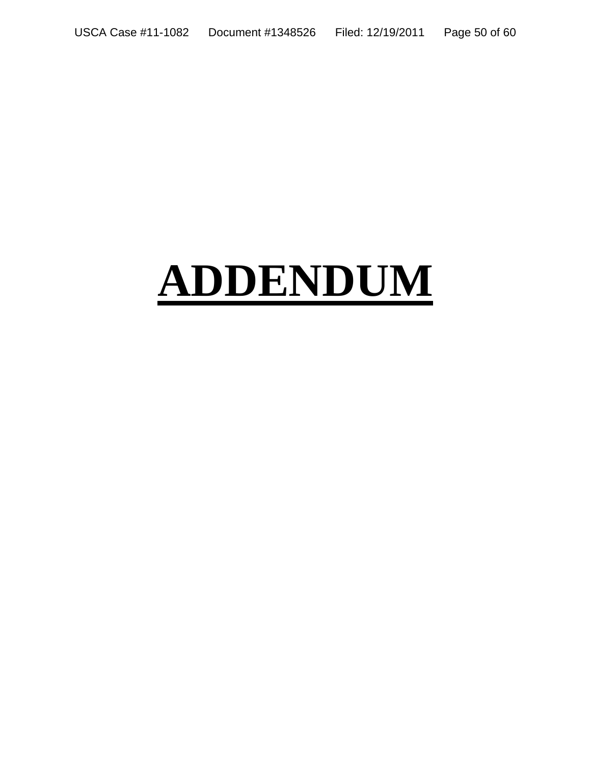# ADDENDUM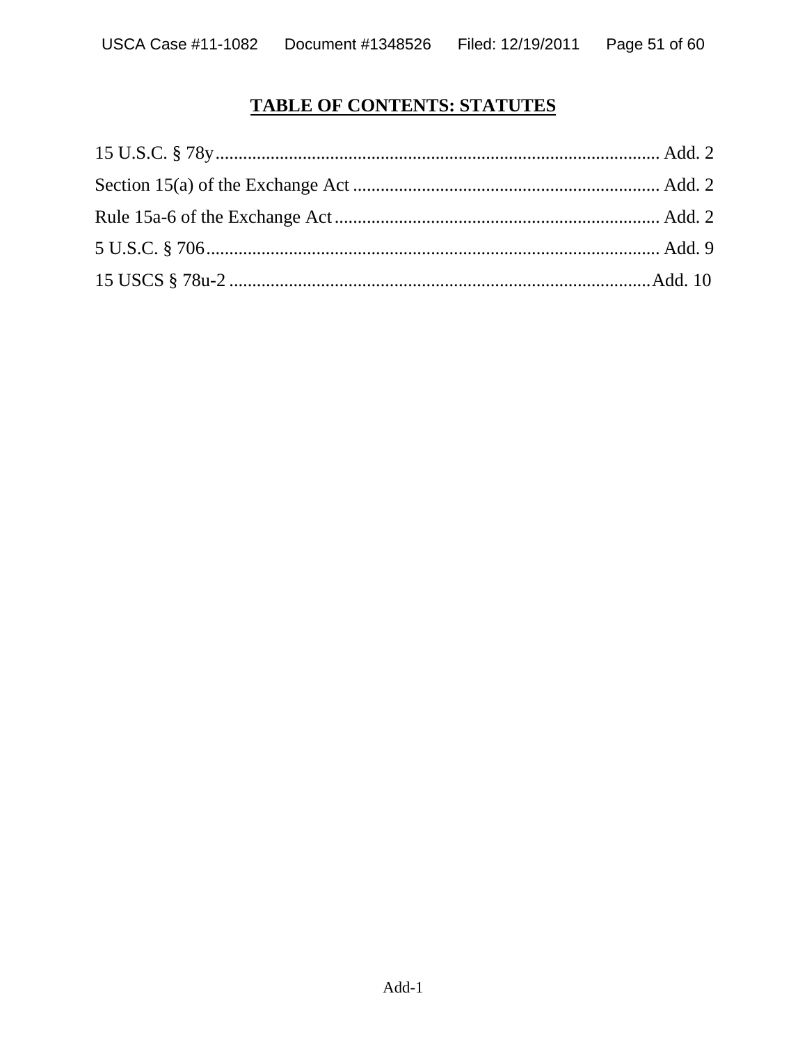# TABLE OF CONTENTS: STATUTES

15 U.S.C. § 78y ........................................................................................... Add. 2

Section 15(a) of the Exchange Act .................................................................. Add. 2

Rule 15a-6 of the Exchange Act ...................................................................... Add. 2

5 U.S.C. § 706 ................................................................................................ Add. 9

15 USCS § 78u-2 ........................................................................................... Add. 10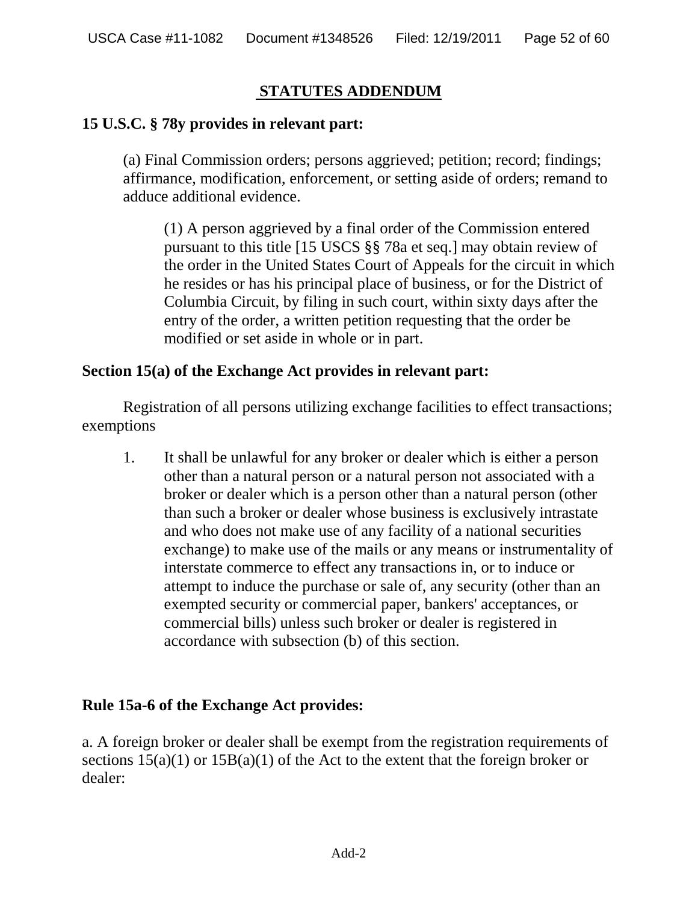## STATUTES ADDENDUM

**15 U.S.C. § 78y provides in relevant part:**

> (a) Final Commission orders; persons aggrieved; petition; record; findings; affirmance, modification, enforcement, or setting aside of orders; remand to adduce additional evidence.
>
> > (1) A person aggrieved by a final order of the Commission entered pursuant to this title [15 USCS §§ 78a et seq.] may obtain review of the order in the United States Court of Appeals for the circuit in which he resides or has his principal place of business, or for the District of Columbia Circuit, by filing in such court, within sixty days after the entry of the order, a written petition requesting that the order be modified or set aside in whole or in part.

**Section 15(a) of the Exchange Act provides in relevant part:**

Registration of all persons utilizing exchange facilities to effect transactions; exemptions

1. It shall be unlawful for any broker or dealer which is either a person other than a natural person or a natural person not associated with a broker or dealer which is a person other than a natural person (other than such a broker or dealer whose business is exclusively intrastate and who does not make use of any facility of a national securities exchange) to make use of the mails or any means or instrumentality of interstate commerce to effect any transactions in, or to induce or attempt to induce the purchase or sale of, any security (other than an exempted security or commercial paper, bankers' acceptances, or commercial bills) unless such broker or dealer is registered in accordance with subsection (b) of this section.

**Rule 15a-6 of the Exchange Act provides:**

a. A foreign broker or dealer shall be exempt from the registration requirements of sections 15(a)(1) or 15B(a)(1) of the Act to the extent that the foreign broker or dealer: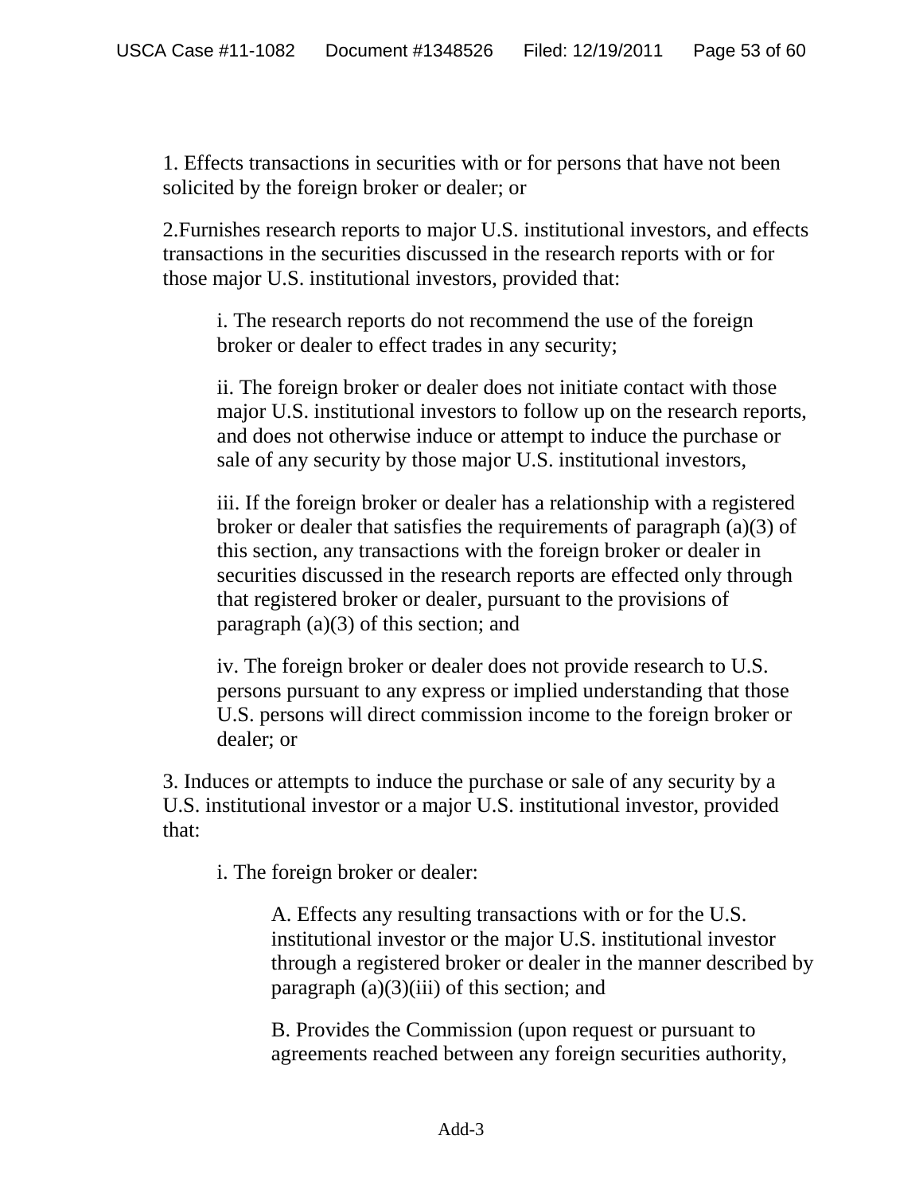1. Effects transactions in securities with or for persons that have not been solicited by the foreign broker or dealer; or

2.Furnishes research reports to major U.S. institutional investors, and effects transactions in the securities discussed in the research reports with or for those major U.S. institutional investors, provided that:

> i. The research reports do not recommend the use of the foreign broker or dealer to effect trades in any security;
>
> ii. The foreign broker or dealer does not initiate contact with those major U.S. institutional investors to follow up on the research reports, and does not otherwise induce or attempt to induce the purchase or sale of any security by those major U.S. institutional investors,
>
> iii. If the foreign broker or dealer has a relationship with a registered broker or dealer that satisfies the requirements of paragraph (a)(3) of this section, any transactions with the foreign broker or dealer in securities discussed in the research reports are effected only through that registered broker or dealer, pursuant to the provisions of paragraph (a)(3) of this section; and
>
> iv. The foreign broker or dealer does not provide research to U.S. persons pursuant to any express or implied understanding that those U.S. persons will direct commission income to the foreign broker or dealer; or

3. Induces or attempts to induce the purchase or sale of any security by a U.S. institutional investor or a major U.S. institutional investor, provided that:

> i. The foreign broker or dealer:
>
> > A. Effects any resulting transactions with or for the U.S. institutional investor or the major U.S. institutional investor through a registered broker or dealer in the manner described by paragraph (a)(3)(iii) of this section; and
> >
> > B. Provides the Commission (upon request or pursuant to agreements reached between any foreign securities authority,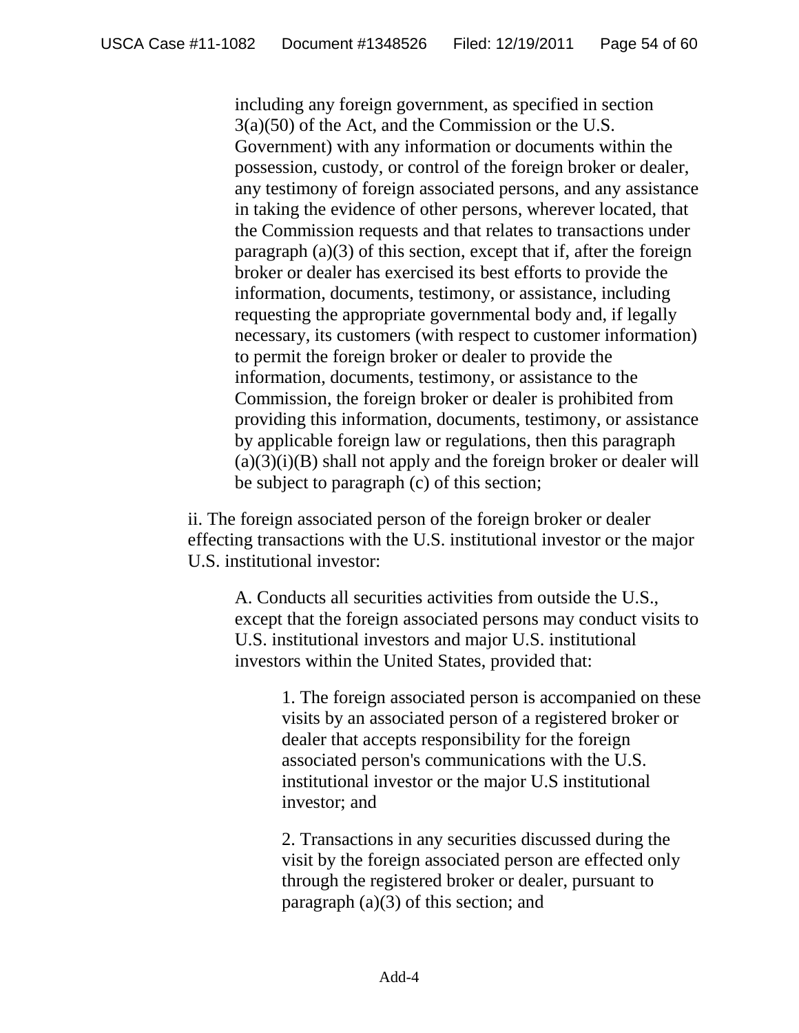including any foreign government, as specified in section 3(a)(50) of the Act, and the Commission or the U.S. Government) with any information or documents within the possession, custody, or control of the foreign broker or dealer, any testimony of foreign associated persons, and any assistance in taking the evidence of other persons, wherever located, that the Commission requests and that relates to transactions under paragraph (a)(3) of this section, except that if, after the foreign broker or dealer has exercised its best efforts to provide the information, documents, testimony, or assistance, including requesting the appropriate governmental body and, if legally necessary, its customers (with respect to customer information) to permit the foreign broker or dealer to provide the information, documents, testimony, or assistance to the Commission, the foreign broker or dealer is prohibited from providing this information, documents, testimony, or assistance by applicable foreign law or regulations, then this paragraph (a)(3)(i)(B) shall not apply and the foreign broker or dealer will be subject to paragraph (c) of this section;

ii. The foreign associated person of the foreign broker or dealer effecting transactions with the U.S. institutional investor or the major U.S. institutional investor:

> A. Conducts all securities activities from outside the U.S., except that the foreign associated persons may conduct visits to U.S. institutional investors and major U.S. institutional investors within the United States, provided that:
>
> > 1. The foreign associated person is accompanied on these visits by an associated person of a registered broker or dealer that accepts responsibility for the foreign associated person's communications with the U.S. institutional investor or the major U.S institutional investor; and
> >
> > 2. Transactions in any securities discussed during the visit by the foreign associated person are effected only through the registered broker or dealer, pursuant to paragraph (a)(3) of this section; and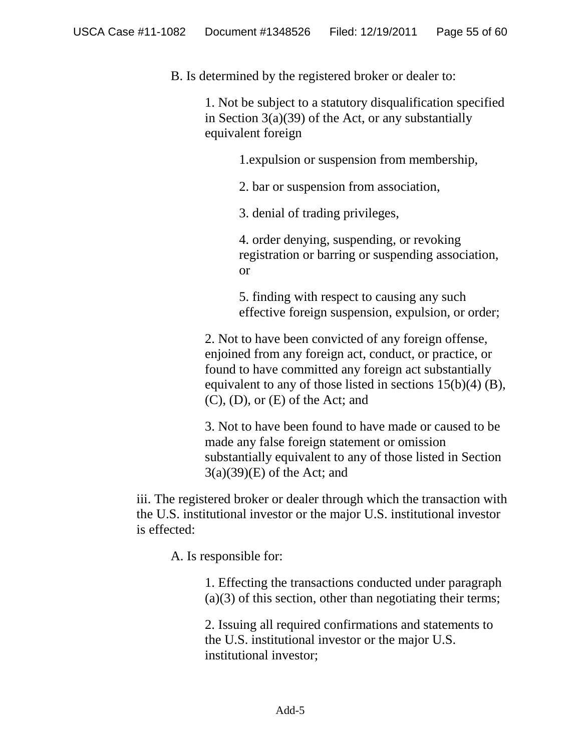B. Is determined by the registered broker or dealer to:

1. Not be subject to a statutory disqualification specified in Section 3(a)(39) of the Act, or any substantially equivalent foreign

1.expulsion or suspension from membership,

2. bar or suspension from association,

3. denial of trading privileges,

4. order denying, suspending, or revoking registration or barring or suspending association, or

5. finding with respect to causing any such effective foreign suspension, expulsion, or order;

2. Not to have been convicted of any foreign offense, enjoined from any foreign act, conduct, or practice, or found to have committed any foreign act substantially equivalent to any of those listed in sections 15(b)(4) (B), (C), (D), or (E) of the Act; and

3. Not to have been found to have made or caused to be made any false foreign statement or omission substantially equivalent to any of those listed in Section 3(a)(39)(E) of the Act; and

iii. The registered broker or dealer through which the transaction with the U.S. institutional investor or the major U.S. institutional investor is effected:

A. Is responsible for:

1. Effecting the transactions conducted under paragraph (a)(3) of this section, other than negotiating their terms;

2. Issuing all required confirmations and statements to the U.S. institutional investor or the major U.S. institutional investor;

Add-5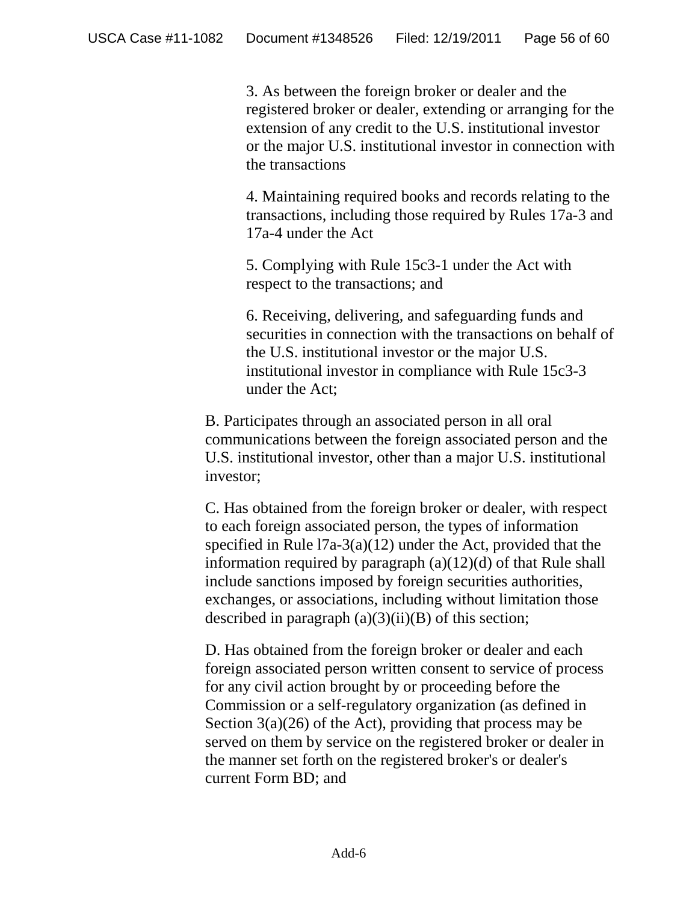3. As between the foreign broker or dealer and the registered broker or dealer, extending or arranging for the extension of any credit to the U.S. institutional investor or the major U.S. institutional investor in connection with the transactions

4. Maintaining required books and records relating to the transactions, including those required by Rules 17a-3 and 17a-4 under the Act

5. Complying with Rule 15c3-1 under the Act with respect to the transactions; and

6. Receiving, delivering, and safeguarding funds and securities in connection with the transactions on behalf of the U.S. institutional investor or the major U.S. institutional investor in compliance with Rule 15c3-3 under the Act;

B. Participates through an associated person in all oral communications between the foreign associated person and the U.S. institutional investor, other than a major U.S. institutional investor;

C. Has obtained from the foreign broker or dealer, with respect to each foreign associated person, the types of information specified in Rule l7a-3(a)(12) under the Act, provided that the information required by paragraph (a)(12)(d) of that Rule shall include sanctions imposed by foreign securities authorities, exchanges, or associations, including without limitation those described in paragraph (a)(3)(ii)(B) of this section;

D. Has obtained from the foreign broker or dealer and each foreign associated person written consent to service of process for any civil action brought by or proceeding before the Commission or a self-regulatory organization (as defined in Section 3(a)(26) of the Act), providing that process may be served on them by service on the registered broker or dealer in the manner set forth on the registered broker's or dealer's current Form BD; and

Add-6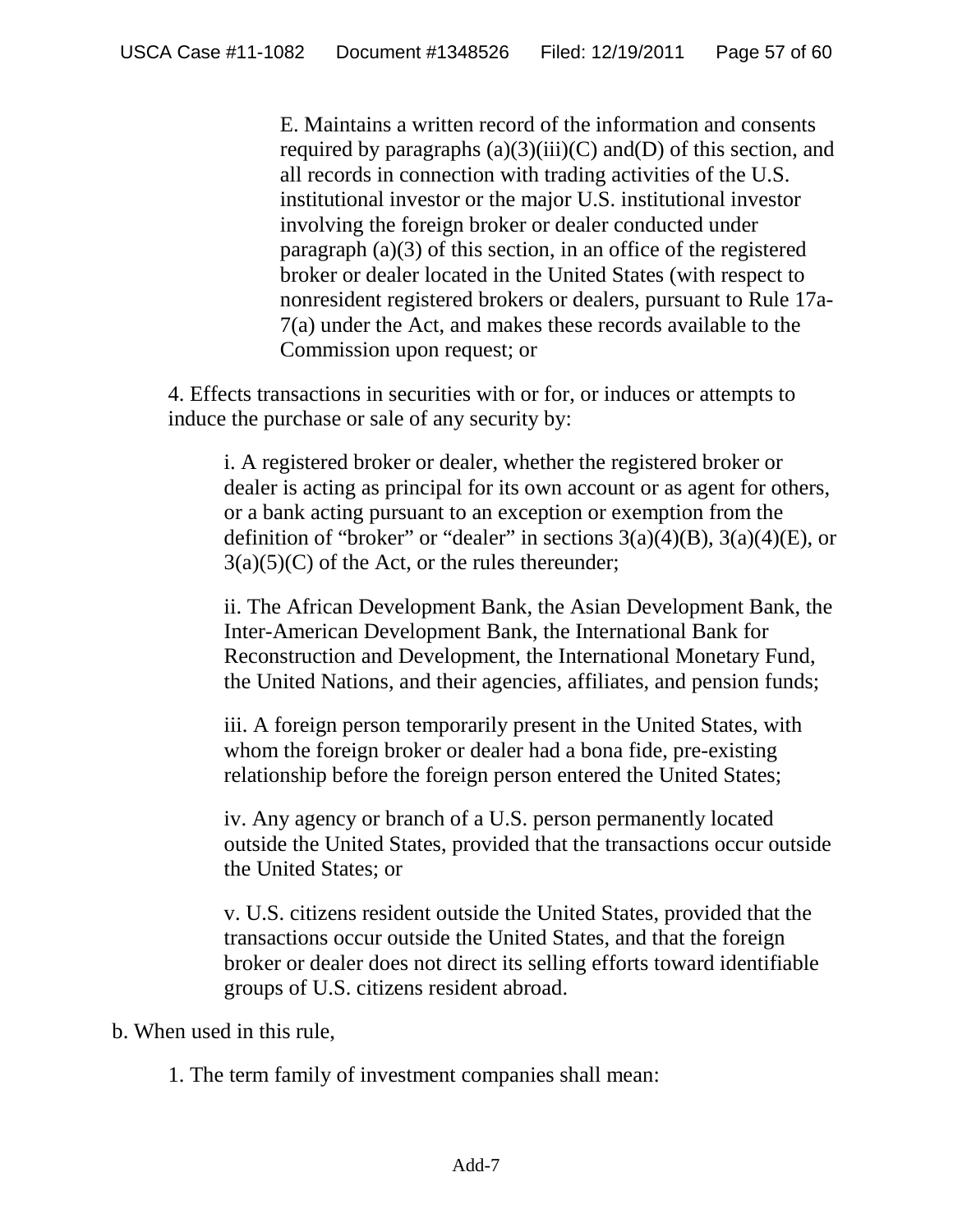E. Maintains a written record of the information and consents required by paragraphs (a)(3)(iii)(C) and(D) of this section, and all records in connection with trading activities of the U.S. institutional investor or the major U.S. institutional investor involving the foreign broker or dealer conducted under paragraph (a)(3) of this section, in an office of the registered broker or dealer located in the United States (with respect to nonresident registered brokers or dealers, pursuant to Rule 17a-7(a) under the Act, and makes these records available to the Commission upon request; or

4. Effects transactions in securities with or for, or induces or attempts to induce the purchase or sale of any security by:

i. A registered broker or dealer, whether the registered broker or dealer is acting as principal for its own account or as agent for others, or a bank acting pursuant to an exception or exemption from the definition of “broker” or “dealer” in sections 3(a)(4)(B), 3(a)(4)(E), or 3(a)(5)(C) of the Act, or the rules thereunder;

ii. The African Development Bank, the Asian Development Bank, the Inter-American Development Bank, the International Bank for Reconstruction and Development, the International Monetary Fund, the United Nations, and their agencies, affiliates, and pension funds;

iii. A foreign person temporarily present in the United States, with whom the foreign broker or dealer had a bona fide, pre-existing relationship before the foreign person entered the United States;

iv. Any agency or branch of a U.S. person permanently located outside the United States, provided that the transactions occur outside the United States; or

v. U.S. citizens resident outside the United States, provided that the transactions occur outside the United States, and that the foreign broker or dealer does not direct its selling efforts toward identifiable groups of U.S. citizens resident abroad.

b. When used in this rule,

1. The term family of investment companies shall mean:

Add-7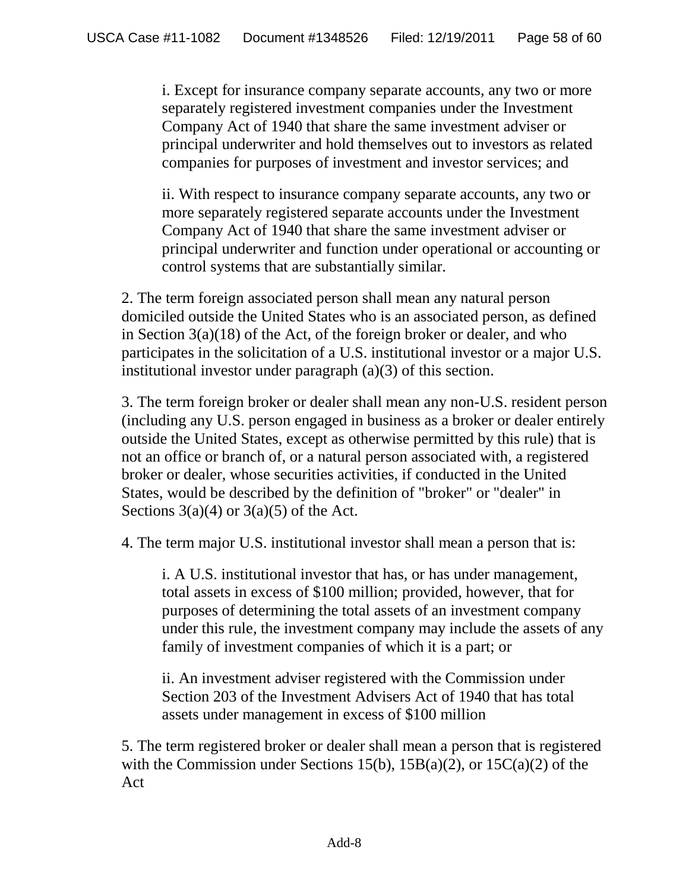i. Except for insurance company separate accounts, any two or more separately registered investment companies under the Investment Company Act of 1940 that share the same investment adviser or principal underwriter and hold themselves out to investors as related companies for purposes of investment and investor services; and

ii. With respect to insurance company separate accounts, any two or more separately registered separate accounts under the Investment Company Act of 1940 that share the same investment adviser or principal underwriter and function under operational or accounting or control systems that are substantially similar.

2. The term foreign associated person shall mean any natural person domiciled outside the United States who is an associated person, as defined in Section 3(a)(18) of the Act, of the foreign broker or dealer, and who participates in the solicitation of a U.S. institutional investor or a major U.S. institutional investor under paragraph (a)(3) of this section.

3. The term foreign broker or dealer shall mean any non-U.S. resident person (including any U.S. person engaged in business as a broker or dealer entirely outside the United States, except as otherwise permitted by this rule) that is not an office or branch of, or a natural person associated with, a registered broker or dealer, whose securities activities, if conducted in the United States, would be described by the definition of "broker" or "dealer" in Sections 3(a)(4) or 3(a)(5) of the Act.

4. The term major U.S. institutional investor shall mean a person that is:

i. A U.S. institutional investor that has, or has under management, total assets in excess of $100 million; provided, however, that for purposes of determining the total assets of an investment company under this rule, the investment company may include the assets of any family of investment companies of which it is a part; or

ii. An investment adviser registered with the Commission under Section 203 of the Investment Advisers Act of 1940 that has total assets under management in excess of $100 million

5. The term registered broker or dealer shall mean a person that is registered with the Commission under Sections 15(b), 15B(a)(2), or 15C(a)(2) of the Act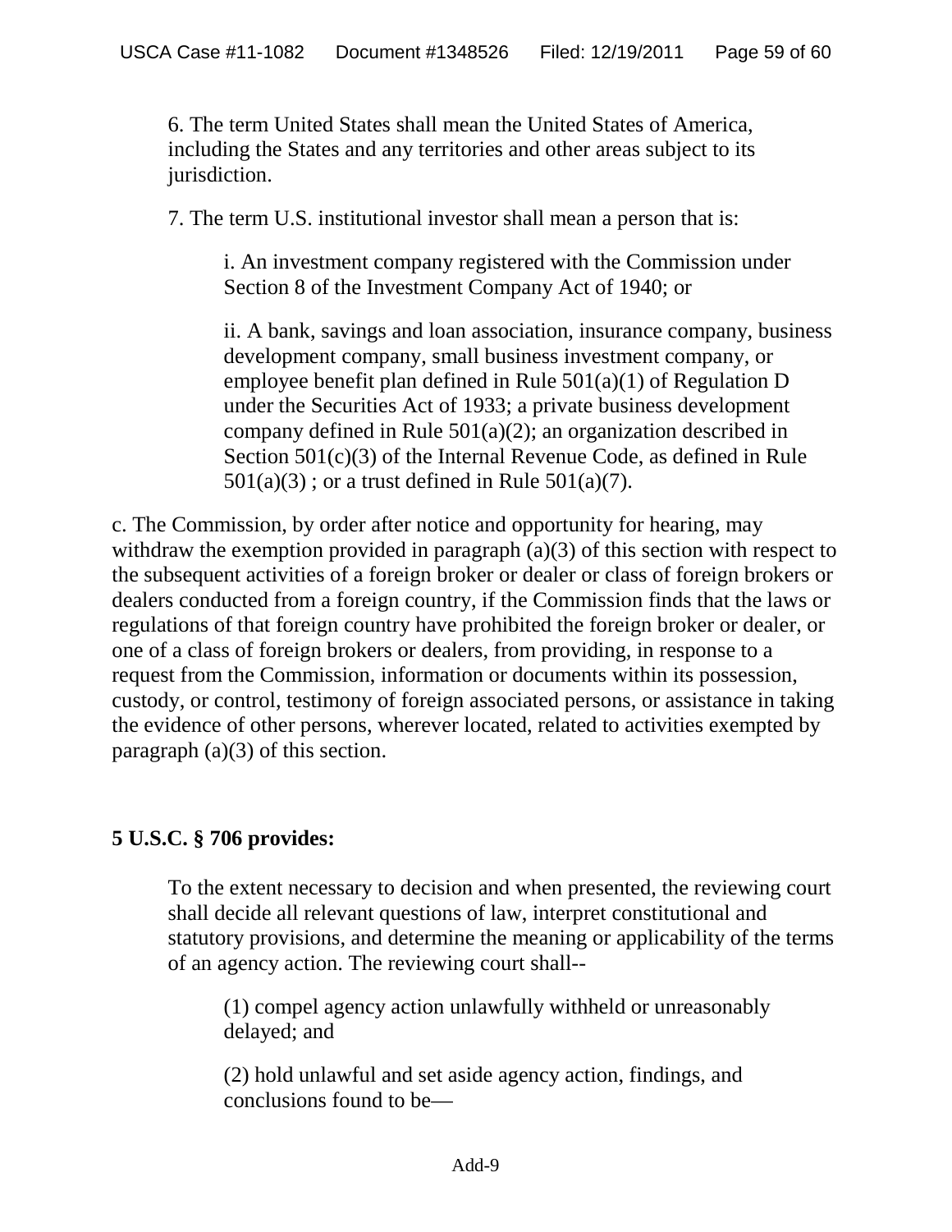6. The term United States shall mean the United States of America, including the States and any territories and other areas subject to its jurisdiction.

7. The term U.S. institutional investor shall mean a person that is:

i. An investment company registered with the Commission under Section 8 of the Investment Company Act of 1940; or

ii. A bank, savings and loan association, insurance company, business development company, small business investment company, or employee benefit plan defined in Rule 501(a)(1) of Regulation D under the Securities Act of 1933; a private business development company defined in Rule 501(a)(2); an organization described in Section 501(c)(3) of the Internal Revenue Code, as defined in Rule 501(a)(3) ; or a trust defined in Rule 501(a)(7).

c. The Commission, by order after notice and opportunity for hearing, may withdraw the exemption provided in paragraph (a)(3) of this section with respect to the subsequent activities of a foreign broker or dealer or class of foreign brokers or dealers conducted from a foreign country, if the Commission finds that the laws or regulations of that foreign country have prohibited the foreign broker or dealer, or one of a class of foreign brokers or dealers, from providing, in response to a request from the Commission, information or documents within its possession, custody, or control, testimony of foreign associated persons, or assistance in taking the evidence of other persons, wherever located, related to activities exempted by paragraph (a)(3) of this section.

**5 U.S.C. § 706 provides:**

To the extent necessary to decision and when presented, the reviewing court shall decide all relevant questions of law, interpret constitutional and statutory provisions, and determine the meaning or applicability of the terms of an agency action. The reviewing court shall--

(1) compel agency action unlawfully withheld or unreasonably delayed; and

(2) hold unlawful and set aside agency action, findings, and conclusions found to be—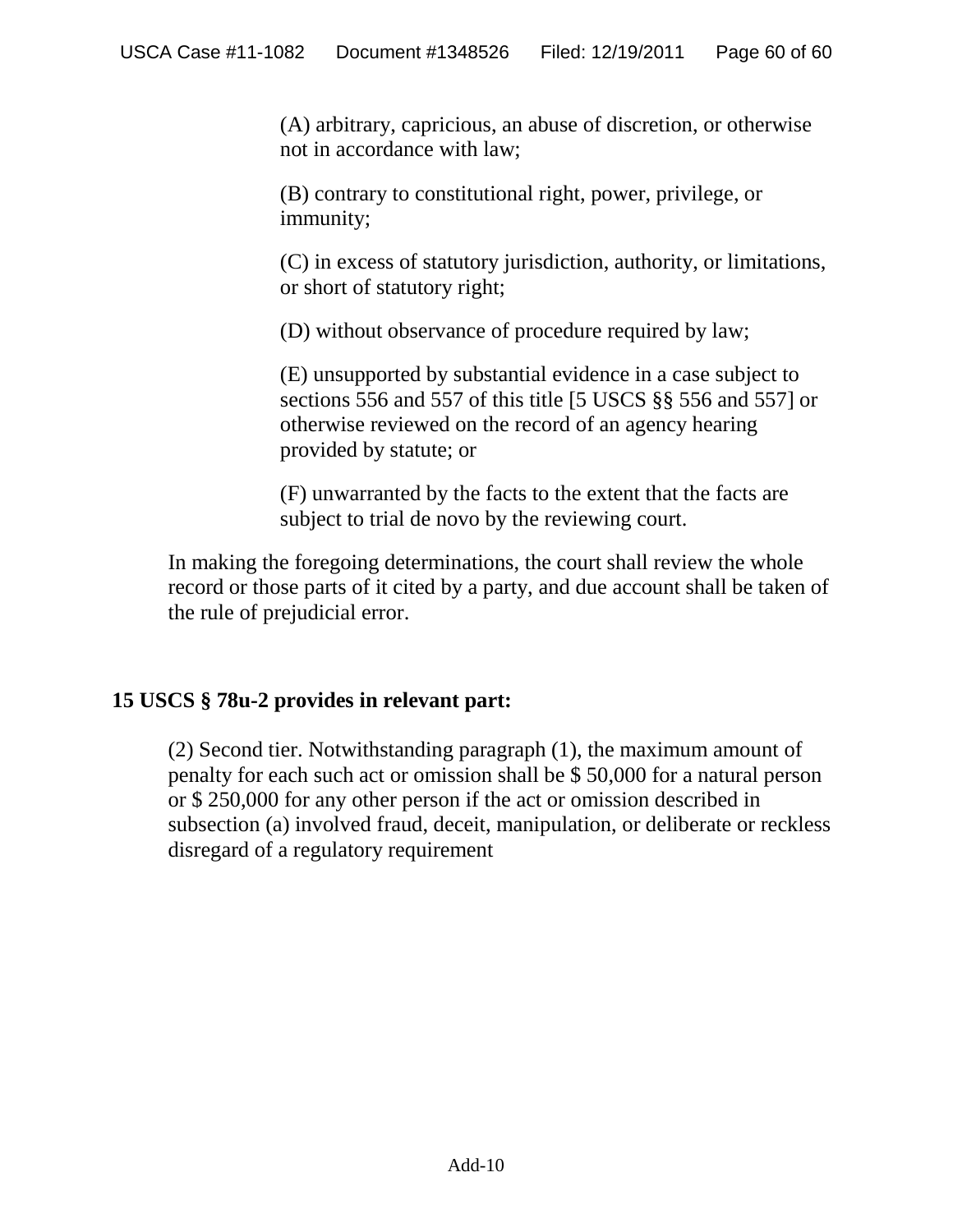(A) arbitrary, capricious, an abuse of discretion, or otherwise not in accordance with law;

(B) contrary to constitutional right, power, privilege, or immunity;

(C) in excess of statutory jurisdiction, authority, or limitations, or short of statutory right;

(D) without observance of procedure required by law;

(E) unsupported by substantial evidence in a case subject to sections 556 and 557 of this title [5 USCS §§ 556 and 557] or otherwise reviewed on the record of an agency hearing provided by statute; or

(F) unwarranted by the facts to the extent that the facts are subject to trial de novo by the reviewing court.

In making the foregoing determinations, the court shall review the whole record or those parts of it cited by a party, and due account shall be taken of the rule of prejudicial error.

**15 USCS § 78u-2 provides in relevant part:**

(2) Second tier. Notwithstanding paragraph (1), the maximum amount of penalty for each such act or omission shall be $ 50,000 for a natural person or $ 250,000 for any other person if the act or omission described in subsection (a) involved fraud, deceit, manipulation, or deliberate or reckless disregard of a regulatory requirement

Add-10